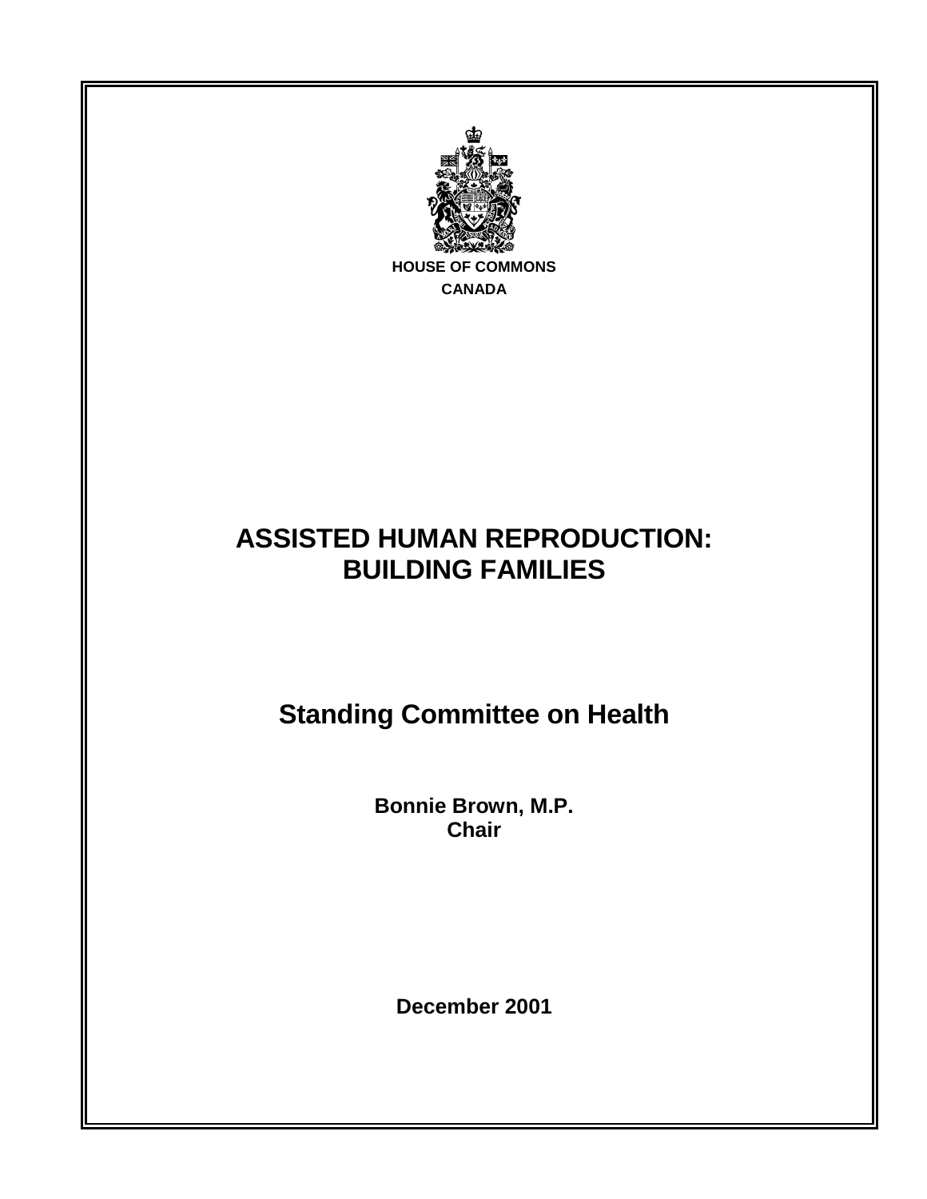HOUSE OF COMMONS
CANADA

# ASSISTED HUMAN REPRODUCTION: BUILDING FAMILIES

## Standing Committee on Health

**Bonnie Brown, M.P.**
**Chair**

**December 2001**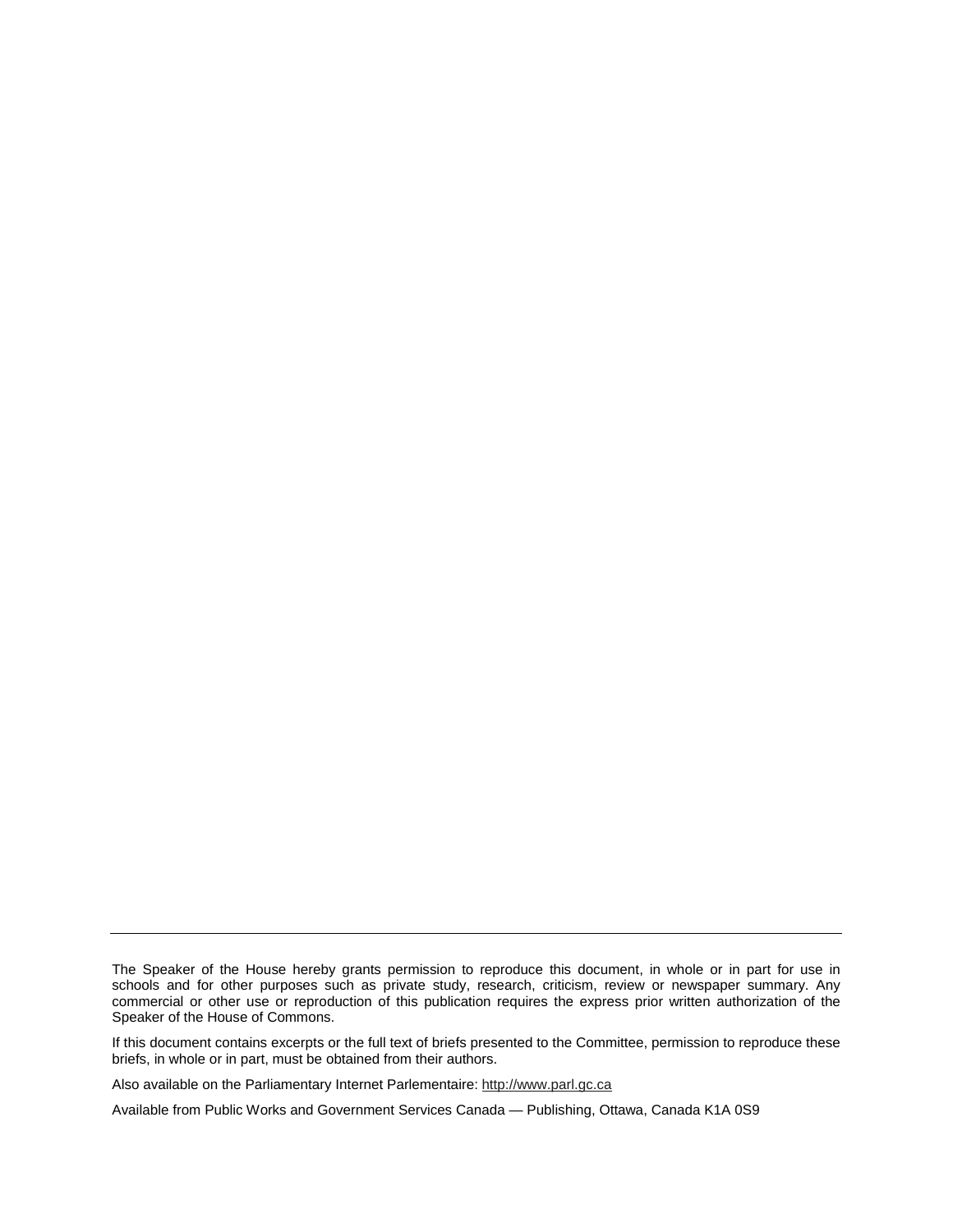---

The Speaker of the House hereby grants permission to reproduce this document, in whole or in part for use in schools and for other purposes such as private study, research, criticism, review or newspaper summary. Any commercial or other use or reproduction of this publication requires the express prior written authorization of the Speaker of the House of Commons.

If this document contains excerpts or the full text of briefs presented to the Committee, permission to reproduce these briefs, in whole or in part, must be obtained from their authors.

Also available on the Parliamentary Internet Parlementaire: http://www.parl.gc.ca

Available from Public Works and Government Services Canada — Publishing, Ottawa, Canada K1A 0S9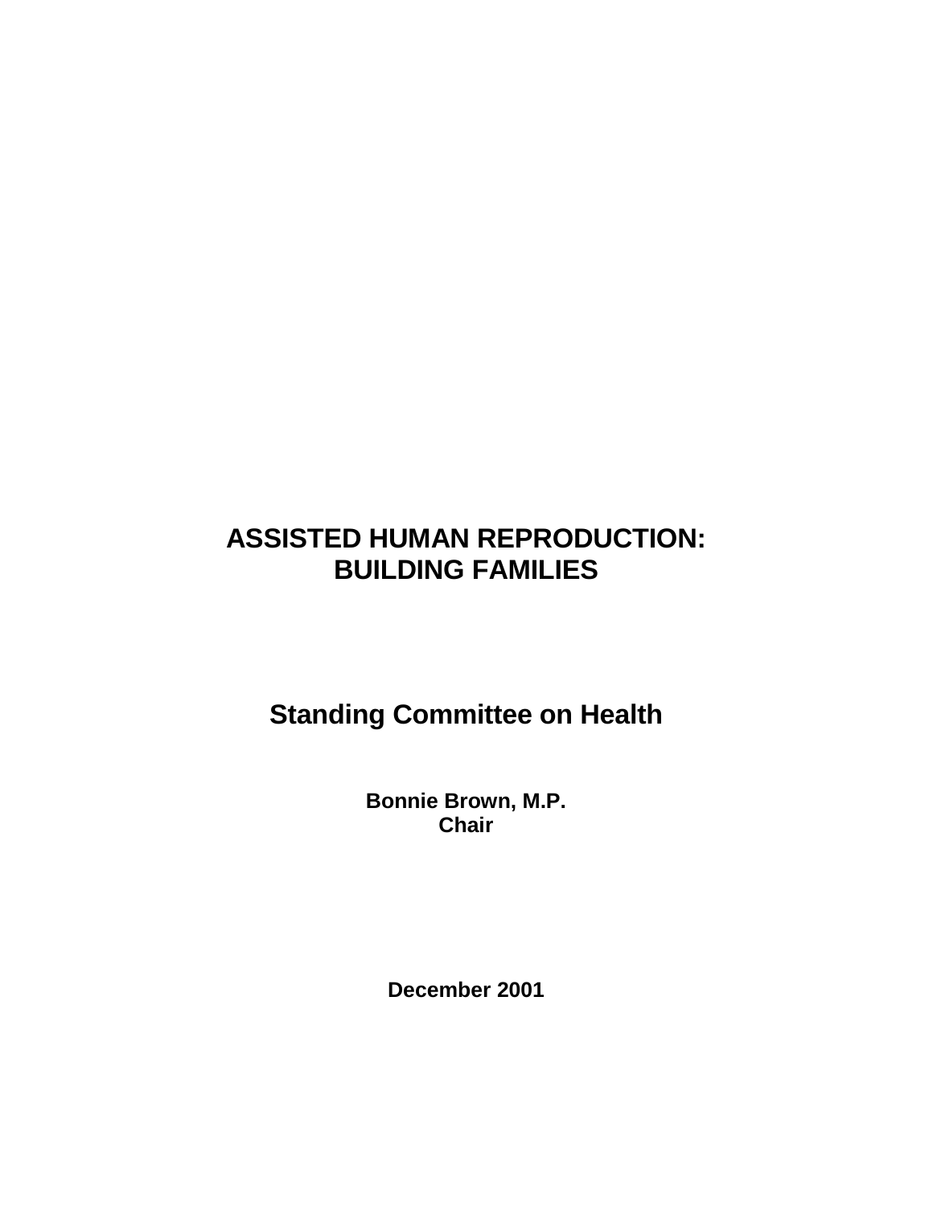# ASSISTED HUMAN REPRODUCTION: BUILDING FAMILIES

## Standing Committee on Health

**Bonnie Brown, M.P.**
**Chair**

**December 2001**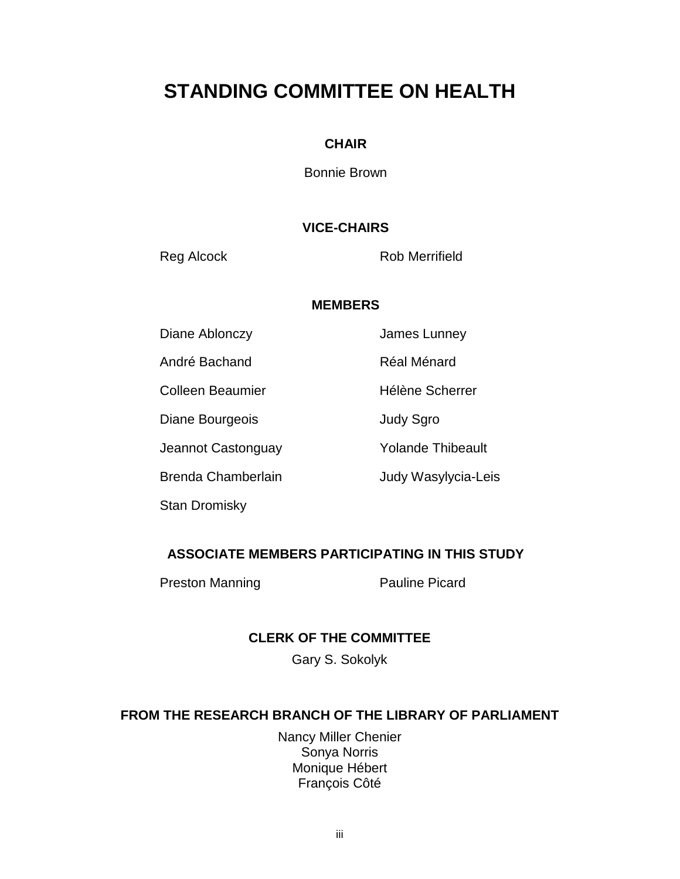# STANDING COMMITTEE ON HEALTH

### CHAIR

Bonnie Brown

### VICE-CHAIRS

Reg Alcock
Rob Merrifield

### MEMBERS

Diane Ablonczy
André Bachand
Colleen Beaumier
Diane Bourgeois
Jeannot Castonguay
Brenda Chamberlain
Stan Dromisky
James Lunney
Réal Ménard
Hélène Scherrer
Judy Sgro
Yolande Thibeault
Judy Wasylycia-Leis

### ASSOCIATE MEMBERS PARTICIPATING IN THIS STUDY

Preston Manning
Pauline Picard

### CLERK OF THE COMMITTEE

Gary S. Sokolyk

### FROM THE RESEARCH BRANCH OF THE LIBRARY OF PARLIAMENT

Nancy Miller Chenier
Sonya Norris
Monique Hébert
François Côté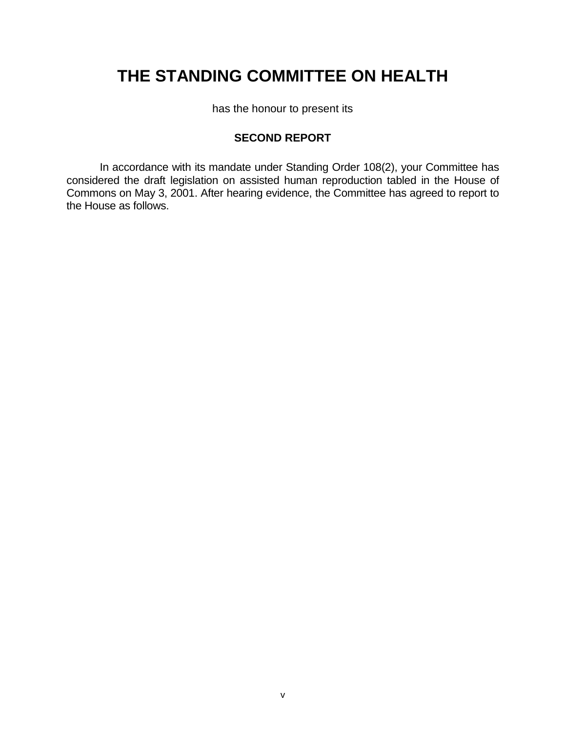# THE STANDING COMMITTEE ON HEALTH

has the honour to present its

**SECOND REPORT**

In accordance with its mandate under Standing Order 108(2), your Committee has considered the draft legislation on assisted human reproduction tabled in the House of Commons on May 3, 2001. After hearing evidence, the Committee has agreed to report to the House as follows.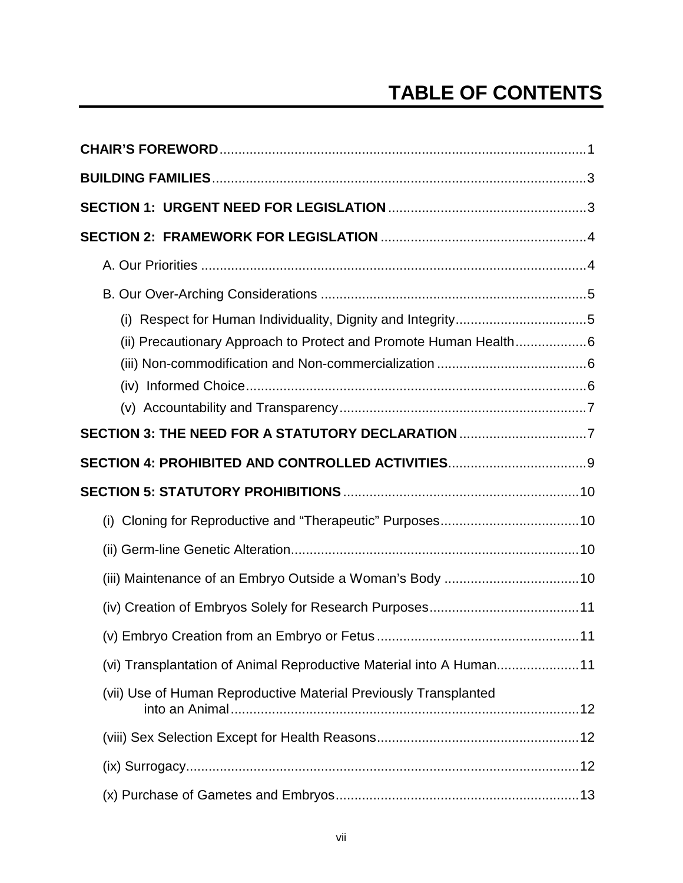# TABLE OF CONTENTS

**CHAIR'S FOREWORD** .................................................................................................. 1

**BUILDING FAMILIES** .................................................................................................. 3

**SECTION 1: URGENT NEED FOR LEGISLATION** ..................................................... 3

**SECTION 2: FRAMEWORK FOR LEGISLATION** ....................................................... 4

- A. Our Priorities ........................................................................................................ 4
- B. Our Over-Arching Considerations ....................................................................... 5
  - (i) Respect for Human Individuality, Dignity and Integrity ................................... 5
  - (ii) Precautionary Approach to Protect and Promote Human Health ................... 6
  - (iii) Non-commodification and Non-commercialization ........................................ 6
  - (iv) Informed Choice ............................................................................................ 6
  - (v) Accountability and Transparency .................................................................. 7

**SECTION 3: THE NEED FOR A STATUTORY DECLARATION** .................................. 7

**SECTION 4: PROHIBITED AND CONTROLLED ACTIVITIES** ..................................... 9

**SECTION 5: STATUTORY PROHIBITIONS** ............................................................... 10

- (i) Cloning for Reproductive and "Therapeutic" Purposes ...................................... 10
- (ii) Germ-line Genetic Alteration ............................................................................. 10
- (iii) Maintenance of an Embryo Outside a Woman's Body .................................... 10
- (iv) Creation of Embryos Solely for Research Purposes ........................................ 11
- (v) Embryo Creation from an Embryo or Fetus ....................................................... 11
- (vi) Transplantation of Animal Reproductive Material into A Human ...................... 11
- (vii) Use of Human Reproductive Material Previously Transplanted into an Animal ... 12
- (viii) Sex Selection Except for Health Reasons ...................................................... 12
- (ix) Surrogacy ......................................................................................................... 12
- (x) Purchase of Gametes and Embryos ................................................................. 13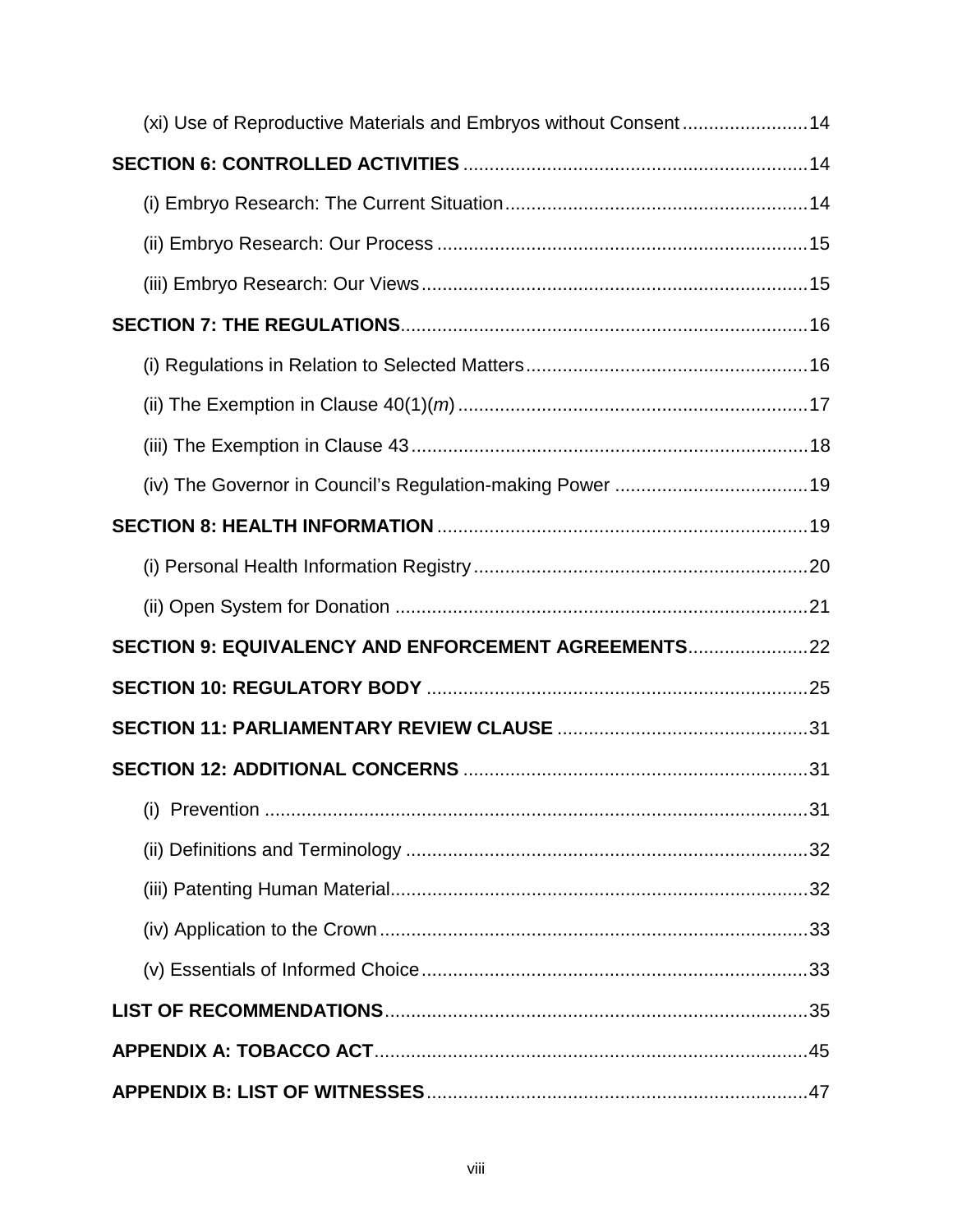(xi) Use of Reproductive Materials and Embryos without Consent ........................ 14

**SECTION 6: CONTROLLED ACTIVITIES** .................................................................. 14

(i) Embryo Research: The Current Situation .......................................................... 14

(ii) Embryo Research: Our Process ....................................................................... 15

(iii) Embryo Research: Our Views .......................................................................... 15

**SECTION 7: THE REGULATIONS** ............................................................................. 16

(i) Regulations in Relation to Selected Matters ...................................................... 16

(ii) The Exemption in Clause 40(1)(*m*) ................................................................... 17

(iii) The Exemption in Clause 43 ............................................................................ 18

(iv) The Governor in Council's Regulation-making Power ..................................... 19

**SECTION 8: HEALTH INFORMATION** ....................................................................... 19

(i) Personal Health Information Registry ................................................................ 20

(ii) Open System for Donation ............................................................................... 21

**SECTION 9: EQUIVALENCY AND ENFORCEMENT AGREEMENTS** ....................... 22

**SECTION 10: REGULATORY BODY** ......................................................................... 25

**SECTION 11: PARLIAMENTARY REVIEW CLAUSE** ................................................ 31

**SECTION 12: ADDITIONAL CONCERNS** .................................................................. 31

(i) Prevention ......................................................................................................... 31

(ii) Definitions and Terminology ............................................................................. 32

(iii) Patenting Human Material ................................................................................ 32

(iv) Application to the Crown .................................................................................. 33

(v) Essentials of Informed Choice ........................................................................... 33

**LIST OF RECOMMENDATIONS** ................................................................................. 35

**APPENDIX A: TOBACCO ACT** ................................................................................... 45

**APPENDIX B: LIST OF WITNESSES** ......................................................................... 47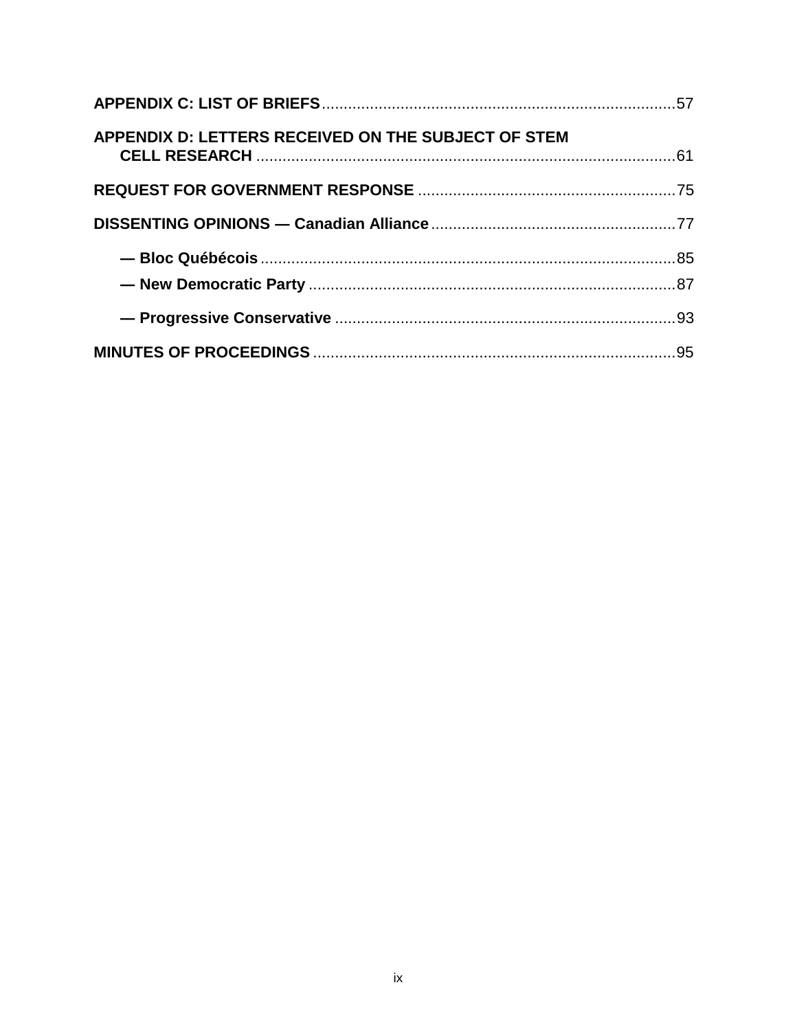**APPENDIX C: LIST OF BRIEFS** .......... 57

**APPENDIX D: LETTERS RECEIVED ON THE SUBJECT OF STEM CELL RESEARCH** .......... 61

**REQUEST FOR GOVERNMENT RESPONSE** .......... 75

**DISSENTING OPINIONS — Canadian Alliance** .......... 77

- **— Bloc Québécois** .......... 85
- **— New Democratic Party** .......... 87
- **— Progressive Conservative** .......... 93

**MINUTES OF PROCEEDINGS** .......... 95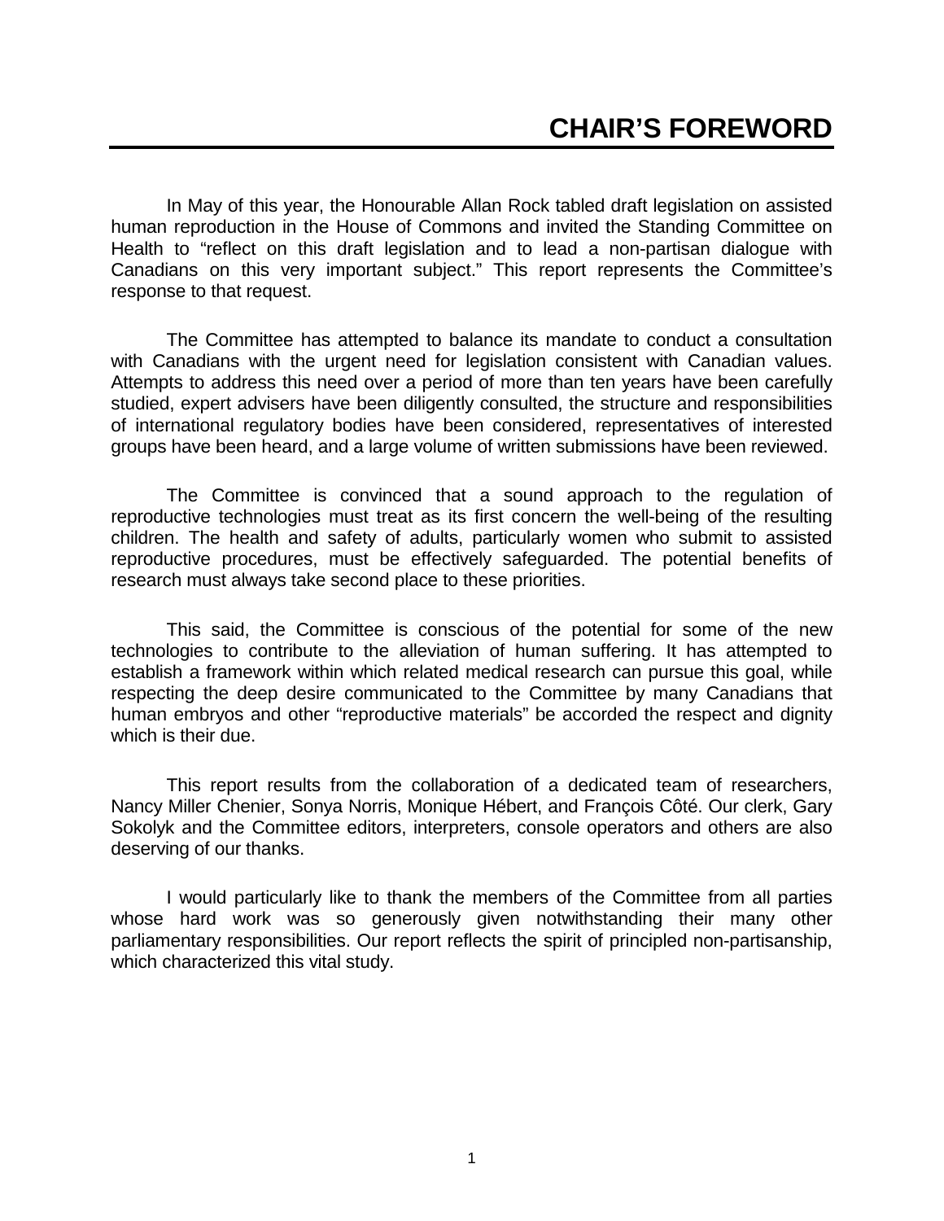# CHAIR'S FOREWORD

In May of this year, the Honourable Allan Rock tabled draft legislation on assisted human reproduction in the House of Commons and invited the Standing Committee on Health to "reflect on this draft legislation and to lead a non-partisan dialogue with Canadians on this very important subject." This report represents the Committee's response to that request.

The Committee has attempted to balance its mandate to conduct a consultation with Canadians with the urgent need for legislation consistent with Canadian values. Attempts to address this need over a period of more than ten years have been carefully studied, expert advisers have been diligently consulted, the structure and responsibilities of international regulatory bodies have been considered, representatives of interested groups have been heard, and a large volume of written submissions have been reviewed.

The Committee is convinced that a sound approach to the regulation of reproductive technologies must treat as its first concern the well-being of the resulting children. The health and safety of adults, particularly women who submit to assisted reproductive procedures, must be effectively safeguarded. The potential benefits of research must always take second place to these priorities.

This said, the Committee is conscious of the potential for some of the new technologies to contribute to the alleviation of human suffering. It has attempted to establish a framework within which related medical research can pursue this goal, while respecting the deep desire communicated to the Committee by many Canadians that human embryos and other "reproductive materials" be accorded the respect and dignity which is their due.

This report results from the collaboration of a dedicated team of researchers, Nancy Miller Chenier, Sonya Norris, Monique Hébert, and François Côté. Our clerk, Gary Sokolyk and the Committee editors, interpreters, console operators and others are also deserving of our thanks.

I would particularly like to thank the members of the Committee from all parties whose hard work was so generously given notwithstanding their many other parliamentary responsibilities. Our report reflects the spirit of principled non-partisanship, which characterized this vital study.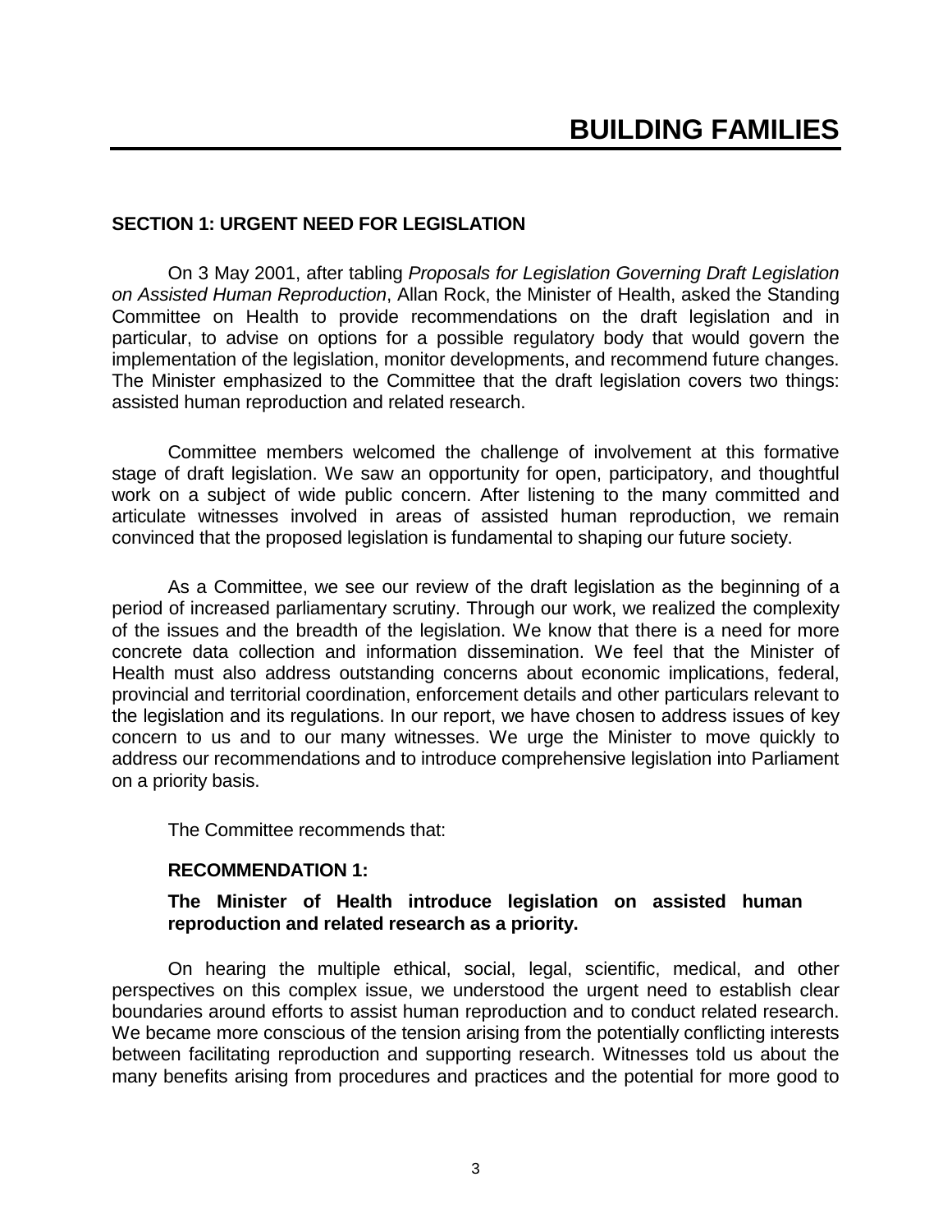# BUILDING FAMILIES

## SECTION 1: URGENT NEED FOR LEGISLATION

On 3 May 2001, after tabling *Proposals for Legislation Governing Draft Legislation on Assisted Human Reproduction*, Allan Rock, the Minister of Health, asked the Standing Committee on Health to provide recommendations on the draft legislation and in particular, to advise on options for a possible regulatory body that would govern the implementation of the legislation, monitor developments, and recommend future changes. The Minister emphasized to the Committee that the draft legislation covers two things: assisted human reproduction and related research.

Committee members welcomed the challenge of involvement at this formative stage of draft legislation. We saw an opportunity for open, participatory, and thoughtful work on a subject of wide public concern. After listening to the many committed and articulate witnesses involved in areas of assisted human reproduction, we remain convinced that the proposed legislation is fundamental to shaping our future society.

As a Committee, we see our review of the draft legislation as the beginning of a period of increased parliamentary scrutiny. Through our work, we realized the complexity of the issues and the breadth of the legislation. We know that there is a need for more concrete data collection and information dissemination. We feel that the Minister of Health must also address outstanding concerns about economic implications, federal, provincial and territorial coordination, enforcement details and other particulars relevant to the legislation and its regulations. In our report, we have chosen to address issues of key concern to us and to our many witnesses. We urge the Minister to move quickly to address our recommendations and to introduce comprehensive legislation into Parliament on a priority basis.

The Committee recommends that:

**RECOMMENDATION 1:**

**The Minister of Health introduce legislation on assisted human reproduction and related research as a priority.**

On hearing the multiple ethical, social, legal, scientific, medical, and other perspectives on this complex issue, we understood the urgent need to establish clear boundaries around efforts to assist human reproduction and to conduct related research. We became more conscious of the tension arising from the potentially conflicting interests between facilitating reproduction and supporting research. Witnesses told us about the many benefits arising from procedures and practices and the potential for more good to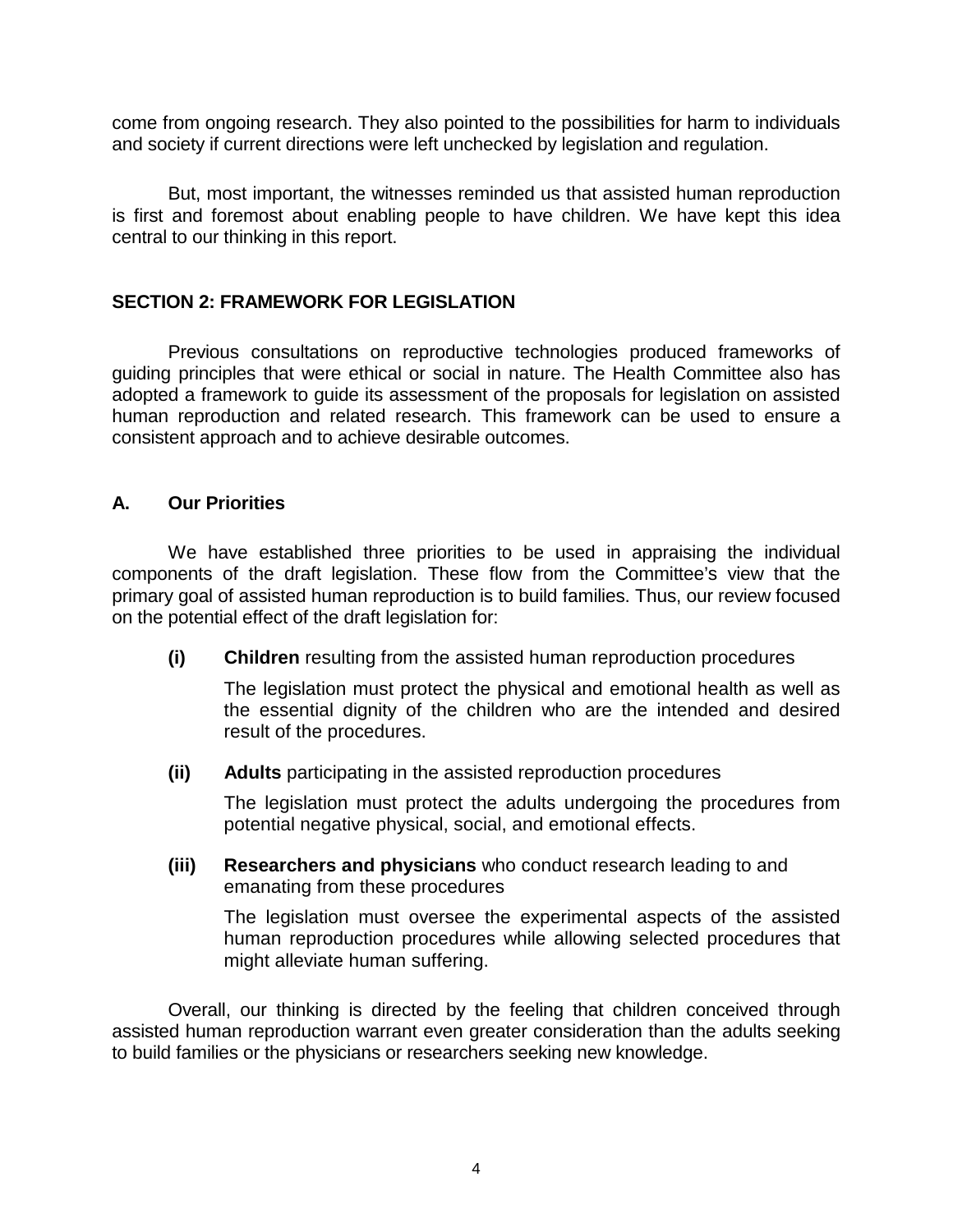come from ongoing research. They also pointed to the possibilities for harm to individuals and society if current directions were left unchecked by legislation and regulation.

But, most important, the witnesses reminded us that assisted human reproduction is first and foremost about enabling people to have children. We have kept this idea central to our thinking in this report.

## SECTION 2: FRAMEWORK FOR LEGISLATION

Previous consultations on reproductive technologies produced frameworks of guiding principles that were ethical or social in nature. The Health Committee also has adopted a framework to guide its assessment of the proposals for legislation on assisted human reproduction and related research. This framework can be used to ensure a consistent approach and to achieve desirable outcomes.

### A. Our Priorities

We have established three priorities to be used in appraising the individual components of the draft legislation. These flow from the Committee's view that the primary goal of assisted human reproduction is to build families. Thus, our review focused on the potential effect of the draft legislation for:

**(i)** **Children** resulting from the assisted human reproduction procedures

The legislation must protect the physical and emotional health as well as the essential dignity of the children who are the intended and desired result of the procedures.

**(ii)** **Adults** participating in the assisted reproduction procedures

The legislation must protect the adults undergoing the procedures from potential negative physical, social, and emotional effects.

**(iii)** **Researchers and physicians** who conduct research leading to and emanating from these procedures

The legislation must oversee the experimental aspects of the assisted human reproduction procedures while allowing selected procedures that might alleviate human suffering.

Overall, our thinking is directed by the feeling that children conceived through assisted human reproduction warrant even greater consideration than the adults seeking to build families or the physicians or researchers seeking new knowledge.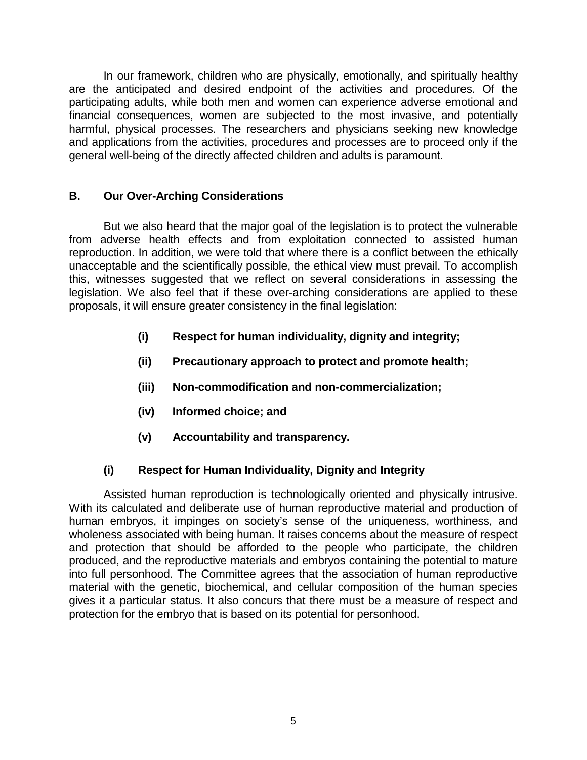In our framework, children who are physically, emotionally, and spiritually healthy are the anticipated and desired endpoint of the activities and procedures. Of the participating adults, while both men and women can experience adverse emotional and financial consequences, women are subjected to the most invasive, and potentially harmful, physical processes. The researchers and physicians seeking new knowledge and applications from the activities, procedures and processes are to proceed only if the general well-being of the directly affected children and adults is paramount.

## B. Our Over-Arching Considerations

But we also heard that the major goal of the legislation is to protect the vulnerable from adverse health effects and from exploitation connected to assisted human reproduction. In addition, we were told that where there is a conflict between the ethically unacceptable and the scientifically possible, the ethical view must prevail. To accomplish this, witnesses suggested that we reflect on several considerations in assessing the legislation. We also feel that if these over-arching considerations are applied to these proposals, it will ensure greater consistency in the final legislation:

- **(i) Respect for human individuality, dignity and integrity;**
- **(ii) Precautionary approach to protect and promote health;**
- **(iii) Non-commodification and non-commercialization;**
- **(iv) Informed choice; and**
- **(v) Accountability and transparency.**

### (i) Respect for Human Individuality, Dignity and Integrity

Assisted human reproduction is technologically oriented and physically intrusive. With its calculated and deliberate use of human reproductive material and production of human embryos, it impinges on society's sense of the uniqueness, worthiness, and wholeness associated with being human. It raises concerns about the measure of respect and protection that should be afforded to the people who participate, the children produced, and the reproductive materials and embryos containing the potential to mature into full personhood. The Committee agrees that the association of human reproductive material with the genetic, biochemical, and cellular composition of the human species gives it a particular status. It also concurs that there must be a measure of respect and protection for the embryo that is based on its potential for personhood.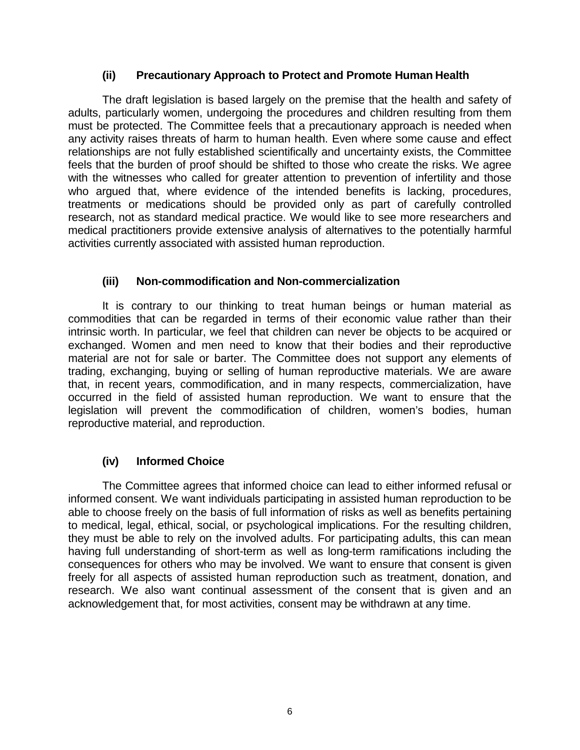### (ii) Precautionary Approach to Protect and Promote Human Health

The draft legislation is based largely on the premise that the health and safety of adults, particularly women, undergoing the procedures and children resulting from them must be protected. The Committee feels that a precautionary approach is needed when any activity raises threats of harm to human health. Even where some cause and effect relationships are not fully established scientifically and uncertainty exists, the Committee feels that the burden of proof should be shifted to those who create the risks. We agree with the witnesses who called for greater attention to prevention of infertility and those who argued that, where evidence of the intended benefits is lacking, procedures, treatments or medications should be provided only as part of carefully controlled research, not as standard medical practice. We would like to see more researchers and medical practitioners provide extensive analysis of alternatives to the potentially harmful activities currently associated with assisted human reproduction.

### (iii) Non-commodification and Non-commercialization

It is contrary to our thinking to treat human beings or human material as commodities that can be regarded in terms of their economic value rather than their intrinsic worth. In particular, we feel that children can never be objects to be acquired or exchanged. Women and men need to know that their bodies and their reproductive material are not for sale or barter. The Committee does not support any elements of trading, exchanging, buying or selling of human reproductive materials. We are aware that, in recent years, commodification, and in many respects, commercialization, have occurred in the field of assisted human reproduction. We want to ensure that the legislation will prevent the commodification of children, women's bodies, human reproductive material, and reproduction.

### (iv) Informed Choice

The Committee agrees that informed choice can lead to either informed refusal or informed consent. We want individuals participating in assisted human reproduction to be able to choose freely on the basis of full information of risks as well as benefits pertaining to medical, legal, ethical, social, or psychological implications. For the resulting children, they must be able to rely on the involved adults. For participating adults, this can mean having full understanding of short-term as well as long-term ramifications including the consequences for others who may be involved. We want to ensure that consent is given freely for all aspects of assisted human reproduction such as treatment, donation, and research. We also want continual assessment of the consent that is given and an acknowledgement that, for most activities, consent may be withdrawn at any time.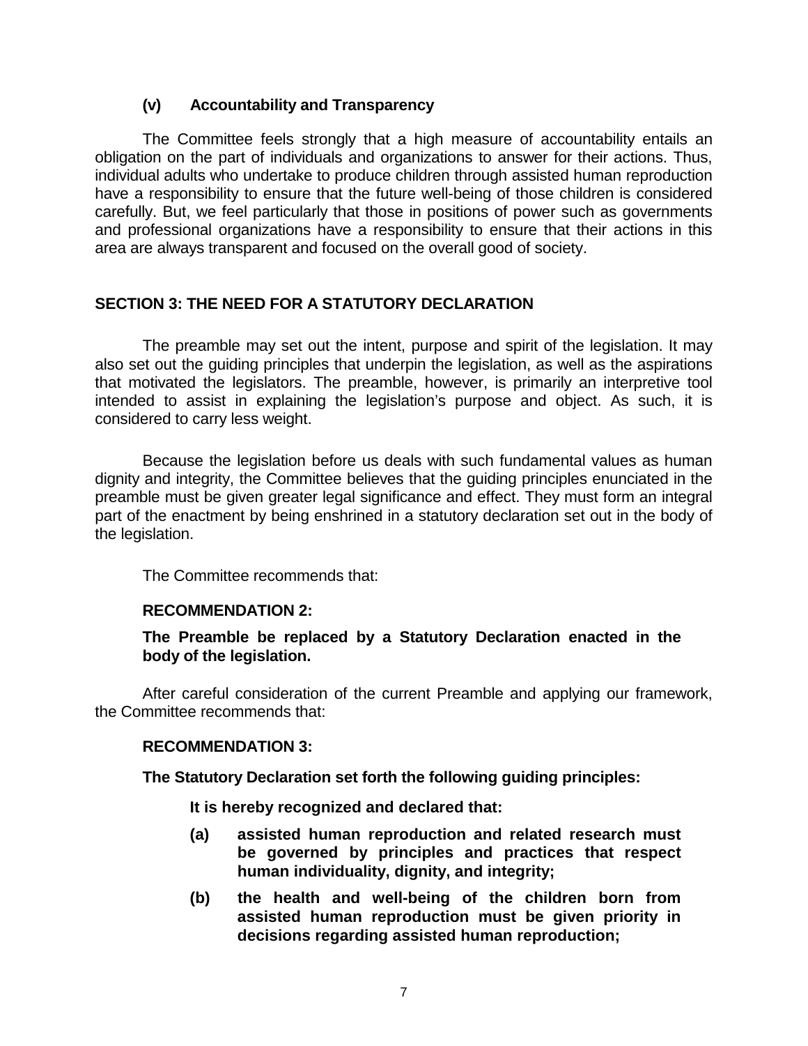### (v) Accountability and Transparency

The Committee feels strongly that a high measure of accountability entails an obligation on the part of individuals and organizations to answer for their actions. Thus, individual adults who undertake to produce children through assisted human reproduction have a responsibility to ensure that the future well-being of those children is considered carefully. But, we feel particularly that those in positions of power such as governments and professional organizations have a responsibility to ensure that their actions in this area are always transparent and focused on the overall good of society.

## SECTION 3: THE NEED FOR A STATUTORY DECLARATION

The preamble may set out the intent, purpose and spirit of the legislation. It may also set out the guiding principles that underpin the legislation, as well as the aspirations that motivated the legislators. The preamble, however, is primarily an interpretive tool intended to assist in explaining the legislation's purpose and object. As such, it is considered to carry less weight.

Because the legislation before us deals with such fundamental values as human dignity and integrity, the Committee believes that the guiding principles enunciated in the preamble must be given greater legal significance and effect. They must form an integral part of the enactment by being enshrined in a statutory declaration set out in the body of the legislation.

The Committee recommends that:

**RECOMMENDATION 2:**

**The Preamble be replaced by a Statutory Declaration enacted in the body of the legislation.**

After careful consideration of the current Preamble and applying our framework, the Committee recommends that:

**RECOMMENDATION 3:**

**The Statutory Declaration set forth the following guiding principles:**

**It is hereby recognized and declared that:**

**(a) assisted human reproduction and related research must be governed by principles and practices that respect human individuality, dignity, and integrity;**

**(b) the health and well-being of the children born from assisted human reproduction must be given priority in decisions regarding assisted human reproduction;**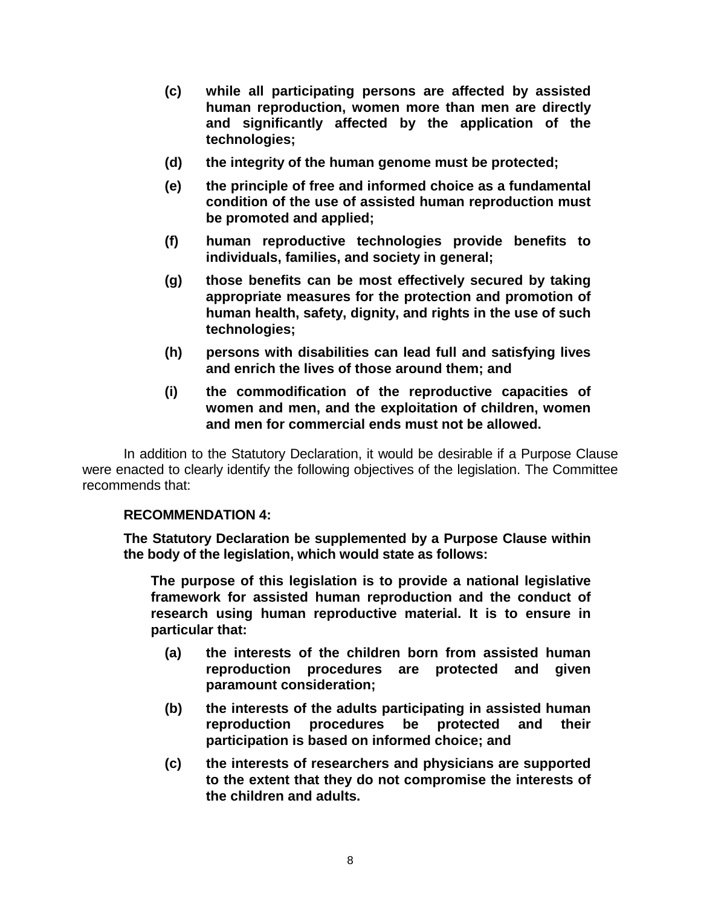- **(c)** **while all participating persons are affected by assisted human reproduction, women more than men are directly and significantly affected by the application of the technologies;**
- **(d)** **the integrity of the human genome must be protected;**
- **(e)** **the principle of free and informed choice as a fundamental condition of the use of assisted human reproduction must be promoted and applied;**
- **(f)** **human reproductive technologies provide benefits to individuals, families, and society in general;**
- **(g)** **those benefits can be most effectively secured by taking appropriate measures for the protection and promotion of human health, safety, dignity, and rights in the use of such technologies;**
- **(h)** **persons with disabilities can lead full and satisfying lives and enrich the lives of those around them; and**
- **(i)** **the commodification of the reproductive capacities of women and men, and the exploitation of children, women and men for commercial ends must not be allowed.**

In addition to the Statutory Declaration, it would be desirable if a Purpose Clause were enacted to clearly identify the following objectives of the legislation. The Committee recommends that:

**RECOMMENDATION 4:**

**The Statutory Declaration be supplemented by a Purpose Clause within the body of the legislation, which would state as follows:**

> **The purpose of this legislation is to provide a national legislative framework for assisted human reproduction and the conduct of research using human reproductive material. It is to ensure in particular that:**
>
> - **(a)** **the interests of the children born from assisted human reproduction procedures are protected and given paramount consideration;**
> - **(b)** **the interests of the adults participating in assisted human reproduction procedures be protected and their participation is based on informed choice; and**
> - **(c)** **the interests of researchers and physicians are supported to the extent that they do not compromise the interests of the children and adults.**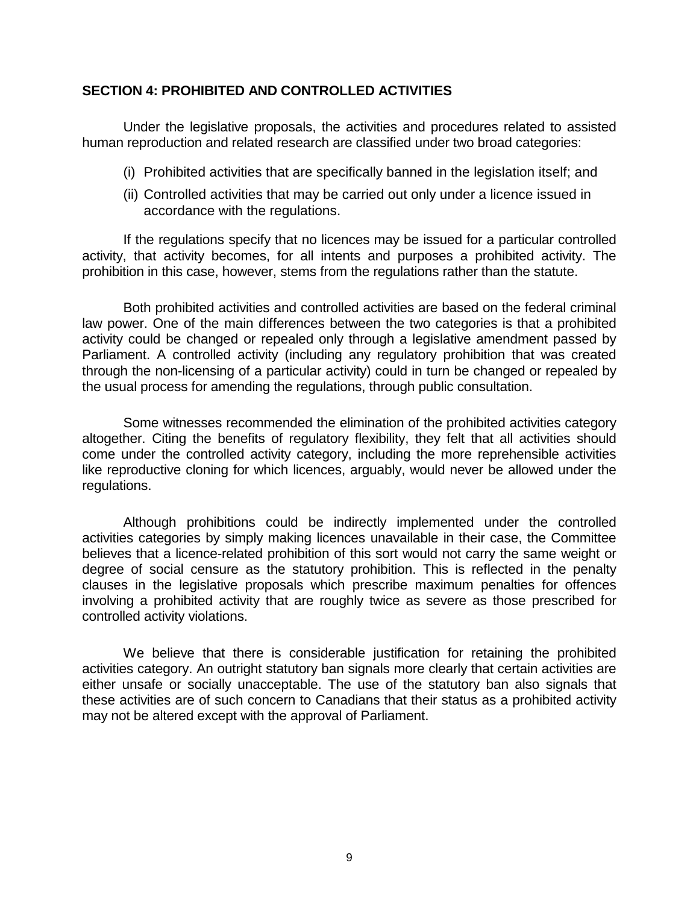## SECTION 4: PROHIBITED AND CONTROLLED ACTIVITIES

Under the legislative proposals, the activities and procedures related to assisted human reproduction and related research are classified under two broad categories:

(i) Prohibited activities that are specifically banned in the legislation itself; and

(ii) Controlled activities that may be carried out only under a licence issued in accordance with the regulations.

If the regulations specify that no licences may be issued for a particular controlled activity, that activity becomes, for all intents and purposes a prohibited activity. The prohibition in this case, however, stems from the regulations rather than the statute.

Both prohibited activities and controlled activities are based on the federal criminal law power. One of the main differences between the two categories is that a prohibited activity could be changed or repealed only through a legislative amendment passed by Parliament. A controlled activity (including any regulatory prohibition that was created through the non-licensing of a particular activity) could in turn be changed or repealed by the usual process for amending the regulations, through public consultation.

Some witnesses recommended the elimination of the prohibited activities category altogether. Citing the benefits of regulatory flexibility, they felt that all activities should come under the controlled activity category, including the more reprehensible activities like reproductive cloning for which licences, arguably, would never be allowed under the regulations.

Although prohibitions could be indirectly implemented under the controlled activities categories by simply making licences unavailable in their case, the Committee believes that a licence-related prohibition of this sort would not carry the same weight or degree of social censure as the statutory prohibition. This is reflected in the penalty clauses in the legislative proposals which prescribe maximum penalties for offences involving a prohibited activity that are roughly twice as severe as those prescribed for controlled activity violations.

We believe that there is considerable justification for retaining the prohibited activities category. An outright statutory ban signals more clearly that certain activities are either unsafe or socially unacceptable. The use of the statutory ban also signals that these activities are of such concern to Canadians that their status as a prohibited activity may not be altered except with the approval of Parliament.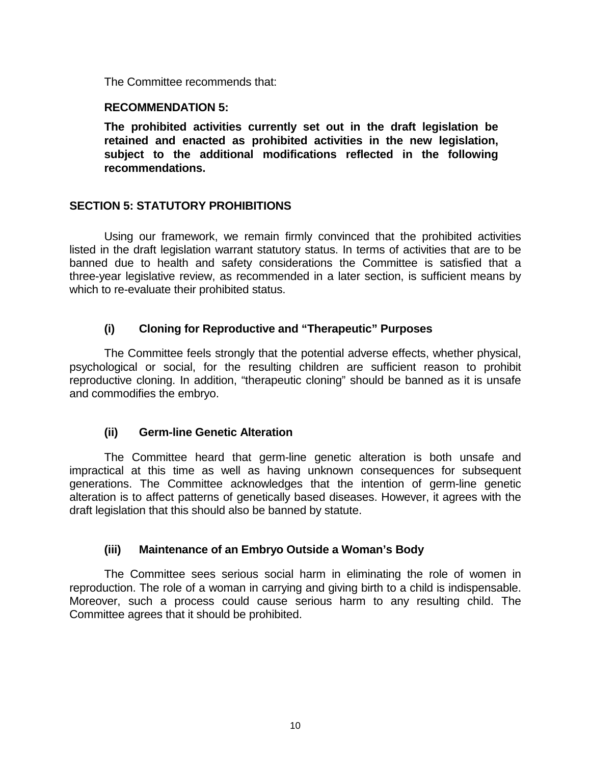The Committee recommends that:

**RECOMMENDATION 5:**

**The prohibited activities currently set out in the draft legislation be retained and enacted as prohibited activities in the new legislation, subject to the additional modifications reflected in the following recommendations.**

## SECTION 5: STATUTORY PROHIBITIONS

Using our framework, we remain firmly convinced that the prohibited activities listed in the draft legislation warrant statutory status. In terms of activities that are to be banned due to health and safety considerations the Committee is satisfied that a three-year legislative review, as recommended in a later section, is sufficient means by which to re-evaluate their prohibited status.

### (i) Cloning for Reproductive and "Therapeutic" Purposes

The Committee feels strongly that the potential adverse effects, whether physical, psychological or social, for the resulting children are sufficient reason to prohibit reproductive cloning. In addition, "therapeutic cloning" should be banned as it is unsafe and commodifies the embryo.

### (ii) Germ-line Genetic Alteration

The Committee heard that germ-line genetic alteration is both unsafe and impractical at this time as well as having unknown consequences for subsequent generations. The Committee acknowledges that the intention of germ-line genetic alteration is to affect patterns of genetically based diseases. However, it agrees with the draft legislation that this should also be banned by statute.

### (iii) Maintenance of an Embryo Outside a Woman's Body

The Committee sees serious social harm in eliminating the role of women in reproduction. The role of a woman in carrying and giving birth to a child is indispensable. Moreover, such a process could cause serious harm to any resulting child. The Committee agrees that it should be prohibited.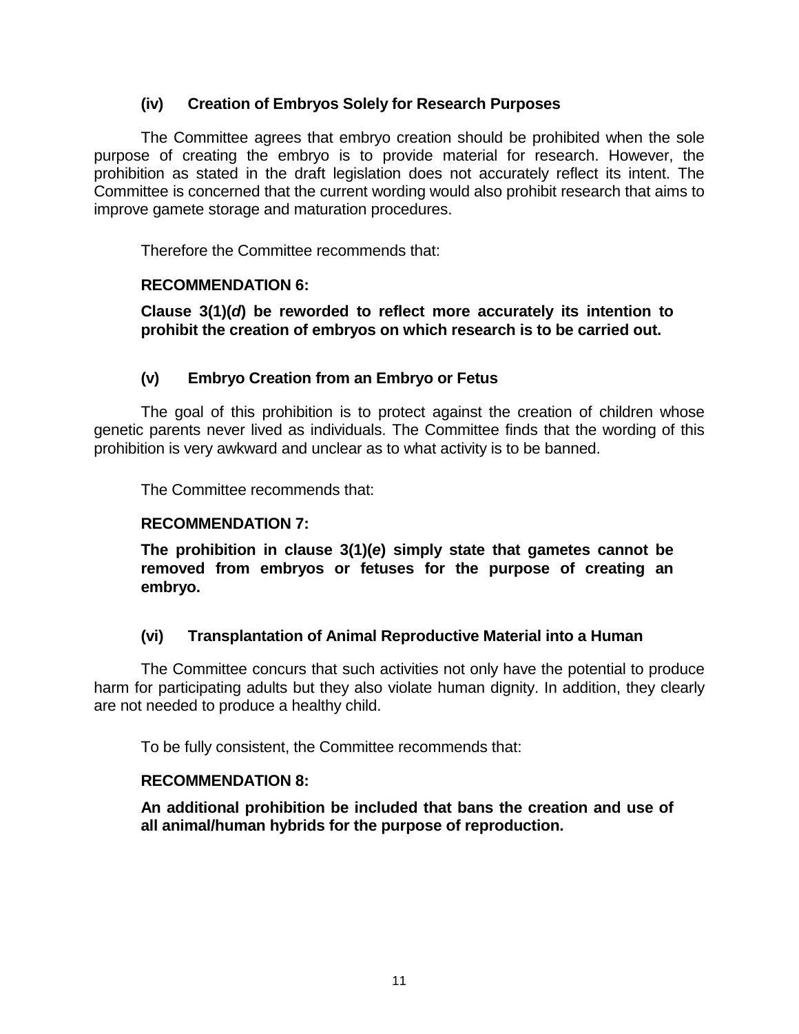### (iv) Creation of Embryos Solely for Research Purposes

The Committee agrees that embryo creation should be prohibited when the sole purpose of creating the embryo is to provide material for research. However, the prohibition as stated in the draft legislation does not accurately reflect its intent. The Committee is concerned that the current wording would also prohibit research that aims to improve gamete storage and maturation procedures.

Therefore the Committee recommends that:

**RECOMMENDATION 6:**

**Clause 3(1)(*d*) be reworded to reflect more accurately its intention to prohibit the creation of embryos on which research is to be carried out.**

### (v) Embryo Creation from an Embryo or Fetus

The goal of this prohibition is to protect against the creation of children whose genetic parents never lived as individuals. The Committee finds that the wording of this prohibition is very awkward and unclear as to what activity is to be banned.

The Committee recommends that:

**RECOMMENDATION 7:**

**The prohibition in clause 3(1)(*e*) simply state that gametes cannot be removed from embryos or fetuses for the purpose of creating an embryo.**

### (vi) Transplantation of Animal Reproductive Material into a Human

The Committee concurs that such activities not only have the potential to produce harm for participating adults but they also violate human dignity. In addition, they clearly are not needed to produce a healthy child.

To be fully consistent, the Committee recommends that:

**RECOMMENDATION 8:**

**An additional prohibition be included that bans the creation and use of all animal/human hybrids for the purpose of reproduction.**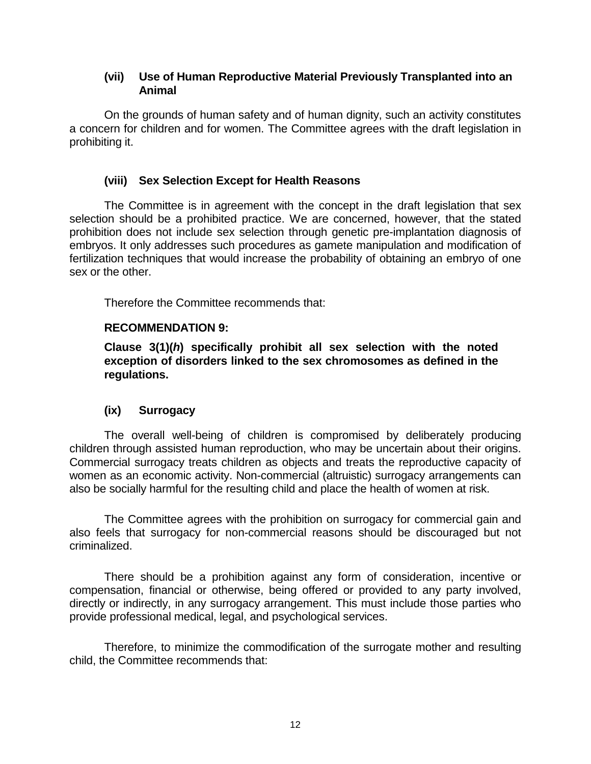### (vii) Use of Human Reproductive Material Previously Transplanted into an Animal

On the grounds of human safety and of human dignity, such an activity constitutes a concern for children and for women. The Committee agrees with the draft legislation in prohibiting it.

### (viii) Sex Selection Except for Health Reasons

The Committee is in agreement with the concept in the draft legislation that sex selection should be a prohibited practice. We are concerned, however, that the stated prohibition does not include sex selection through genetic pre-implantation diagnosis of embryos. It only addresses such procedures as gamete manipulation and modification of fertilization techniques that would increase the probability of obtaining an embryo of one sex or the other.

Therefore the Committee recommends that:

**RECOMMENDATION 9:**

**Clause 3(1)(*h*) specifically prohibit all sex selection with the noted exception of disorders linked to the sex chromosomes as defined in the regulations.**

### (ix) Surrogacy

The overall well-being of children is compromised by deliberately producing children through assisted human reproduction, who may be uncertain about their origins. Commercial surrogacy treats children as objects and treats the reproductive capacity of women as an economic activity. Non-commercial (altruistic) surrogacy arrangements can also be socially harmful for the resulting child and place the health of women at risk.

The Committee agrees with the prohibition on surrogacy for commercial gain and also feels that surrogacy for non-commercial reasons should be discouraged but not criminalized.

There should be a prohibition against any form of consideration, incentive or compensation, financial or otherwise, being offered or provided to any party involved, directly or indirectly, in any surrogacy arrangement. This must include those parties who provide professional medical, legal, and psychological services.

Therefore, to minimize the commodification of the surrogate mother and resulting child, the Committee recommends that: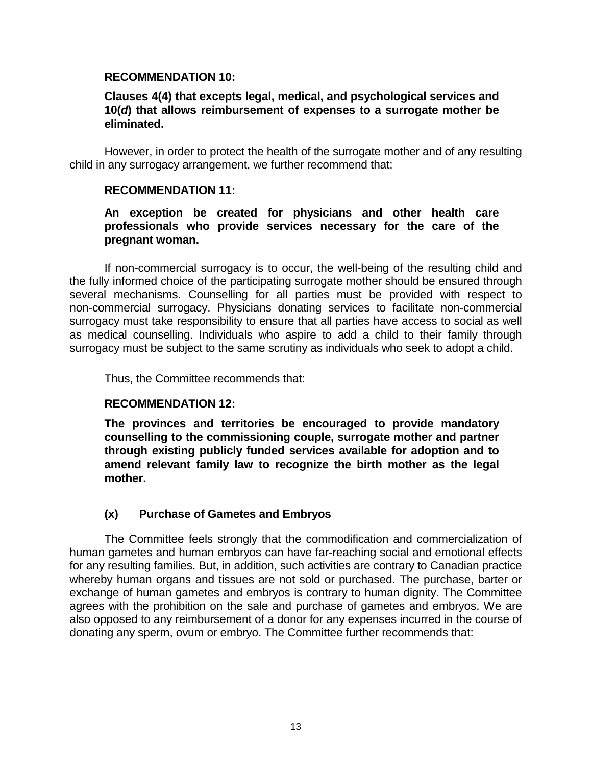**RECOMMENDATION 10:**

**Clauses 4(4) that excepts legal, medical, and psychological services and 10(*d*) that allows reimbursement of expenses to a surrogate mother be eliminated.**

However, in order to protect the health of the surrogate mother and of any resulting child in any surrogacy arrangement, we further recommend that:

**RECOMMENDATION 11:**

**An exception be created for physicians and other health care professionals who provide services necessary for the care of the pregnant woman.**

If non-commercial surrogacy is to occur, the well-being of the resulting child and the fully informed choice of the participating surrogate mother should be ensured through several mechanisms. Counselling for all parties must be provided with respect to non-commercial surrogacy. Physicians donating services to facilitate non-commercial surrogacy must take responsibility to ensure that all parties have access to social as well as medical counselling. Individuals who aspire to add a child to their family through surrogacy must be subject to the same scrutiny as individuals who seek to adopt a child.

Thus, the Committee recommends that:

**RECOMMENDATION 12:**

**The provinces and territories be encouraged to provide mandatory counselling to the commissioning couple, surrogate mother and partner through existing publicly funded services available for adoption and to amend relevant family law to recognize the birth mother as the legal mother.**

### (x) Purchase of Gametes and Embryos

The Committee feels strongly that the commodification and commercialization of human gametes and human embryos can have far-reaching social and emotional effects for any resulting families. But, in addition, such activities are contrary to Canadian practice whereby human organs and tissues are not sold or purchased. The purchase, barter or exchange of human gametes and embryos is contrary to human dignity. The Committee agrees with the prohibition on the sale and purchase of gametes and embryos. We are also opposed to any reimbursement of a donor for any expenses incurred in the course of donating any sperm, ovum or embryo. The Committee further recommends that: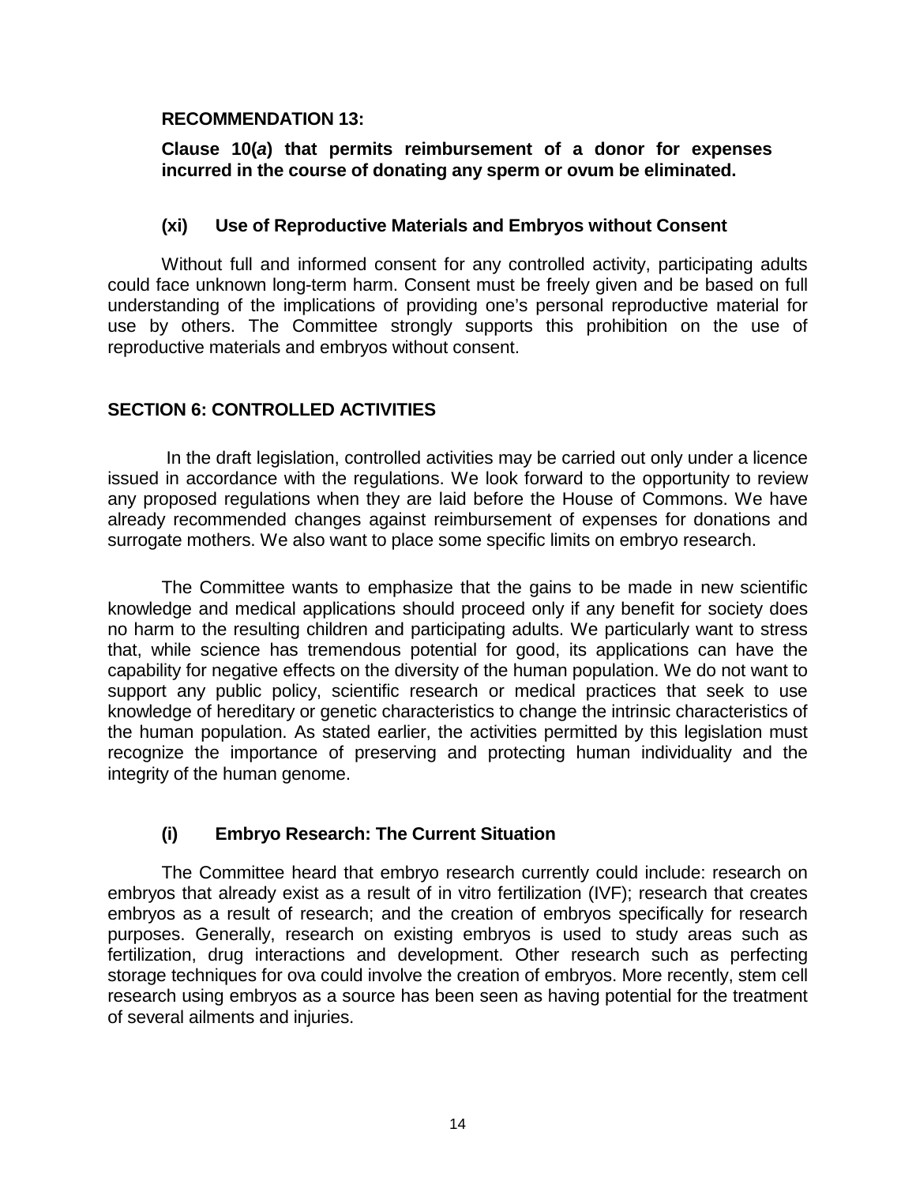**RECOMMENDATION 13:**

**Clause 10(*a*) that permits reimbursement of a donor for expenses incurred in the course of donating any sperm or ovum be eliminated.**

### (xi) Use of Reproductive Materials and Embryos without Consent

Without full and informed consent for any controlled activity, participating adults could face unknown long-term harm. Consent must be freely given and be based on full understanding of the implications of providing one's personal reproductive material for use by others. The Committee strongly supports this prohibition on the use of reproductive materials and embryos without consent.

## SECTION 6: CONTROLLED ACTIVITIES

In the draft legislation, controlled activities may be carried out only under a licence issued in accordance with the regulations. We look forward to the opportunity to review any proposed regulations when they are laid before the House of Commons. We have already recommended changes against reimbursement of expenses for donations and surrogate mothers. We also want to place some specific limits on embryo research.

The Committee wants to emphasize that the gains to be made in new scientific knowledge and medical applications should proceed only if any benefit for society does no harm to the resulting children and participating adults. We particularly want to stress that, while science has tremendous potential for good, its applications can have the capability for negative effects on the diversity of the human population. We do not want to support any public policy, scientific research or medical practices that seek to use knowledge of hereditary or genetic characteristics to change the intrinsic characteristics of the human population. As stated earlier, the activities permitted by this legislation must recognize the importance of preserving and protecting human individuality and the integrity of the human genome.

### (i) Embryo Research: The Current Situation

The Committee heard that embryo research currently could include: research on embryos that already exist as a result of in vitro fertilization (IVF); research that creates embryos as a result of research; and the creation of embryos specifically for research purposes. Generally, research on existing embryos is used to study areas such as fertilization, drug interactions and development. Other research such as perfecting storage techniques for ova could involve the creation of embryos. More recently, stem cell research using embryos as a source has been seen as having potential for the treatment of several ailments and injuries.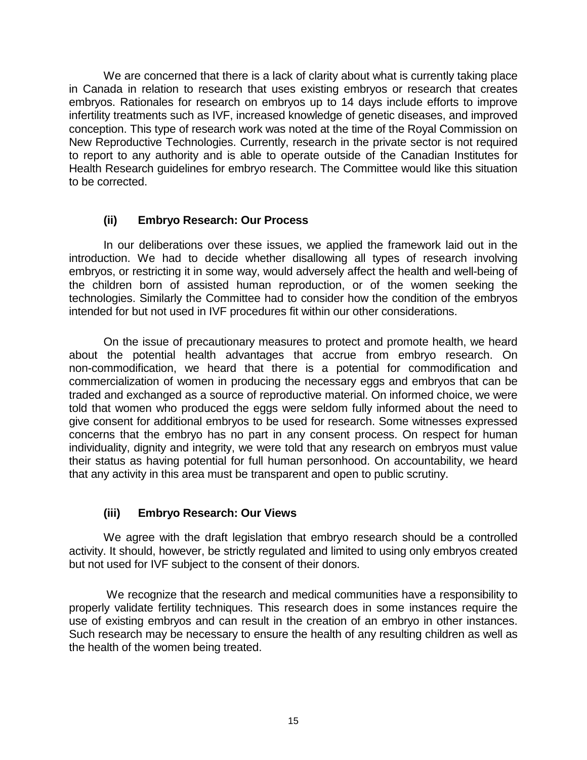We are concerned that there is a lack of clarity about what is currently taking place in Canada in relation to research that uses existing embryos or research that creates embryos. Rationales for research on embryos up to 14 days include efforts to improve infertility treatments such as IVF, increased knowledge of genetic diseases, and improved conception. This type of research work was noted at the time of the Royal Commission on New Reproductive Technologies. Currently, research in the private sector is not required to report to any authority and is able to operate outside of the Canadian Institutes for Health Research guidelines for embryo research. The Committee would like this situation to be corrected.

### (ii) Embryo Research: Our Process

In our deliberations over these issues, we applied the framework laid out in the introduction. We had to decide whether disallowing all types of research involving embryos, or restricting it in some way, would adversely affect the health and well-being of the children born of assisted human reproduction, or of the women seeking the technologies. Similarly the Committee had to consider how the condition of the embryos intended for but not used in IVF procedures fit within our other considerations.

On the issue of precautionary measures to protect and promote health, we heard about the potential health advantages that accrue from embryo research. On non-commodification, we heard that there is a potential for commodification and commercialization of women in producing the necessary eggs and embryos that can be traded and exchanged as a source of reproductive material. On informed choice, we were told that women who produced the eggs were seldom fully informed about the need to give consent for additional embryos to be used for research. Some witnesses expressed concerns that the embryo has no part in any consent process. On respect for human individuality, dignity and integrity, we were told that any research on embryos must value their status as having potential for full human personhood. On accountability, we heard that any activity in this area must be transparent and open to public scrutiny.

### (iii) Embryo Research: Our Views

We agree with the draft legislation that embryo research should be a controlled activity. It should, however, be strictly regulated and limited to using only embryos created but not used for IVF subject to the consent of their donors.

We recognize that the research and medical communities have a responsibility to properly validate fertility techniques. This research does in some instances require the use of existing embryos and can result in the creation of an embryo in other instances. Such research may be necessary to ensure the health of any resulting children as well as the health of the women being treated.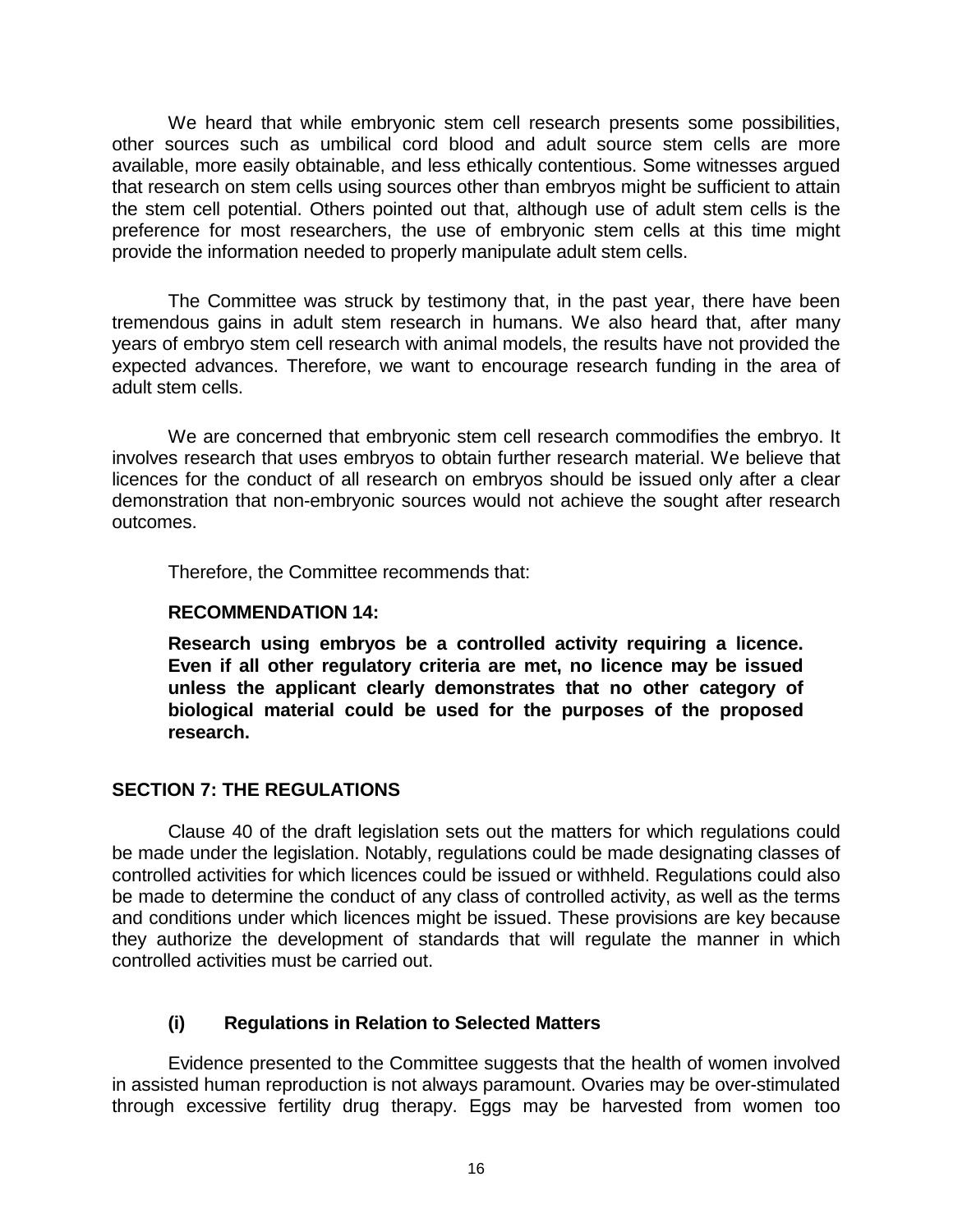We heard that while embryonic stem cell research presents some possibilities, other sources such as umbilical cord blood and adult source stem cells are more available, more easily obtainable, and less ethically contentious. Some witnesses argued that research on stem cells using sources other than embryos might be sufficient to attain the stem cell potential. Others pointed out that, although use of adult stem cells is the preference for most researchers, the use of embryonic stem cells at this time might provide the information needed to properly manipulate adult stem cells.

The Committee was struck by testimony that, in the past year, there have been tremendous gains in adult stem research in humans. We also heard that, after many years of embryo stem cell research with animal models, the results have not provided the expected advances. Therefore, we want to encourage research funding in the area of adult stem cells.

We are concerned that embryonic stem cell research commodifies the embryo. It involves research that uses embryos to obtain further research material. We believe that licences for the conduct of all research on embryos should be issued only after a clear demonstration that non-embryonic sources would not achieve the sought after research outcomes.

Therefore, the Committee recommends that:

**RECOMMENDATION 14:**

**Research using embryos be a controlled activity requiring a licence. Even if all other regulatory criteria are met, no licence may be issued unless the applicant clearly demonstrates that no other category of biological material could be used for the purposes of the proposed research.**

## SECTION 7: THE REGULATIONS

Clause 40 of the draft legislation sets out the matters for which regulations could be made under the legislation. Notably, regulations could be made designating classes of controlled activities for which licences could be issued or withheld. Regulations could also be made to determine the conduct of any class of controlled activity, as well as the terms and conditions under which licences might be issued. These provisions are key because they authorize the development of standards that will regulate the manner in which controlled activities must be carried out.

### (i) Regulations in Relation to Selected Matters

Evidence presented to the Committee suggests that the health of women involved in assisted human reproduction is not always paramount. Ovaries may be over-stimulated through excessive fertility drug therapy. Eggs may be harvested from women too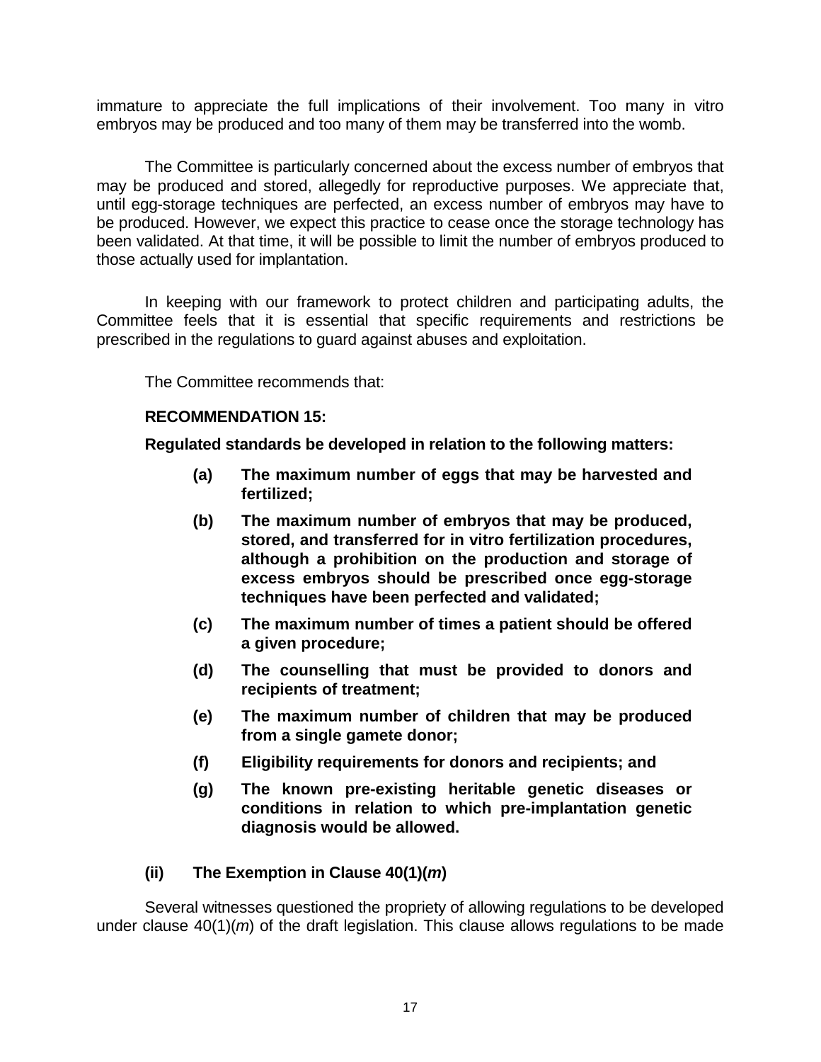immature to appreciate the full implications of their involvement. Too many in vitro embryos may be produced and too many of them may be transferred into the womb.

The Committee is particularly concerned about the excess number of embryos that may be produced and stored, allegedly for reproductive purposes. We appreciate that, until egg-storage techniques are perfected, an excess number of embryos may have to be produced. However, we expect this practice to cease once the storage technology has been validated. At that time, it will be possible to limit the number of embryos produced to those actually used for implantation.

In keeping with our framework to protect children and participating adults, the Committee feels that it is essential that specific requirements and restrictions be prescribed in the regulations to guard against abuses and exploitation.

The Committee recommends that:

**RECOMMENDATION 15:**

**Regulated standards be developed in relation to the following matters:**

- **(a) The maximum number of eggs that may be harvested and fertilized;**
- **(b) The maximum number of embryos that may be produced, stored, and transferred for in vitro fertilization procedures, although a prohibition on the production and storage of excess embryos should be prescribed once egg-storage techniques have been perfected and validated;**
- **(c) The maximum number of times a patient should be offered a given procedure;**
- **(d) The counselling that must be provided to donors and recipients of treatment;**
- **(e) The maximum number of children that may be produced from a single gamete donor;**
- **(f) Eligibility requirements for donors and recipients; and**
- **(g) The known pre-existing heritable genetic diseases or conditions in relation to which pre-implantation genetic diagnosis would be allowed.**

### (ii) The Exemption in Clause 40(1)(*m*)

Several witnesses questioned the propriety of allowing regulations to be developed under clause 40(1)(*m*) of the draft legislation. This clause allows regulations to be made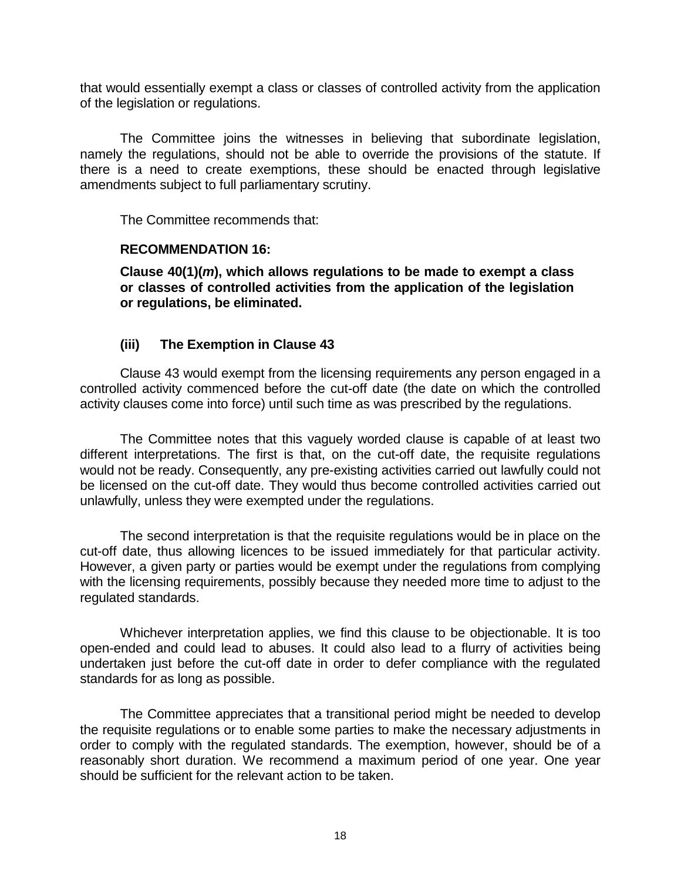that would essentially exempt a class or classes of controlled activity from the application of the legislation or regulations.

The Committee joins the witnesses in believing that subordinate legislation, namely the regulations, should not be able to override the provisions of the statute. If there is a need to create exemptions, these should be enacted through legislative amendments subject to full parliamentary scrutiny.

The Committee recommends that:

**RECOMMENDATION 16:**

**Clause 40(1)(*m*), which allows regulations to be made to exempt a class or classes of controlled activities from the application of the legislation or regulations, be eliminated.**

### (iii) The Exemption in Clause 43

Clause 43 would exempt from the licensing requirements any person engaged in a controlled activity commenced before the cut-off date (the date on which the controlled activity clauses come into force) until such time as was prescribed by the regulations.

The Committee notes that this vaguely worded clause is capable of at least two different interpretations. The first is that, on the cut-off date, the requisite regulations would not be ready. Consequently, any pre-existing activities carried out lawfully could not be licensed on the cut-off date. They would thus become controlled activities carried out unlawfully, unless they were exempted under the regulations.

The second interpretation is that the requisite regulations would be in place on the cut-off date, thus allowing licences to be issued immediately for that particular activity. However, a given party or parties would be exempt under the regulations from complying with the licensing requirements, possibly because they needed more time to adjust to the regulated standards.

Whichever interpretation applies, we find this clause to be objectionable. It is too open-ended and could lead to abuses. It could also lead to a flurry of activities being undertaken just before the cut-off date in order to defer compliance with the regulated standards for as long as possible.

The Committee appreciates that a transitional period might be needed to develop the requisite regulations or to enable some parties to make the necessary adjustments in order to comply with the regulated standards. The exemption, however, should be of a reasonably short duration. We recommend a maximum period of one year. One year should be sufficient for the relevant action to be taken.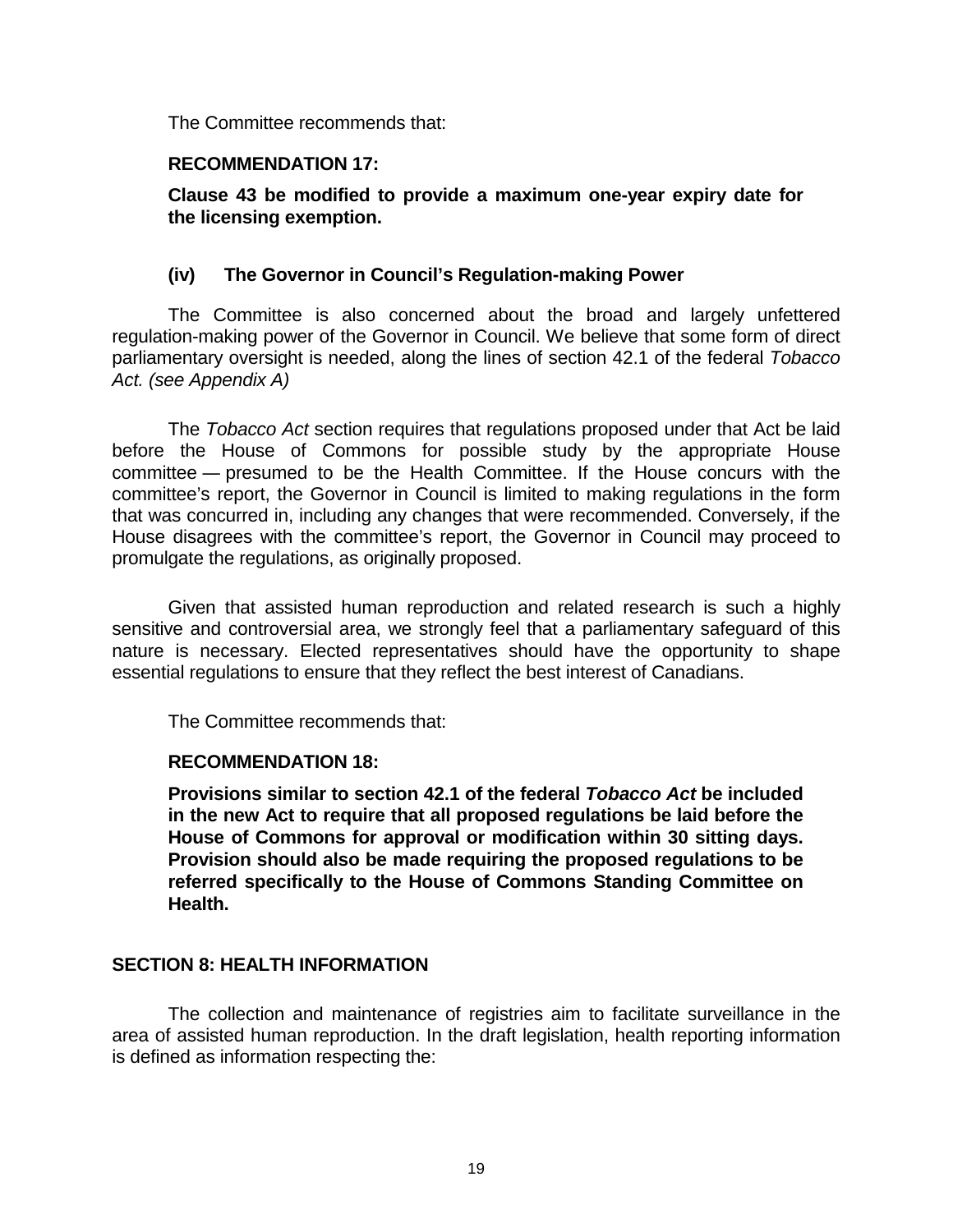The Committee recommends that:

**RECOMMENDATION 17:**

**Clause 43 be modified to provide a maximum one-year expiry date for the licensing exemption.**

### (iv) The Governor in Council's Regulation-making Power

The Committee is also concerned about the broad and largely unfettered regulation-making power of the Governor in Council. We believe that some form of direct parliamentary oversight is needed, along the lines of section 42.1 of the federal *Tobacco Act. (see Appendix A)*

The *Tobacco Act* section requires that regulations proposed under that Act be laid before the House of Commons for possible study by the appropriate House committee — presumed to be the Health Committee. If the House concurs with the committee's report, the Governor in Council is limited to making regulations in the form that was concurred in, including any changes that were recommended. Conversely, if the House disagrees with the committee's report, the Governor in Council may proceed to promulgate the regulations, as originally proposed.

Given that assisted human reproduction and related research is such a highly sensitive and controversial area, we strongly feel that a parliamentary safeguard of this nature is necessary. Elected representatives should have the opportunity to shape essential regulations to ensure that they reflect the best interest of Canadians.

The Committee recommends that:

**RECOMMENDATION 18:**

**Provisions similar to section 42.1 of the federal *Tobacco Act* be included in the new Act to require that all proposed regulations be laid before the House of Commons for approval or modification within 30 sitting days. Provision should also be made requiring the proposed regulations to be referred specifically to the House of Commons Standing Committee on Health.**

## SECTION 8: HEALTH INFORMATION

The collection and maintenance of registries aim to facilitate surveillance in the area of assisted human reproduction. In the draft legislation, health reporting information is defined as information respecting the: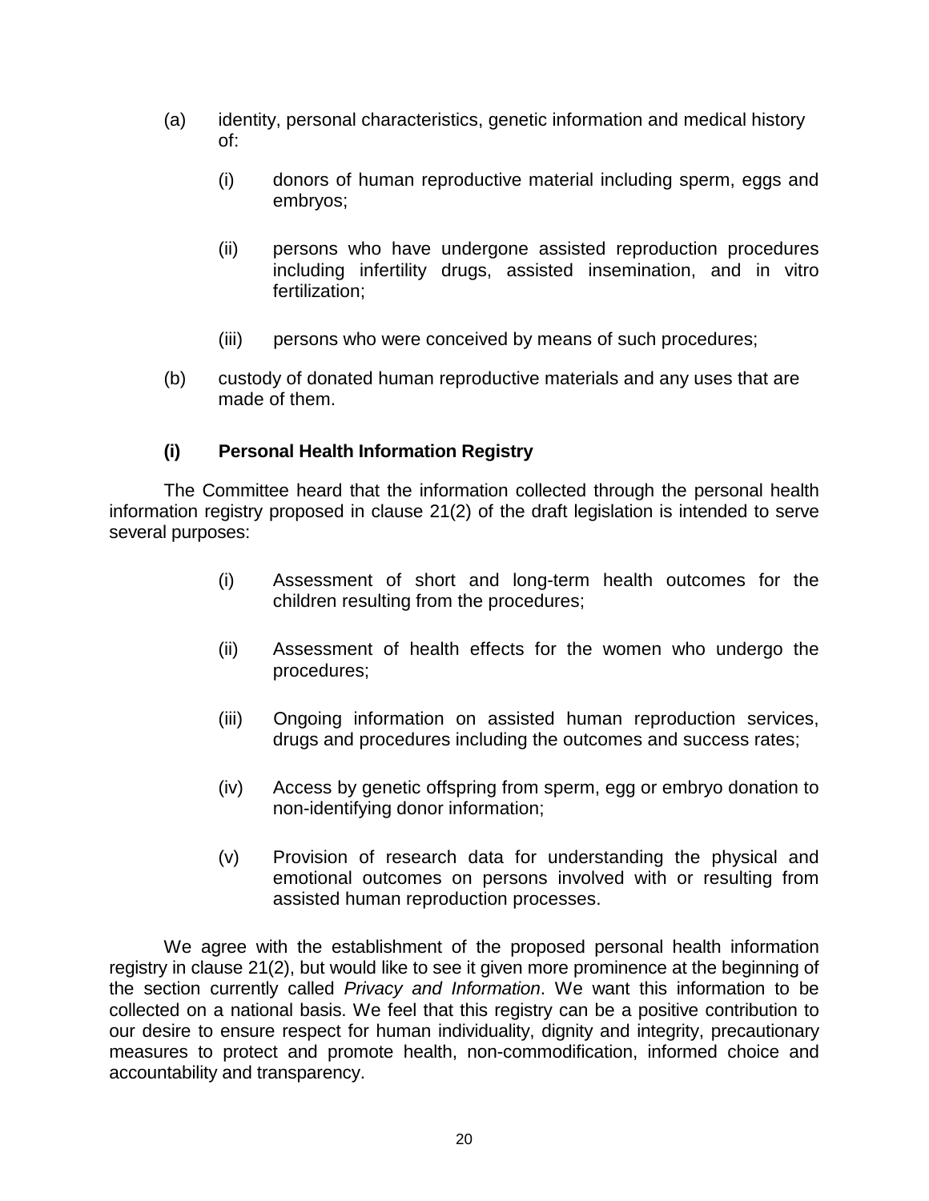(a) identity, personal characteristics, genetic information and medical history of:

  (i) donors of human reproductive material including sperm, eggs and embryos;

  (ii) persons who have undergone assisted reproduction procedures including infertility drugs, assisted insemination, and in vitro fertilization;

  (iii) persons who were conceived by means of such procedures;

(b) custody of donated human reproductive materials and any uses that are made of them.

### (i) Personal Health Information Registry

The Committee heard that the information collected through the personal health information registry proposed in clause 21(2) of the draft legislation is intended to serve several purposes:

(i) Assessment of short and long-term health outcomes for the children resulting from the procedures;

(ii) Assessment of health effects for the women who undergo the procedures;

(iii) Ongoing information on assisted human reproduction services, drugs and procedures including the outcomes and success rates;

(iv) Access by genetic offspring from sperm, egg or embryo donation to non-identifying donor information;

(v) Provision of research data for understanding the physical and emotional outcomes on persons involved with or resulting from assisted human reproduction processes.

We agree with the establishment of the proposed personal health information registry in clause 21(2), but would like to see it given more prominence at the beginning of the section currently called *Privacy and Information*. We want this information to be collected on a national basis. We feel that this registry can be a positive contribution to our desire to ensure respect for human individuality, dignity and integrity, precautionary measures to protect and promote health, non-commodification, informed choice and accountability and transparency.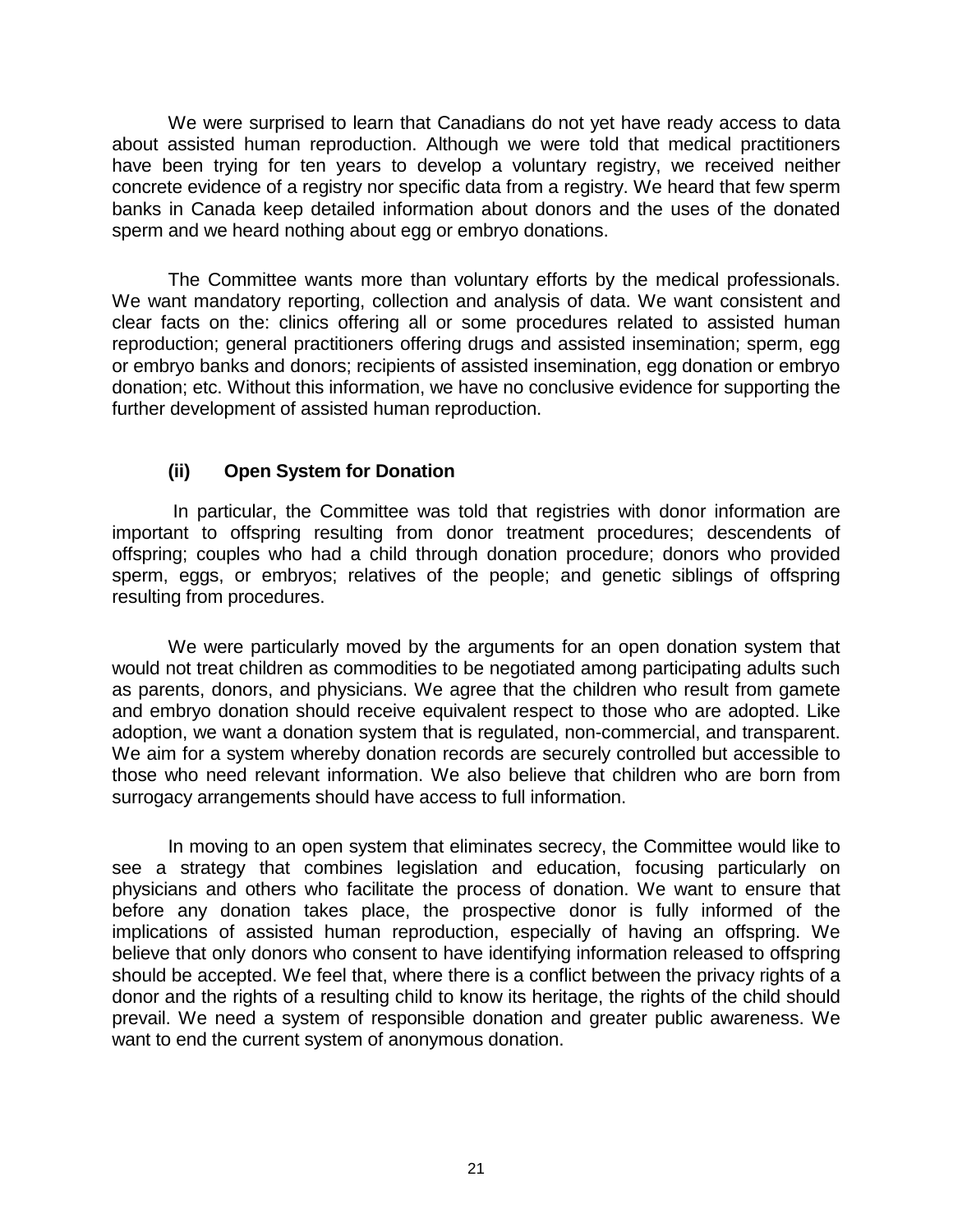We were surprised to learn that Canadians do not yet have ready access to data about assisted human reproduction. Although we were told that medical practitioners have been trying for ten years to develop a voluntary registry, we received neither concrete evidence of a registry nor specific data from a registry. We heard that few sperm banks in Canada keep detailed information about donors and the uses of the donated sperm and we heard nothing about egg or embryo donations.

The Committee wants more than voluntary efforts by the medical professionals. We want mandatory reporting, collection and analysis of data. We want consistent and clear facts on the: clinics offering all or some procedures related to assisted human reproduction; general practitioners offering drugs and assisted insemination; sperm, egg or embryo banks and donors; recipients of assisted insemination, egg donation or embryo donation; etc. Without this information, we have no conclusive evidence for supporting the further development of assisted human reproduction.

### (ii) Open System for Donation

In particular, the Committee was told that registries with donor information are important to offspring resulting from donor treatment procedures; descendents of offspring; couples who had a child through donation procedure; donors who provided sperm, eggs, or embryos; relatives of the people; and genetic siblings of offspring resulting from procedures.

We were particularly moved by the arguments for an open donation system that would not treat children as commodities to be negotiated among participating adults such as parents, donors, and physicians. We agree that the children who result from gamete and embryo donation should receive equivalent respect to those who are adopted. Like adoption, we want a donation system that is regulated, non-commercial, and transparent. We aim for a system whereby donation records are securely controlled but accessible to those who need relevant information. We also believe that children who are born from surrogacy arrangements should have access to full information.

In moving to an open system that eliminates secrecy, the Committee would like to see a strategy that combines legislation and education, focusing particularly on physicians and others who facilitate the process of donation. We want to ensure that before any donation takes place, the prospective donor is fully informed of the implications of assisted human reproduction, especially of having an offspring. We believe that only donors who consent to have identifying information released to offspring should be accepted. We feel that, where there is a conflict between the privacy rights of a donor and the rights of a resulting child to know its heritage, the rights of the child should prevail. We need a system of responsible donation and greater public awareness. We want to end the current system of anonymous donation.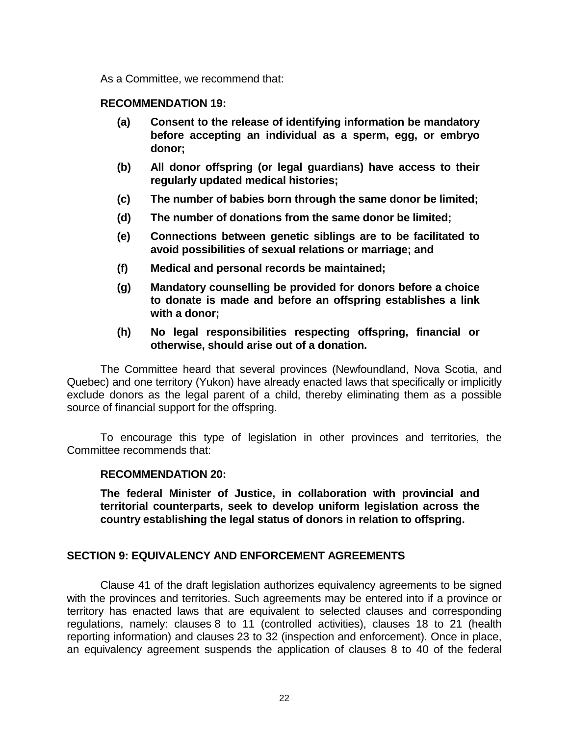As a Committee, we recommend that:

**RECOMMENDATION 19:**

**(a) Consent to the release of identifying information be mandatory before accepting an individual as a sperm, egg, or embryo donor;**

**(b) All donor offspring (or legal guardians) have access to their regularly updated medical histories;**

**(c) The number of babies born through the same donor be limited;**

**(d) The number of donations from the same donor be limited;**

**(e) Connections between genetic siblings are to be facilitated to avoid possibilities of sexual relations or marriage; and**

**(f) Medical and personal records be maintained;**

**(g) Mandatory counselling be provided for donors before a choice to donate is made and before an offspring establishes a link with a donor;**

**(h) No legal responsibilities respecting offspring, financial or otherwise, should arise out of a donation.**

The Committee heard that several provinces (Newfoundland, Nova Scotia, and Quebec) and one territory (Yukon) have already enacted laws that specifically or implicitly exclude donors as the legal parent of a child, thereby eliminating them as a possible source of financial support for the offspring.

To encourage this type of legislation in other provinces and territories, the Committee recommends that:

**RECOMMENDATION 20:**

**The federal Minister of Justice, in collaboration with provincial and territorial counterparts, seek to develop uniform legislation across the country establishing the legal status of donors in relation to offspring.**

## SECTION 9: EQUIVALENCY AND ENFORCEMENT AGREEMENTS

Clause 41 of the draft legislation authorizes equivalency agreements to be signed with the provinces and territories. Such agreements may be entered into if a province or territory has enacted laws that are equivalent to selected clauses and corresponding regulations, namely: clauses 8 to 11 (controlled activities), clauses 18 to 21 (health reporting information) and clauses 23 to 32 (inspection and enforcement). Once in place, an equivalency agreement suspends the application of clauses 8 to 40 of the federal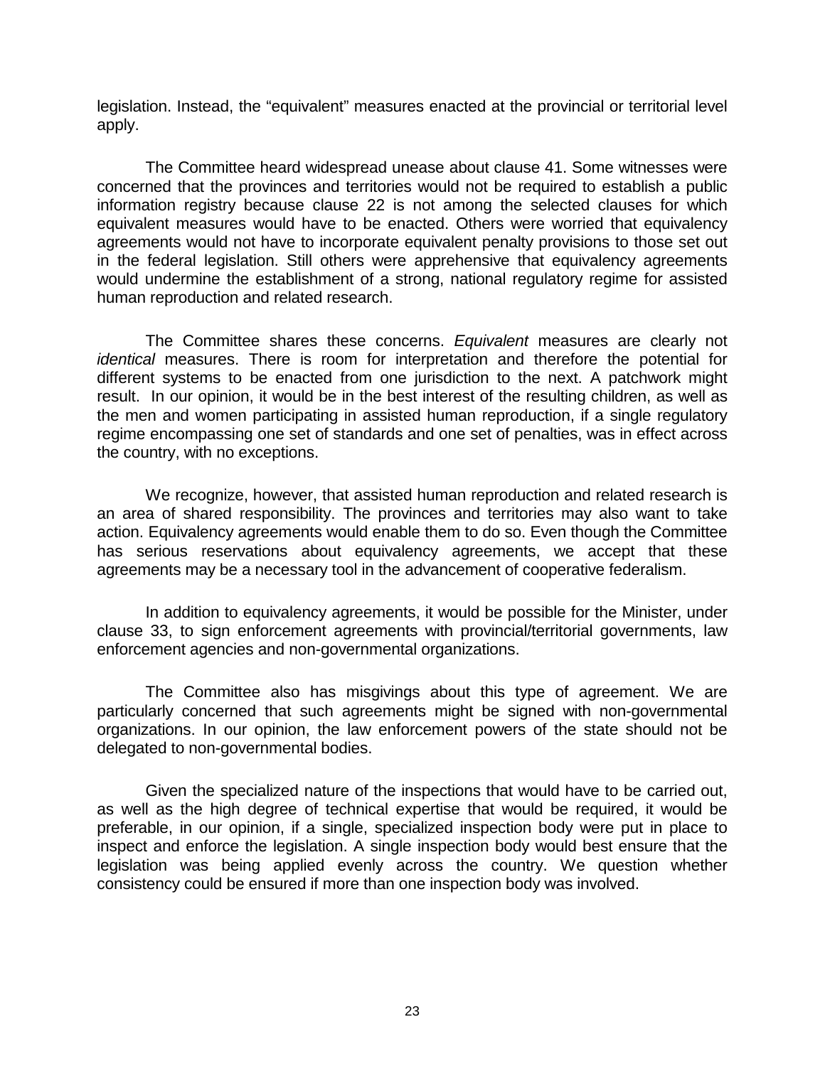legislation. Instead, the "equivalent" measures enacted at the provincial or territorial level apply.

The Committee heard widespread unease about clause 41. Some witnesses were concerned that the provinces and territories would not be required to establish a public information registry because clause 22 is not among the selected clauses for which equivalent measures would have to be enacted. Others were worried that equivalency agreements would not have to incorporate equivalent penalty provisions to those set out in the federal legislation. Still others were apprehensive that equivalency agreements would undermine the establishment of a strong, national regulatory regime for assisted human reproduction and related research.

The Committee shares these concerns. *Equivalent* measures are clearly not *identical* measures. There is room for interpretation and therefore the potential for different systems to be enacted from one jurisdiction to the next. A patchwork might result. In our opinion, it would be in the best interest of the resulting children, as well as the men and women participating in assisted human reproduction, if a single regulatory regime encompassing one set of standards and one set of penalties, was in effect across the country, with no exceptions.

We recognize, however, that assisted human reproduction and related research is an area of shared responsibility. The provinces and territories may also want to take action. Equivalency agreements would enable them to do so. Even though the Committee has serious reservations about equivalency agreements, we accept that these agreements may be a necessary tool in the advancement of cooperative federalism.

In addition to equivalency agreements, it would be possible for the Minister, under clause 33, to sign enforcement agreements with provincial/territorial governments, law enforcement agencies and non-governmental organizations.

The Committee also has misgivings about this type of agreement. We are particularly concerned that such agreements might be signed with non-governmental organizations. In our opinion, the law enforcement powers of the state should not be delegated to non-governmental bodies.

Given the specialized nature of the inspections that would have to be carried out, as well as the high degree of technical expertise that would be required, it would be preferable, in our opinion, if a single, specialized inspection body were put in place to inspect and enforce the legislation. A single inspection body would best ensure that the legislation was being applied evenly across the country. We question whether consistency could be ensured if more than one inspection body was involved.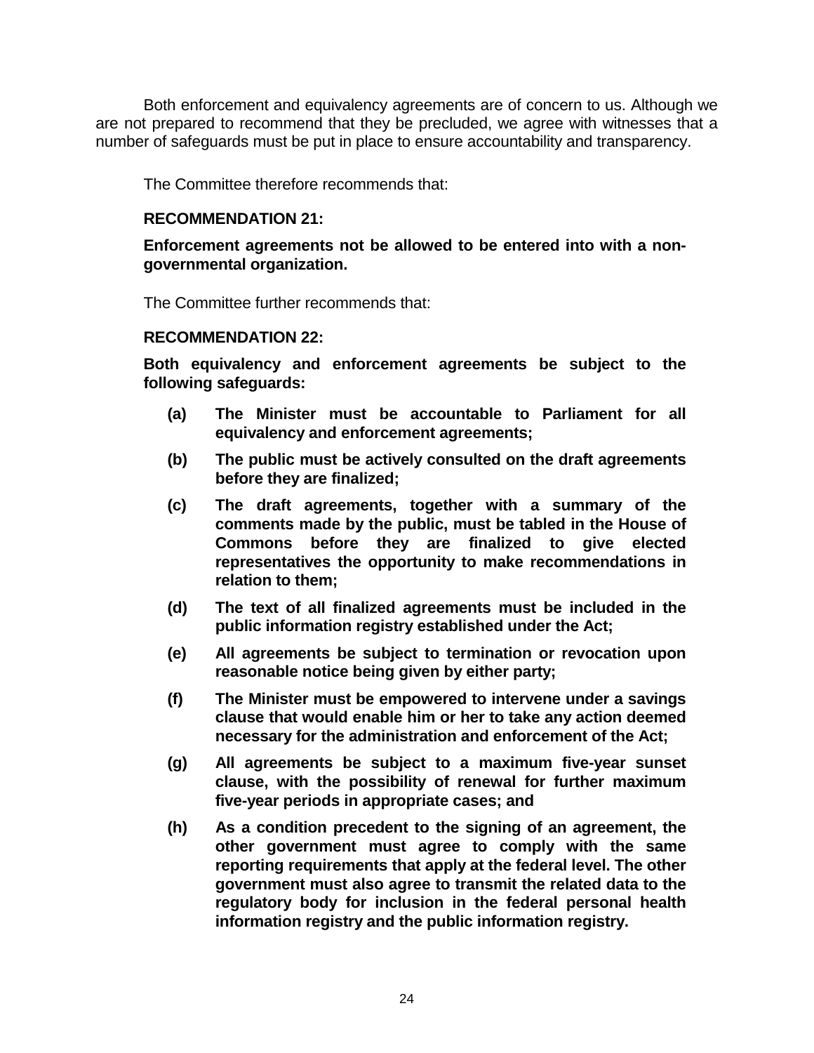Both enforcement and equivalency agreements are of concern to us. Although we are not prepared to recommend that they be precluded, we agree with witnesses that a number of safeguards must be put in place to ensure accountability and transparency.

The Committee therefore recommends that:

**RECOMMENDATION 21:**

**Enforcement agreements not be allowed to be entered into with a non-governmental organization.**

The Committee further recommends that:

**RECOMMENDATION 22:**

**Both equivalency and enforcement agreements be subject to the following safeguards:**

**(a)** **The Minister must be accountable to Parliament for all equivalency and enforcement agreements;**

**(b)** **The public must be actively consulted on the draft agreements before they are finalized;**

**(c)** **The draft agreements, together with a summary of the comments made by the public, must be tabled in the House of Commons before they are finalized to give elected representatives the opportunity to make recommendations in relation to them;**

**(d)** **The text of all finalized agreements must be included in the public information registry established under the Act;**

**(e)** **All agreements be subject to termination or revocation upon reasonable notice being given by either party;**

**(f)** **The Minister must be empowered to intervene under a savings clause that would enable him or her to take any action deemed necessary for the administration and enforcement of the Act;**

**(g)** **All agreements be subject to a maximum five-year sunset clause, with the possibility of renewal for further maximum five-year periods in appropriate cases; and**

**(h)** **As a condition precedent to the signing of an agreement, the other government must agree to comply with the same reporting requirements that apply at the federal level. The other government must also agree to transmit the related data to the regulatory body for inclusion in the federal personal health information registry and the public information registry.**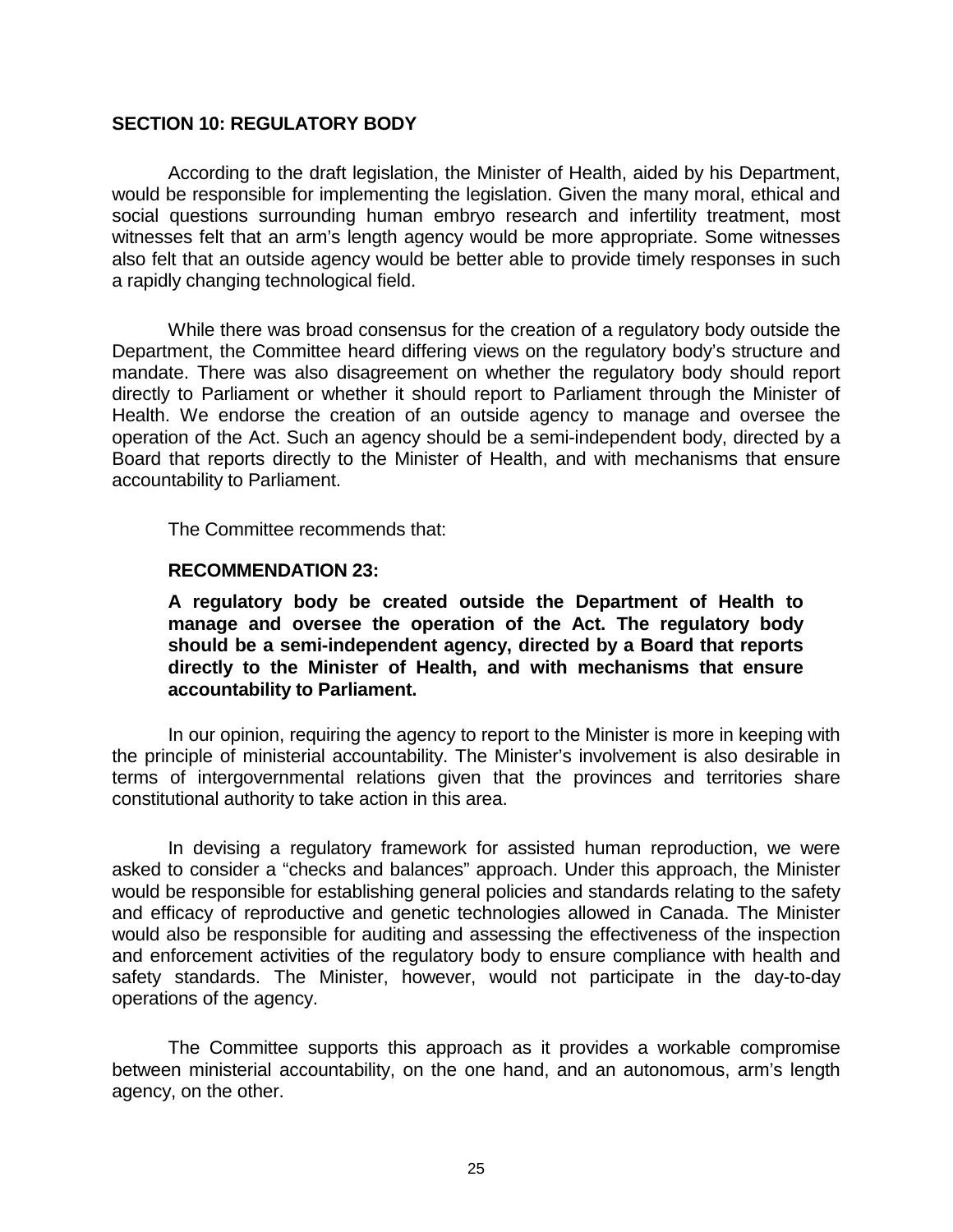## SECTION 10: REGULATORY BODY

According to the draft legislation, the Minister of Health, aided by his Department, would be responsible for implementing the legislation. Given the many moral, ethical and social questions surrounding human embryo research and infertility treatment, most witnesses felt that an arm's length agency would be more appropriate. Some witnesses also felt that an outside agency would be better able to provide timely responses in such a rapidly changing technological field.

While there was broad consensus for the creation of a regulatory body outside the Department, the Committee heard differing views on the regulatory body's structure and mandate. There was also disagreement on whether the regulatory body should report directly to Parliament or whether it should report to Parliament through the Minister of Health. We endorse the creation of an outside agency to manage and oversee the operation of the Act. Such an agency should be a semi-independent body, directed by a Board that reports directly to the Minister of Health, and with mechanisms that ensure accountability to Parliament.

The Committee recommends that:

**RECOMMENDATION 23:**

**A regulatory body be created outside the Department of Health to manage and oversee the operation of the Act. The regulatory body should be a semi-independent agency, directed by a Board that reports directly to the Minister of Health, and with mechanisms that ensure accountability to Parliament.**

In our opinion, requiring the agency to report to the Minister is more in keeping with the principle of ministerial accountability. The Minister's involvement is also desirable in terms of intergovernmental relations given that the provinces and territories share constitutional authority to take action in this area.

In devising a regulatory framework for assisted human reproduction, we were asked to consider a "checks and balances" approach. Under this approach, the Minister would be responsible for establishing general policies and standards relating to the safety and efficacy of reproductive and genetic technologies allowed in Canada. The Minister would also be responsible for auditing and assessing the effectiveness of the inspection and enforcement activities of the regulatory body to ensure compliance with health and safety standards. The Minister, however, would not participate in the day-to-day operations of the agency.

The Committee supports this approach as it provides a workable compromise between ministerial accountability, on the one hand, and an autonomous, arm's length agency, on the other.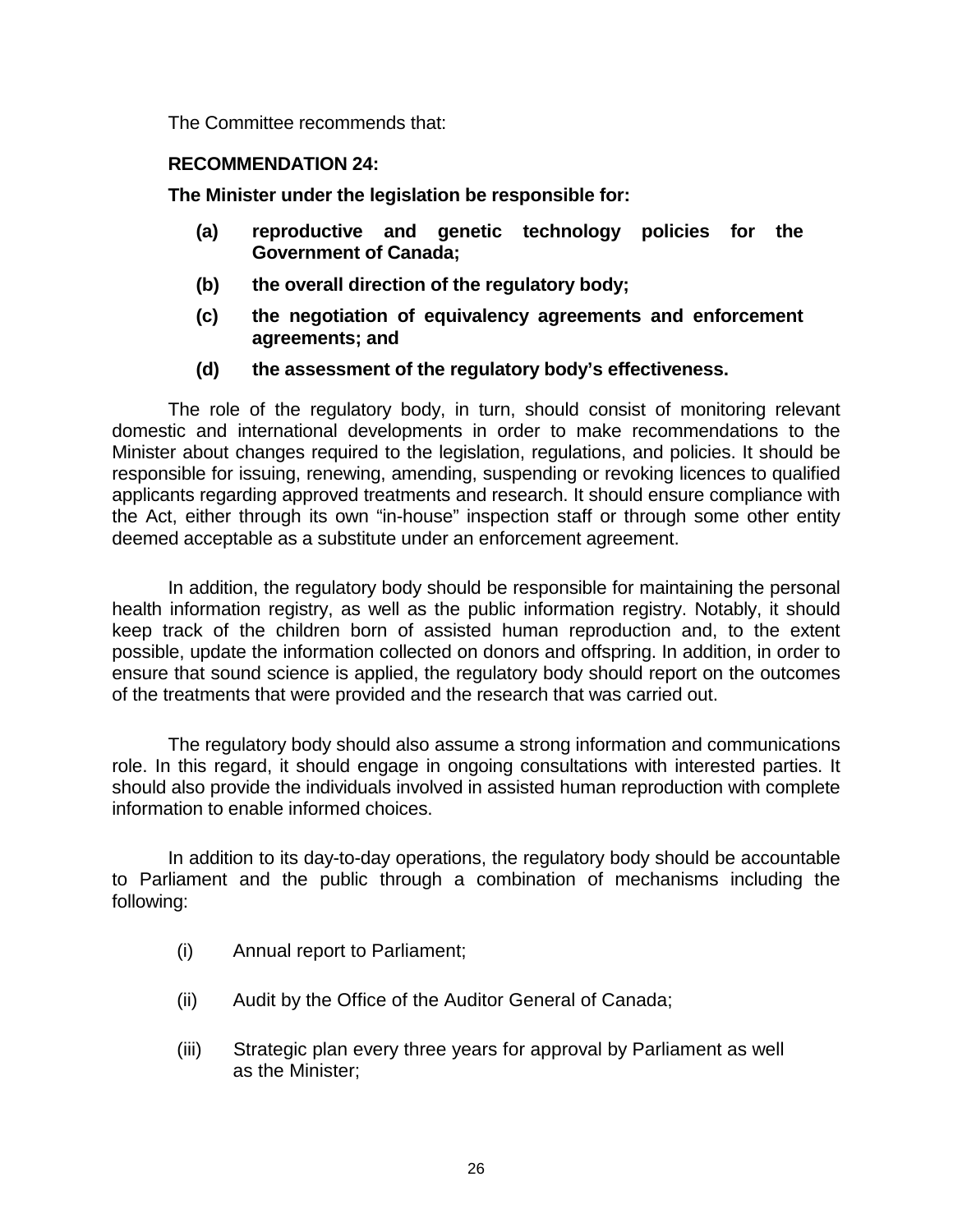The Committee recommends that:

**RECOMMENDATION 24:**

**The Minister under the legislation be responsible for:**

- **(a) reproductive and genetic technology policies for the Government of Canada;**
- **(b) the overall direction of the regulatory body;**
- **(c) the negotiation of equivalency agreements and enforcement agreements; and**
- **(d) the assessment of the regulatory body's effectiveness.**

The role of the regulatory body, in turn, should consist of monitoring relevant domestic and international developments in order to make recommendations to the Minister about changes required to the legislation, regulations, and policies. It should be responsible for issuing, renewing, amending, suspending or revoking licences to qualified applicants regarding approved treatments and research. It should ensure compliance with the Act, either through its own "in-house" inspection staff or through some other entity deemed acceptable as a substitute under an enforcement agreement.

In addition, the regulatory body should be responsible for maintaining the personal health information registry, as well as the public information registry. Notably, it should keep track of the children born of assisted human reproduction and, to the extent possible, update the information collected on donors and offspring. In addition, in order to ensure that sound science is applied, the regulatory body should report on the outcomes of the treatments that were provided and the research that was carried out.

The regulatory body should also assume a strong information and communications role. In this regard, it should engage in ongoing consultations with interested parties. It should also provide the individuals involved in assisted human reproduction with complete information to enable informed choices.

In addition to its day-to-day operations, the regulatory body should be accountable to Parliament and the public through a combination of mechanisms including the following:

- (i) Annual report to Parliament;
- (ii) Audit by the Office of the Auditor General of Canada;
- (iii) Strategic plan every three years for approval by Parliament as well as the Minister;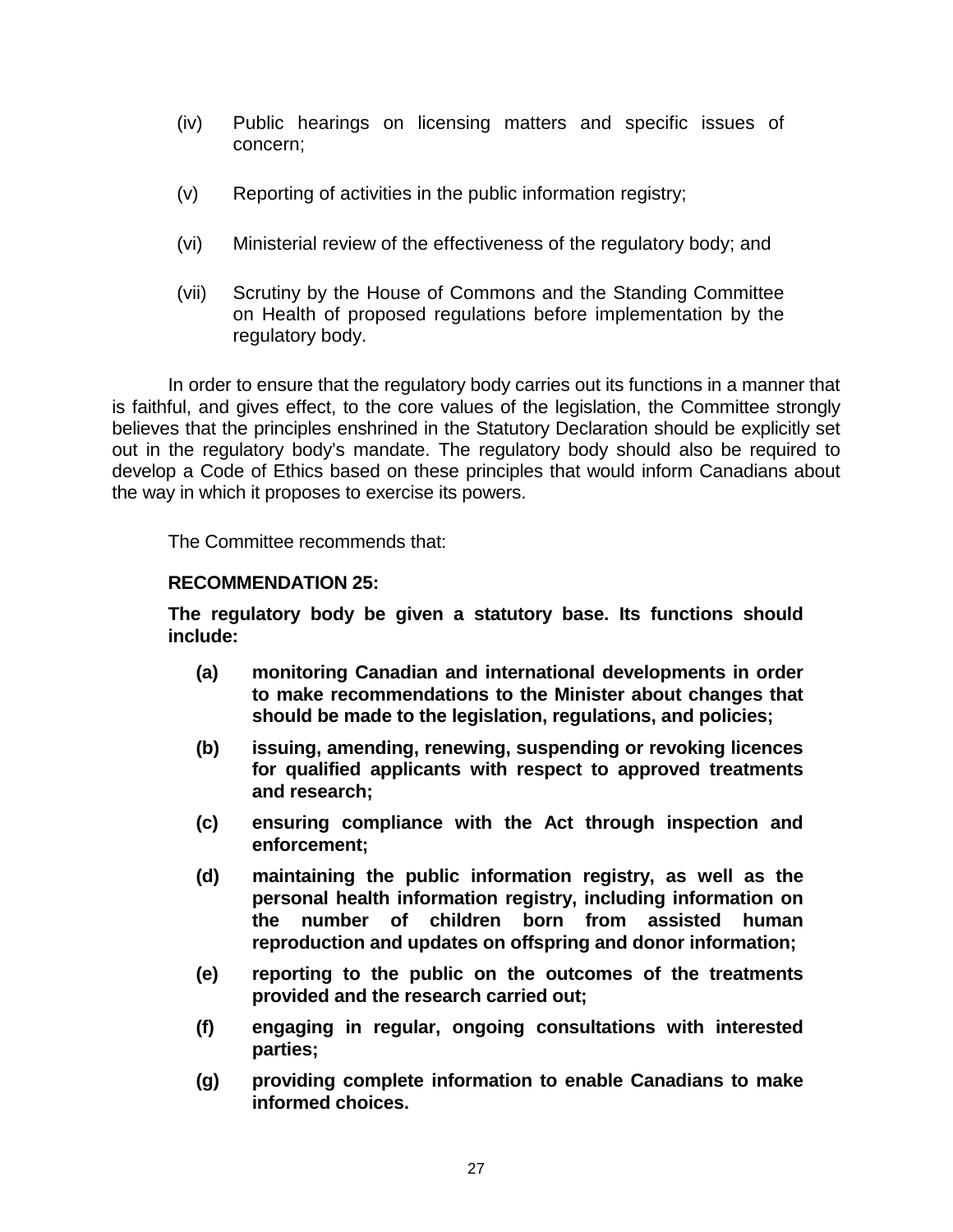(iv) Public hearings on licensing matters and specific issues of concern;

(v) Reporting of activities in the public information registry;

(vi) Ministerial review of the effectiveness of the regulatory body; and

(vii) Scrutiny by the House of Commons and the Standing Committee on Health of proposed regulations before implementation by the regulatory body.

In order to ensure that the regulatory body carries out its functions in a manner that is faithful, and gives effect, to the core values of the legislation, the Committee strongly believes that the principles enshrined in the Statutory Declaration should be explicitly set out in the regulatory body's mandate. The regulatory body should also be required to develop a Code of Ethics based on these principles that would inform Canadians about the way in which it proposes to exercise its powers.

The Committee recommends that:

**RECOMMENDATION 25:**

**The regulatory body be given a statutory base. Its functions should include:**

**(a) monitoring Canadian and international developments in order to make recommendations to the Minister about changes that should be made to the legislation, regulations, and policies;**

**(b) issuing, amending, renewing, suspending or revoking licences for qualified applicants with respect to approved treatments and research;**

**(c) ensuring compliance with the Act through inspection and enforcement;**

**(d) maintaining the public information registry, as well as the personal health information registry, including information on the number of children born from assisted human reproduction and updates on offspring and donor information;**

**(e) reporting to the public on the outcomes of the treatments provided and the research carried out;**

**(f) engaging in regular, ongoing consultations with interested parties;**

**(g) providing complete information to enable Canadians to make informed choices.**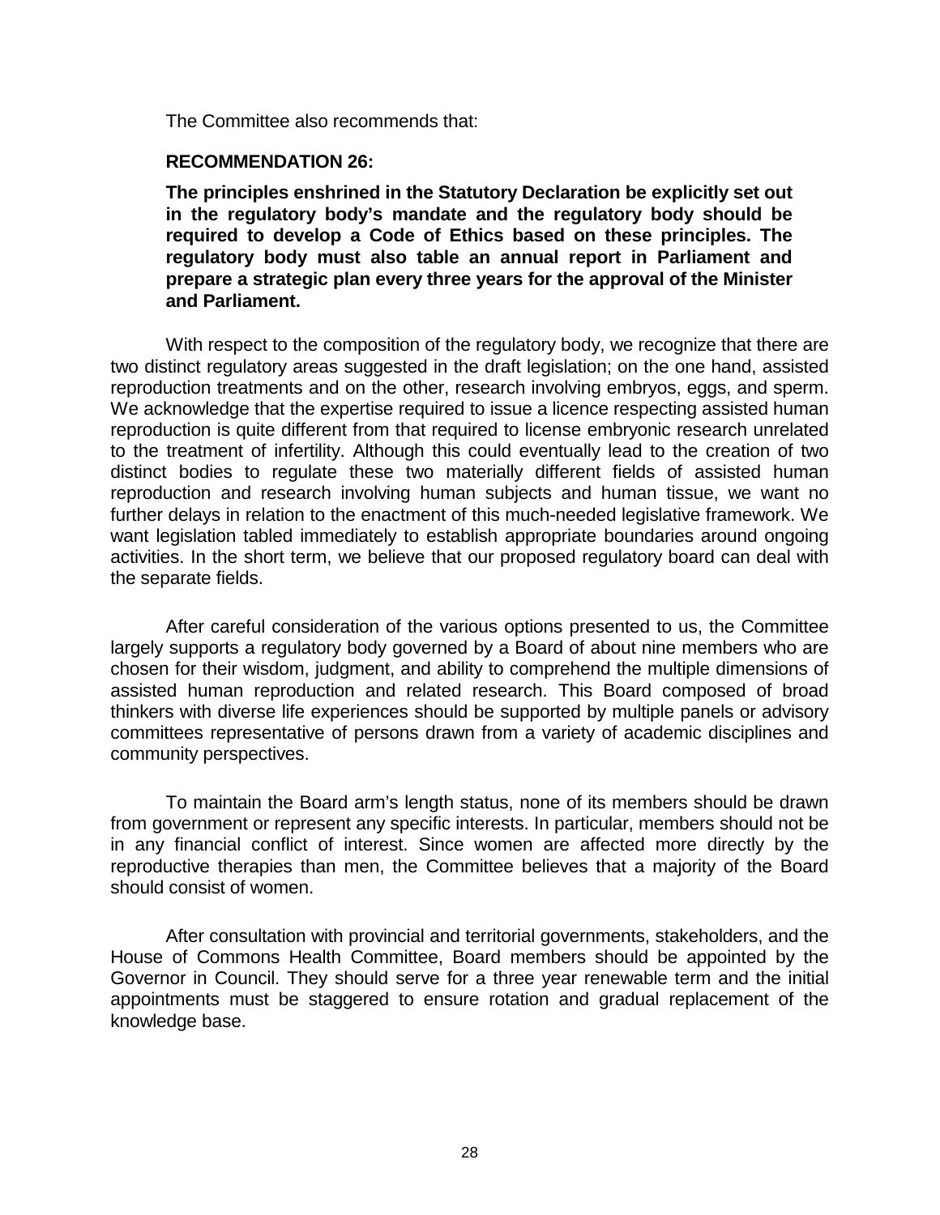The Committee also recommends that:

**RECOMMENDATION 26:**

**The principles enshrined in the Statutory Declaration be explicitly set out in the regulatory body's mandate and the regulatory body should be required to develop a Code of Ethics based on these principles. The regulatory body must also table an annual report in Parliament and prepare a strategic plan every three years for the approval of the Minister and Parliament.**

With respect to the composition of the regulatory body, we recognize that there are two distinct regulatory areas suggested in the draft legislation; on the one hand, assisted reproduction treatments and on the other, research involving embryos, eggs, and sperm. We acknowledge that the expertise required to issue a licence respecting assisted human reproduction is quite different from that required to license embryonic research unrelated to the treatment of infertility. Although this could eventually lead to the creation of two distinct bodies to regulate these two materially different fields of assisted human reproduction and research involving human subjects and human tissue, we want no further delays in relation to the enactment of this much-needed legislative framework. We want legislation tabled immediately to establish appropriate boundaries around ongoing activities. In the short term, we believe that our proposed regulatory board can deal with the separate fields.

After careful consideration of the various options presented to us, the Committee largely supports a regulatory body governed by a Board of about nine members who are chosen for their wisdom, judgment, and ability to comprehend the multiple dimensions of assisted human reproduction and related research. This Board composed of broad thinkers with diverse life experiences should be supported by multiple panels or advisory committees representative of persons drawn from a variety of academic disciplines and community perspectives.

To maintain the Board arm's length status, none of its members should be drawn from government or represent any specific interests. In particular, members should not be in any financial conflict of interest. Since women are affected more directly by the reproductive therapies than men, the Committee believes that a majority of the Board should consist of women.

After consultation with provincial and territorial governments, stakeholders, and the House of Commons Health Committee, Board members should be appointed by the Governor in Council. They should serve for a three year renewable term and the initial appointments must be staggered to ensure rotation and gradual replacement of the knowledge base.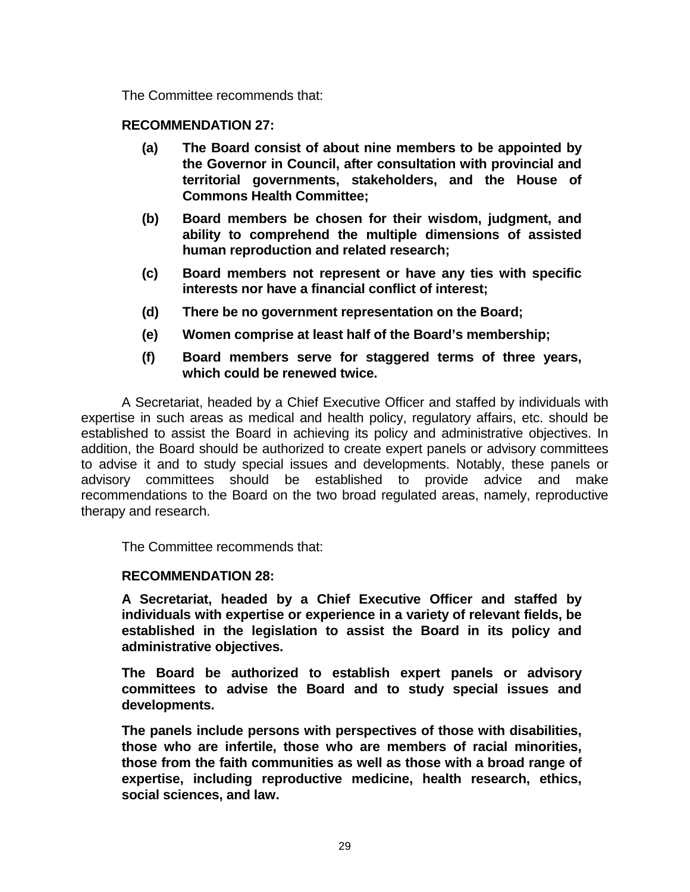The Committee recommends that:

**RECOMMENDATION 27:**

- **(a) The Board consist of about nine members to be appointed by the Governor in Council, after consultation with provincial and territorial governments, stakeholders, and the House of Commons Health Committee;**
- **(b) Board members be chosen for their wisdom, judgment, and ability to comprehend the multiple dimensions of assisted human reproduction and related research;**
- **(c) Board members not represent or have any ties with specific interests nor have a financial conflict of interest;**
- **(d) There be no government representation on the Board;**
- **(e) Women comprise at least half of the Board's membership;**
- **(f) Board members serve for staggered terms of three years, which could be renewed twice.**

A Secretariat, headed by a Chief Executive Officer and staffed by individuals with expertise in such areas as medical and health policy, regulatory affairs, etc. should be established to assist the Board in achieving its policy and administrative objectives. In addition, the Board should be authorized to create expert panels or advisory committees to advise it and to study special issues and developments. Notably, these panels or advisory committees should be established to provide advice and make recommendations to the Board on the two broad regulated areas, namely, reproductive therapy and research.

The Committee recommends that:

**RECOMMENDATION 28:**

**A Secretariat, headed by a Chief Executive Officer and staffed by individuals with expertise or experience in a variety of relevant fields, be established in the legislation to assist the Board in its policy and administrative objectives.**

**The Board be authorized to establish expert panels or advisory committees to advise the Board and to study special issues and developments.**

**The panels include persons with perspectives of those with disabilities, those who are infertile, those who are members of racial minorities, those from the faith communities as well as those with a broad range of expertise, including reproductive medicine, health research, ethics, social sciences, and law.**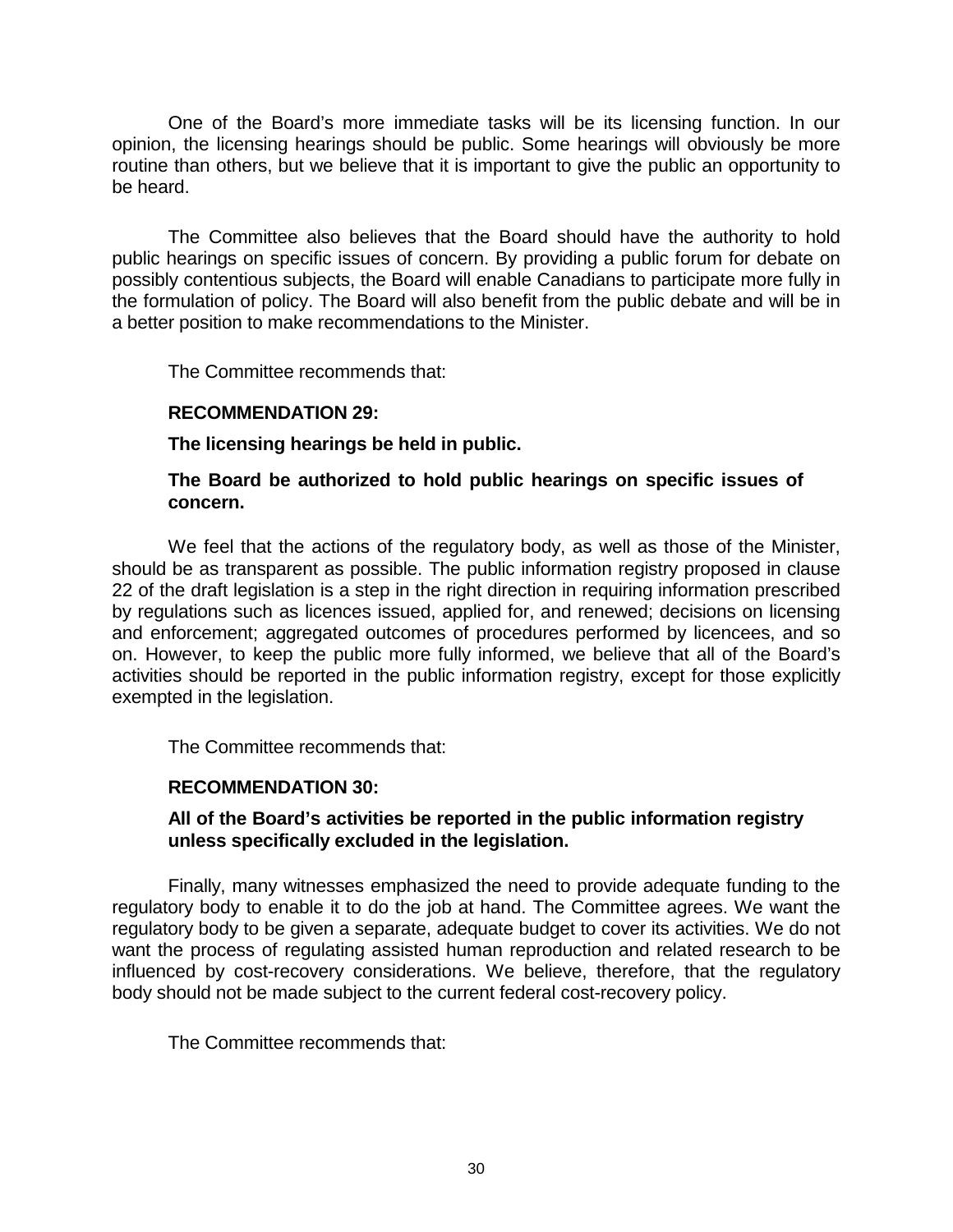One of the Board's more immediate tasks will be its licensing function. In our opinion, the licensing hearings should be public. Some hearings will obviously be more routine than others, but we believe that it is important to give the public an opportunity to be heard.

The Committee also believes that the Board should have the authority to hold public hearings on specific issues of concern. By providing a public forum for debate on possibly contentious subjects, the Board will enable Canadians to participate more fully in the formulation of policy. The Board will also benefit from the public debate and will be in a better position to make recommendations to the Minister.

The Committee recommends that:

**RECOMMENDATION 29:**

**The licensing hearings be held in public.**

**The Board be authorized to hold public hearings on specific issues of concern.**

We feel that the actions of the regulatory body, as well as those of the Minister, should be as transparent as possible. The public information registry proposed in clause 22 of the draft legislation is a step in the right direction in requiring information prescribed by regulations such as licences issued, applied for, and renewed; decisions on licensing and enforcement; aggregated outcomes of procedures performed by licencees, and so on. However, to keep the public more fully informed, we believe that all of the Board's activities should be reported in the public information registry, except for those explicitly exempted in the legislation.

The Committee recommends that:

**RECOMMENDATION 30:**

**All of the Board's activities be reported in the public information registry unless specifically excluded in the legislation.**

Finally, many witnesses emphasized the need to provide adequate funding to the regulatory body to enable it to do the job at hand. The Committee agrees. We want the regulatory body to be given a separate, adequate budget to cover its activities. We do not want the process of regulating assisted human reproduction and related research to be influenced by cost-recovery considerations. We believe, therefore, that the regulatory body should not be made subject to the current federal cost-recovery policy.

The Committee recommends that: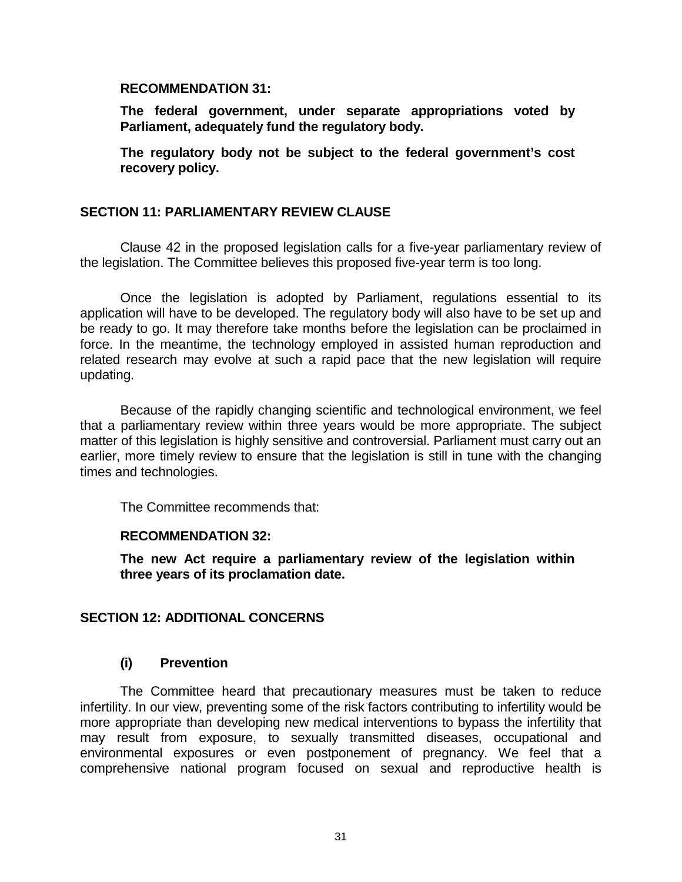**RECOMMENDATION 31:**

**The federal government, under separate appropriations voted by Parliament, adequately fund the regulatory body.**

**The regulatory body not be subject to the federal government's cost recovery policy.**

## SECTION 11: PARLIAMENTARY REVIEW CLAUSE

Clause 42 in the proposed legislation calls for a five-year parliamentary review of the legislation. The Committee believes this proposed five-year term is too long.

Once the legislation is adopted by Parliament, regulations essential to its application will have to be developed. The regulatory body will also have to be set up and be ready to go. It may therefore take months before the legislation can be proclaimed in force. In the meantime, the technology employed in assisted human reproduction and related research may evolve at such a rapid pace that the new legislation will require updating.

Because of the rapidly changing scientific and technological environment, we feel that a parliamentary review within three years would be more appropriate. The subject matter of this legislation is highly sensitive and controversial. Parliament must carry out an earlier, more timely review to ensure that the legislation is still in tune with the changing times and technologies.

The Committee recommends that:

**RECOMMENDATION 32:**

**The new Act require a parliamentary review of the legislation within three years of its proclamation date.**

## SECTION 12: ADDITIONAL CONCERNS

### (i) Prevention

The Committee heard that precautionary measures must be taken to reduce infertility. In our view, preventing some of the risk factors contributing to infertility would be more appropriate than developing new medical interventions to bypass the infertility that may result from exposure, to sexually transmitted diseases, occupational and environmental exposures or even postponement of pregnancy. We feel that a comprehensive national program focused on sexual and reproductive health is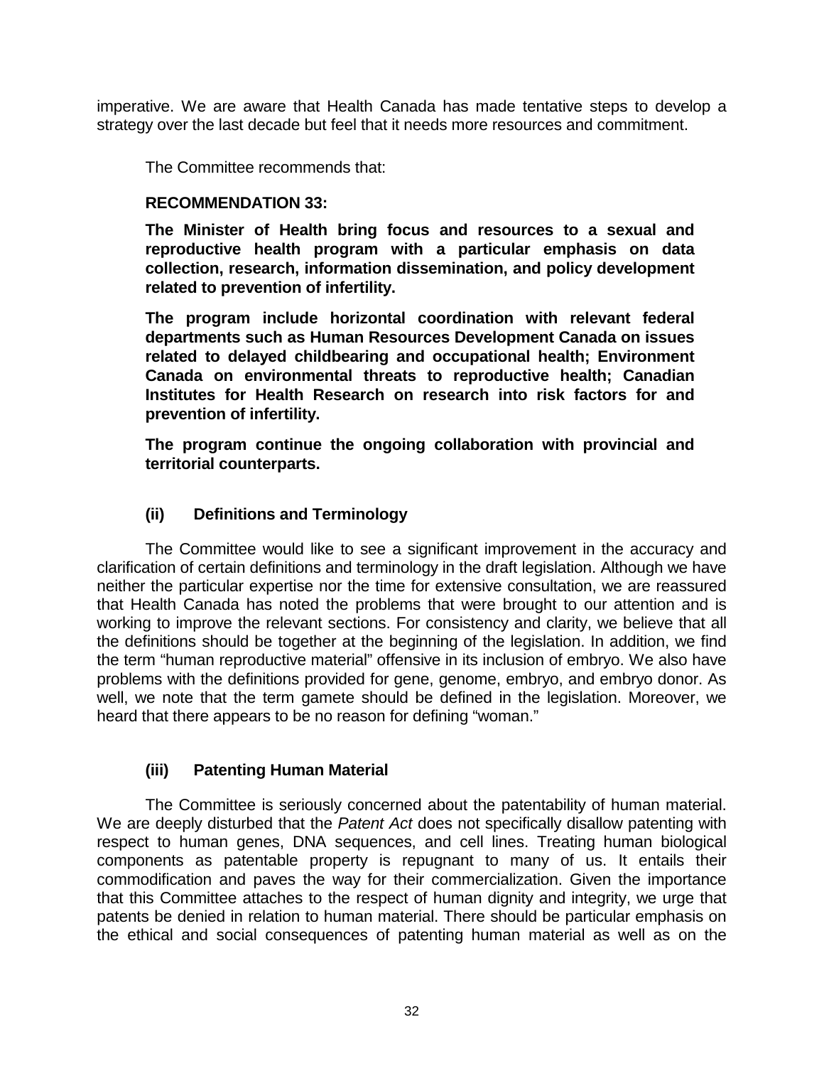imperative. We are aware that Health Canada has made tentative steps to develop a strategy over the last decade but feel that it needs more resources and commitment.

The Committee recommends that:

**RECOMMENDATION 33:**

**The Minister of Health bring focus and resources to a sexual and reproductive health program with a particular emphasis on data collection, research, information dissemination, and policy development related to prevention of infertility.**

**The program include horizontal coordination with relevant federal departments such as Human Resources Development Canada on issues related to delayed childbearing and occupational health; Environment Canada on environmental threats to reproductive health; Canadian Institutes for Health Research on research into risk factors for and prevention of infertility.**

**The program continue the ongoing collaboration with provincial and territorial counterparts.**

### (ii) Definitions and Terminology

The Committee would like to see a significant improvement in the accuracy and clarification of certain definitions and terminology in the draft legislation. Although we have neither the particular expertise nor the time for extensive consultation, we are reassured that Health Canada has noted the problems that were brought to our attention and is working to improve the relevant sections. For consistency and clarity, we believe that all the definitions should be together at the beginning of the legislation. In addition, we find the term "human reproductive material" offensive in its inclusion of embryo. We also have problems with the definitions provided for gene, genome, embryo, and embryo donor. As well, we note that the term gamete should be defined in the legislation. Moreover, we heard that there appears to be no reason for defining "woman."

### (iii) Patenting Human Material

The Committee is seriously concerned about the patentability of human material. We are deeply disturbed that the *Patent Act* does not specifically disallow patenting with respect to human genes, DNA sequences, and cell lines. Treating human biological components as patentable property is repugnant to many of us. It entails their commodification and paves the way for their commercialization. Given the importance that this Committee attaches to the respect of human dignity and integrity, we urge that patents be denied in relation to human material. There should be particular emphasis on the ethical and social consequences of patenting human material as well as on the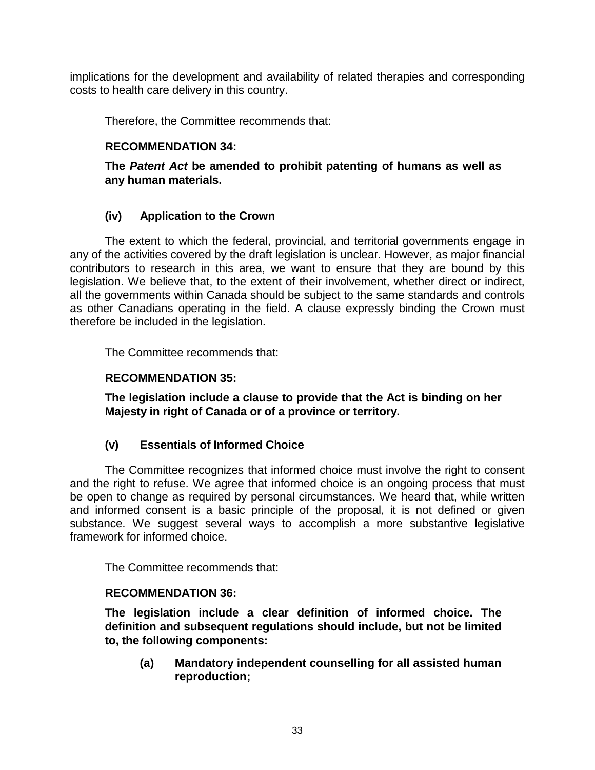implications for the development and availability of related therapies and corresponding costs to health care delivery in this country.

Therefore, the Committee recommends that:

**RECOMMENDATION 34:**

**The *Patent Act* be amended to prohibit patenting of humans as well as any human materials.**

### (iv) Application to the Crown

The extent to which the federal, provincial, and territorial governments engage in any of the activities covered by the draft legislation is unclear. However, as major financial contributors to research in this area, we want to ensure that they are bound by this legislation. We believe that, to the extent of their involvement, whether direct or indirect, all the governments within Canada should be subject to the same standards and controls as other Canadians operating in the field. A clause expressly binding the Crown must therefore be included in the legislation.

The Committee recommends that:

**RECOMMENDATION 35:**

**The legislation include a clause to provide that the Act is binding on her Majesty in right of Canada or of a province or territory.**

### (v) Essentials of Informed Choice

The Committee recognizes that informed choice must involve the right to consent and the right to refuse. We agree that informed choice is an ongoing process that must be open to change as required by personal circumstances. We heard that, while written and informed consent is a basic principle of the proposal, it is not defined or given substance. We suggest several ways to accomplish a more substantive legislative framework for informed choice.

The Committee recommends that:

**RECOMMENDATION 36:**

**The legislation include a clear definition of informed choice. The definition and subsequent regulations should include, but not be limited to, the following components:**

**(a) Mandatory independent counselling for all assisted human reproduction;**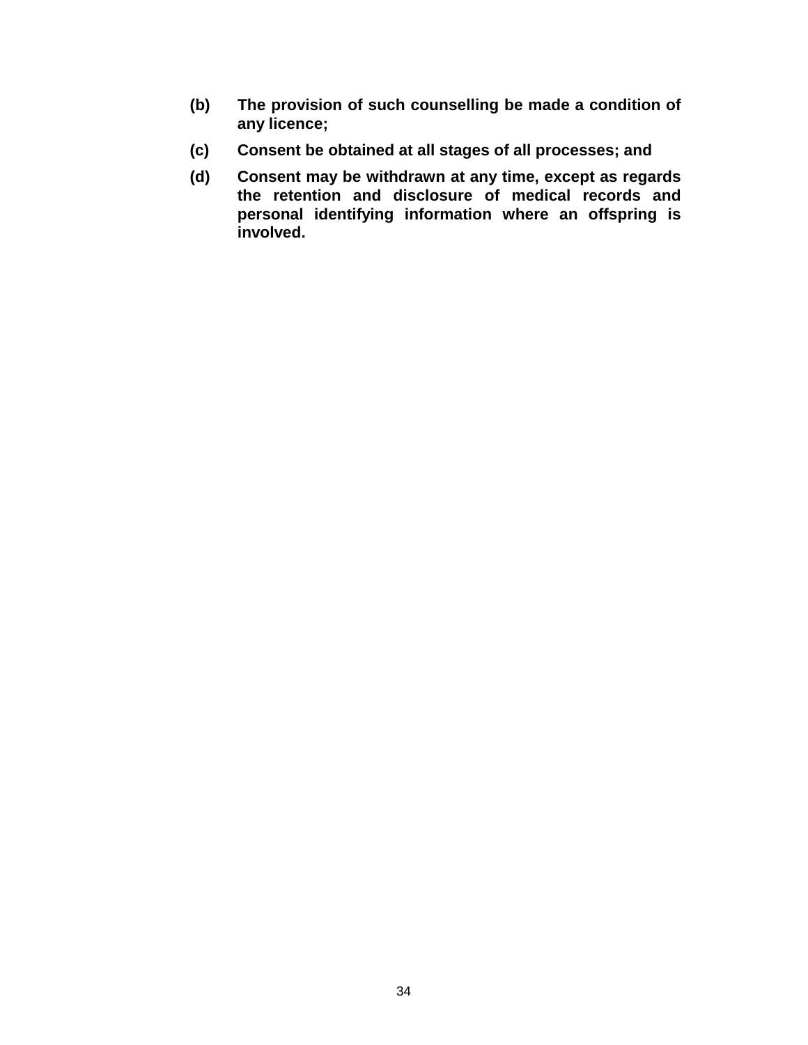**(b)** **The provision of such counselling be made a condition of any licence;**

**(c)** **Consent be obtained at all stages of all processes; and**

**(d)** **Consent may be withdrawn at any time, except as regards the retention and disclosure of medical records and personal identifying information where an offspring is involved.**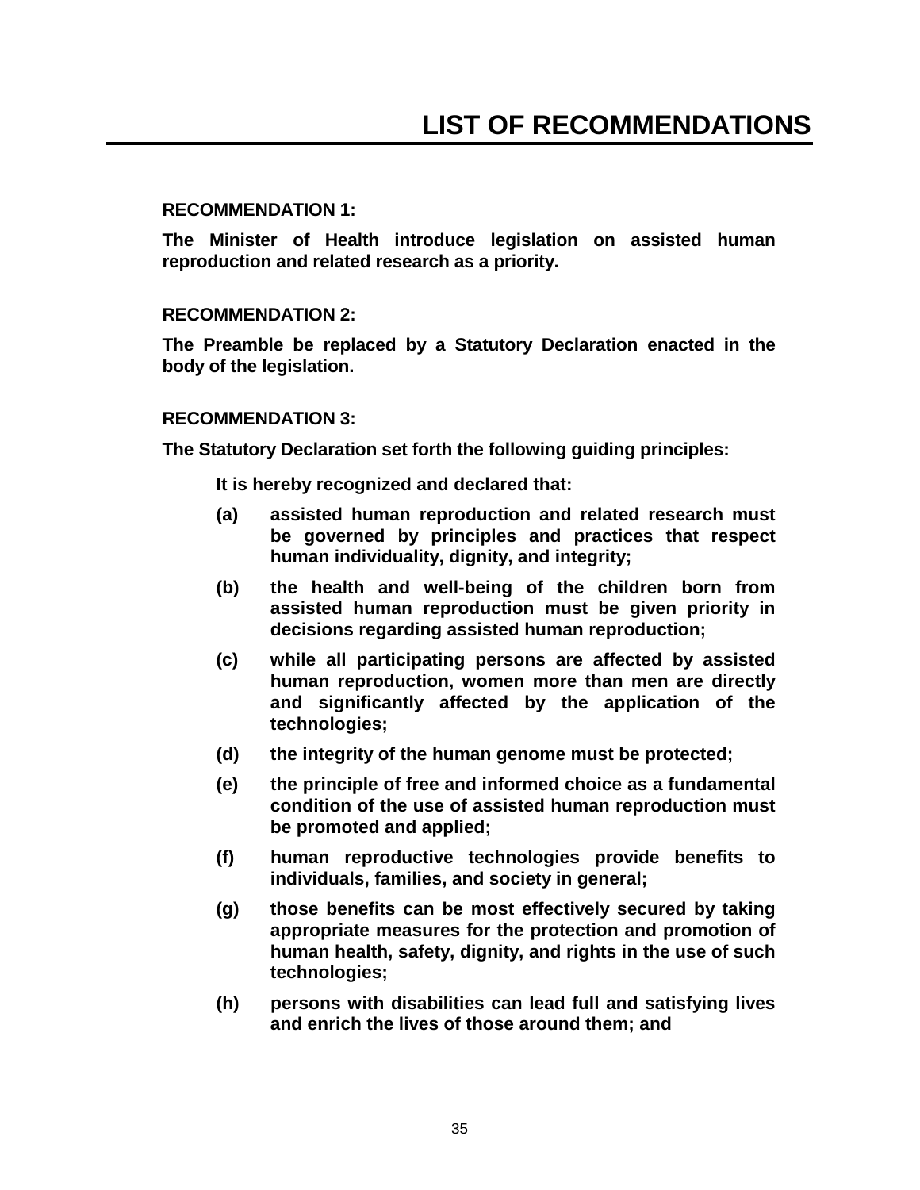# LIST OF RECOMMENDATIONS

**RECOMMENDATION 1:**

**The Minister of Health introduce legislation on assisted human reproduction and related research as a priority.**

**RECOMMENDATION 2:**

**The Preamble be replaced by a Statutory Declaration enacted in the body of the legislation.**

**RECOMMENDATION 3:**

**The Statutory Declaration set forth the following guiding principles:**

> **It is hereby recognized and declared that:**
>
> **(a)** **assisted human reproduction and related research must be governed by principles and practices that respect human individuality, dignity, and integrity;**
>
> **(b)** **the health and well-being of the children born from assisted human reproduction must be given priority in decisions regarding assisted human reproduction;**
>
> **(c)** **while all participating persons are affected by assisted human reproduction, women more than men are directly and significantly affected by the application of the technologies;**
>
> **(d)** **the integrity of the human genome must be protected;**
>
> **(e)** **the principle of free and informed choice as a fundamental condition of the use of assisted human reproduction must be promoted and applied;**
>
> **(f)** **human reproductive technologies provide benefits to individuals, families, and society in general;**
>
> **(g)** **those benefits can be most effectively secured by taking appropriate measures for the protection and promotion of human health, safety, dignity, and rights in the use of such technologies;**
>
> **(h)** **persons with disabilities can lead full and satisfying lives and enrich the lives of those around them; and**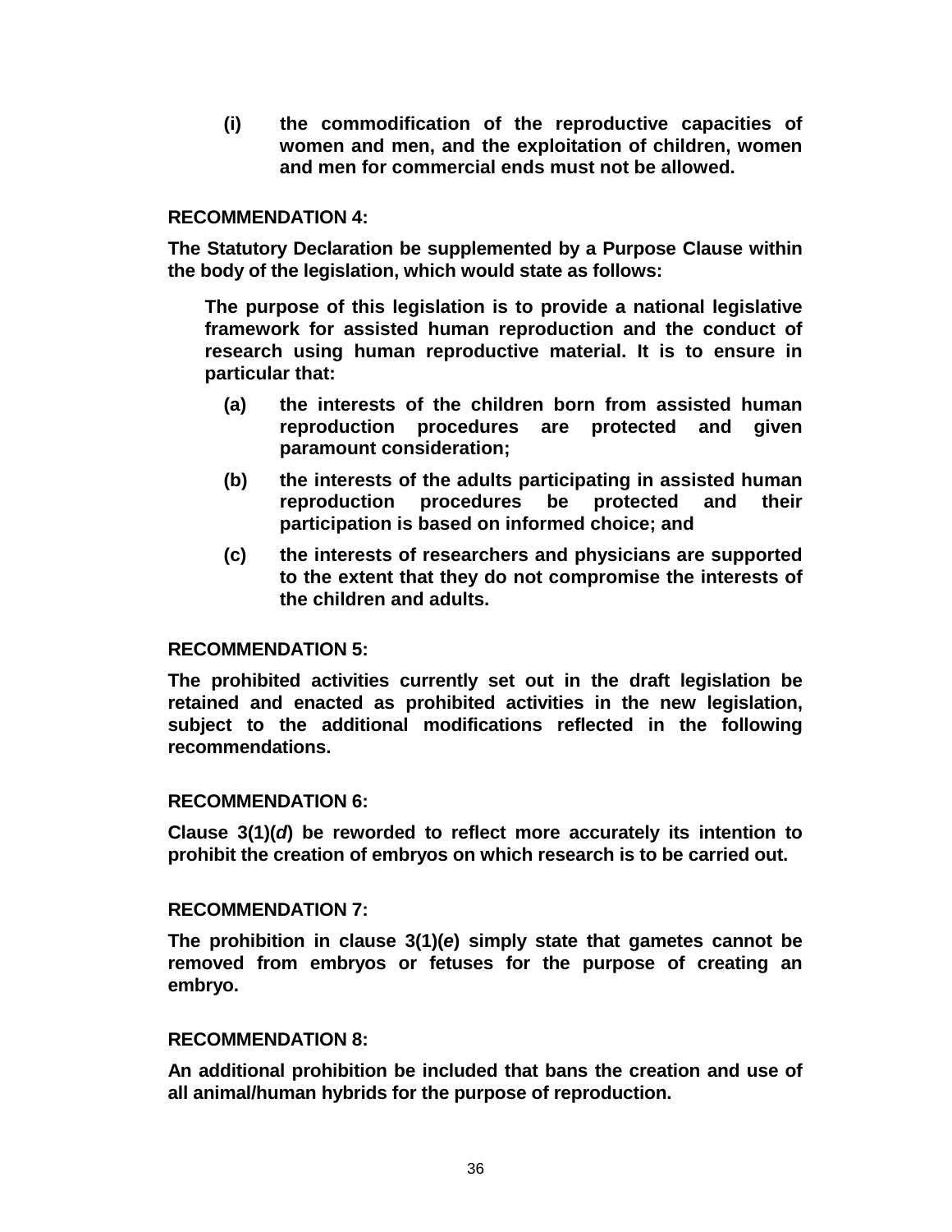**(i) the commodification of the reproductive capacities of women and men, and the exploitation of children, women and men for commercial ends must not be allowed.**

**RECOMMENDATION 4:**

**The Statutory Declaration be supplemented by a Purpose Clause within the body of the legislation, which would state as follows:**

> **The purpose of this legislation is to provide a national legislative framework for assisted human reproduction and the conduct of research using human reproductive material. It is to ensure in particular that:**
>
> **(a) the interests of the children born from assisted human reproduction procedures are protected and given paramount consideration;**
>
> **(b) the interests of the adults participating in assisted human reproduction procedures be protected and their participation is based on informed choice; and**
>
> **(c) the interests of researchers and physicians are supported to the extent that they do not compromise the interests of the children and adults.**

**RECOMMENDATION 5:**

**The prohibited activities currently set out in the draft legislation be retained and enacted as prohibited activities in the new legislation, subject to the additional modifications reflected in the following recommendations.**

**RECOMMENDATION 6:**

**Clause 3(1)(*d*) be reworded to reflect more accurately its intention to prohibit the creation of embryos on which research is to be carried out.**

**RECOMMENDATION 7:**

**The prohibition in clause 3(1)(*e*) simply state that gametes cannot be removed from embryos or fetuses for the purpose of creating an embryo.**

**RECOMMENDATION 8:**

**An additional prohibition be included that bans the creation and use of all animal/human hybrids for the purpose of reproduction.**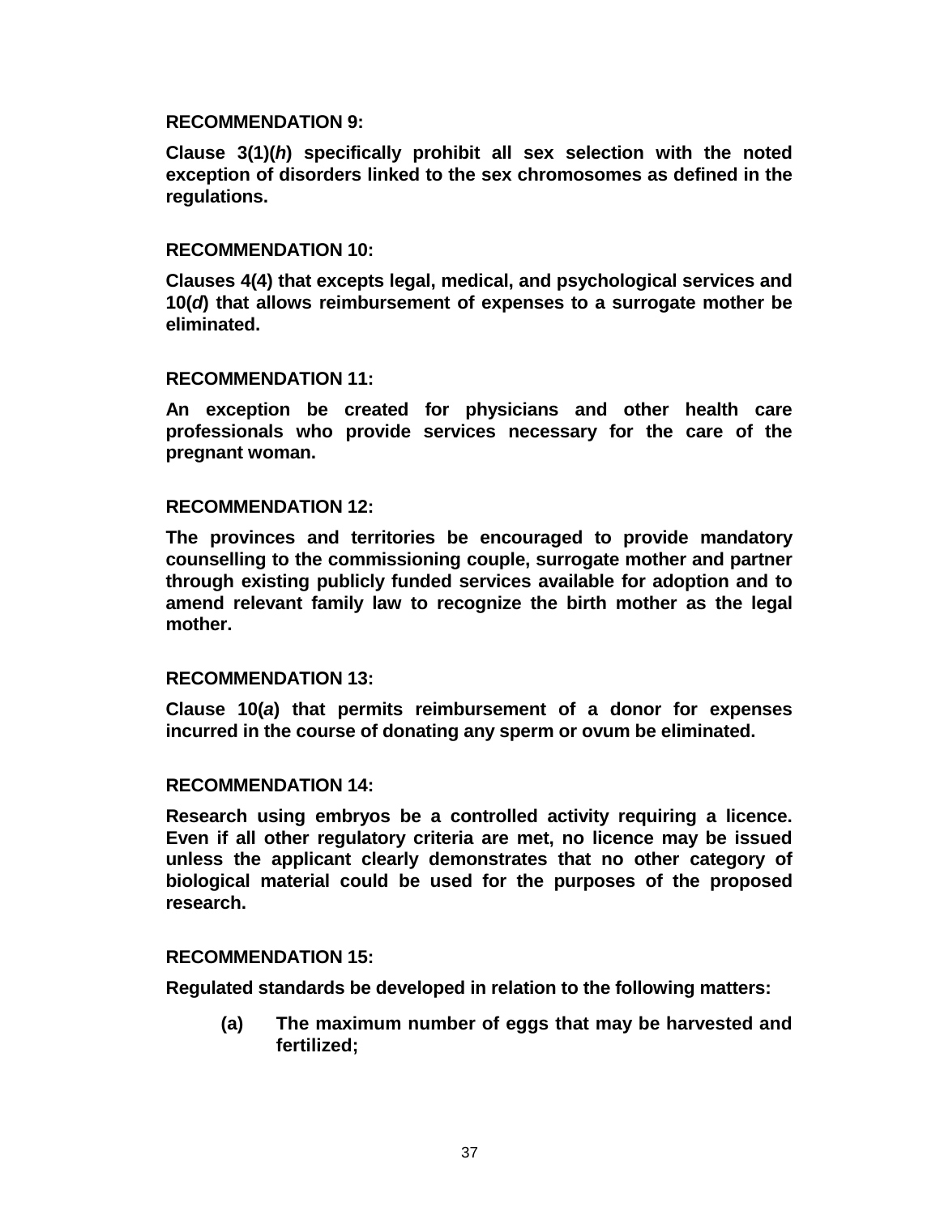**RECOMMENDATION 9:**

**Clause 3(1)(*h*) specifically prohibit all sex selection with the noted exception of disorders linked to the sex chromosomes as defined in the regulations.**

**RECOMMENDATION 10:**

**Clauses 4(4) that excepts legal, medical, and psychological services and 10(*d*) that allows reimbursement of expenses to a surrogate mother be eliminated.**

**RECOMMENDATION 11:**

**An exception be created for physicians and other health care professionals who provide services necessary for the care of the pregnant woman.**

**RECOMMENDATION 12:**

**The provinces and territories be encouraged to provide mandatory counselling to the commissioning couple, surrogate mother and partner through existing publicly funded services available for adoption and to amend relevant family law to recognize the birth mother as the legal mother.**

**RECOMMENDATION 13:**

**Clause 10(*a*) that permits reimbursement of a donor for expenses incurred in the course of donating any sperm or ovum be eliminated.**

**RECOMMENDATION 14:**

**Research using embryos be a controlled activity requiring a licence. Even if all other regulatory criteria are met, no licence may be issued unless the applicant clearly demonstrates that no other category of biological material could be used for the purposes of the proposed research.**

**RECOMMENDATION 15:**

**Regulated standards be developed in relation to the following matters:**

- **(a) The maximum number of eggs that may be harvested and fertilized;**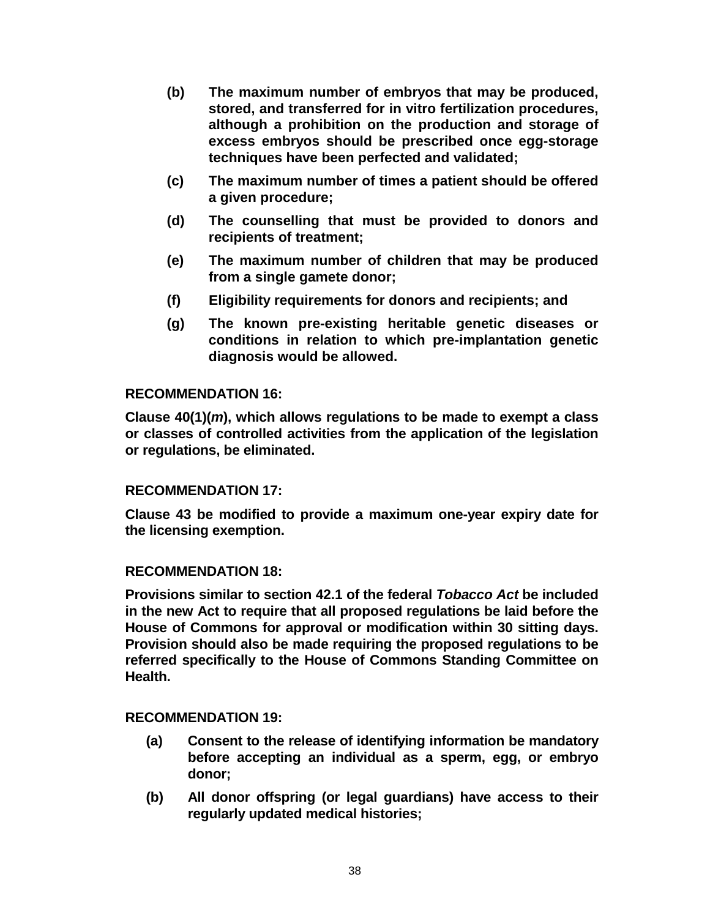**(b)** **The maximum number of embryos that may be produced, stored, and transferred for in vitro fertilization procedures, although a prohibition on the production and storage of excess embryos should be prescribed once egg-storage techniques have been perfected and validated;**

**(c)** **The maximum number of times a patient should be offered a given procedure;**

**(d)** **The counselling that must be provided to donors and recipients of treatment;**

**(e)** **The maximum number of children that may be produced from a single gamete donor;**

**(f)** **Eligibility requirements for donors and recipients; and**

**(g)** **The known pre-existing heritable genetic diseases or conditions in relation to which pre-implantation genetic diagnosis would be allowed.**

**RECOMMENDATION 16:**

**Clause 40(1)(*m*), which allows regulations to be made to exempt a class or classes of controlled activities from the application of the legislation or regulations, be eliminated.**

**RECOMMENDATION 17:**

**Clause 43 be modified to provide a maximum one-year expiry date for the licensing exemption.**

**RECOMMENDATION 18:**

**Provisions similar to section 42.1 of the federal *Tobacco Act* be included in the new Act to require that all proposed regulations be laid before the House of Commons for approval or modification within 30 sitting days. Provision should also be made requiring the proposed regulations to be referred specifically to the House of Commons Standing Committee on Health.**

**RECOMMENDATION 19:**

**(a)** **Consent to the release of identifying information be mandatory before accepting an individual as a sperm, egg, or embryo donor;**

**(b)** **All donor offspring (or legal guardians) have access to their regularly updated medical histories;**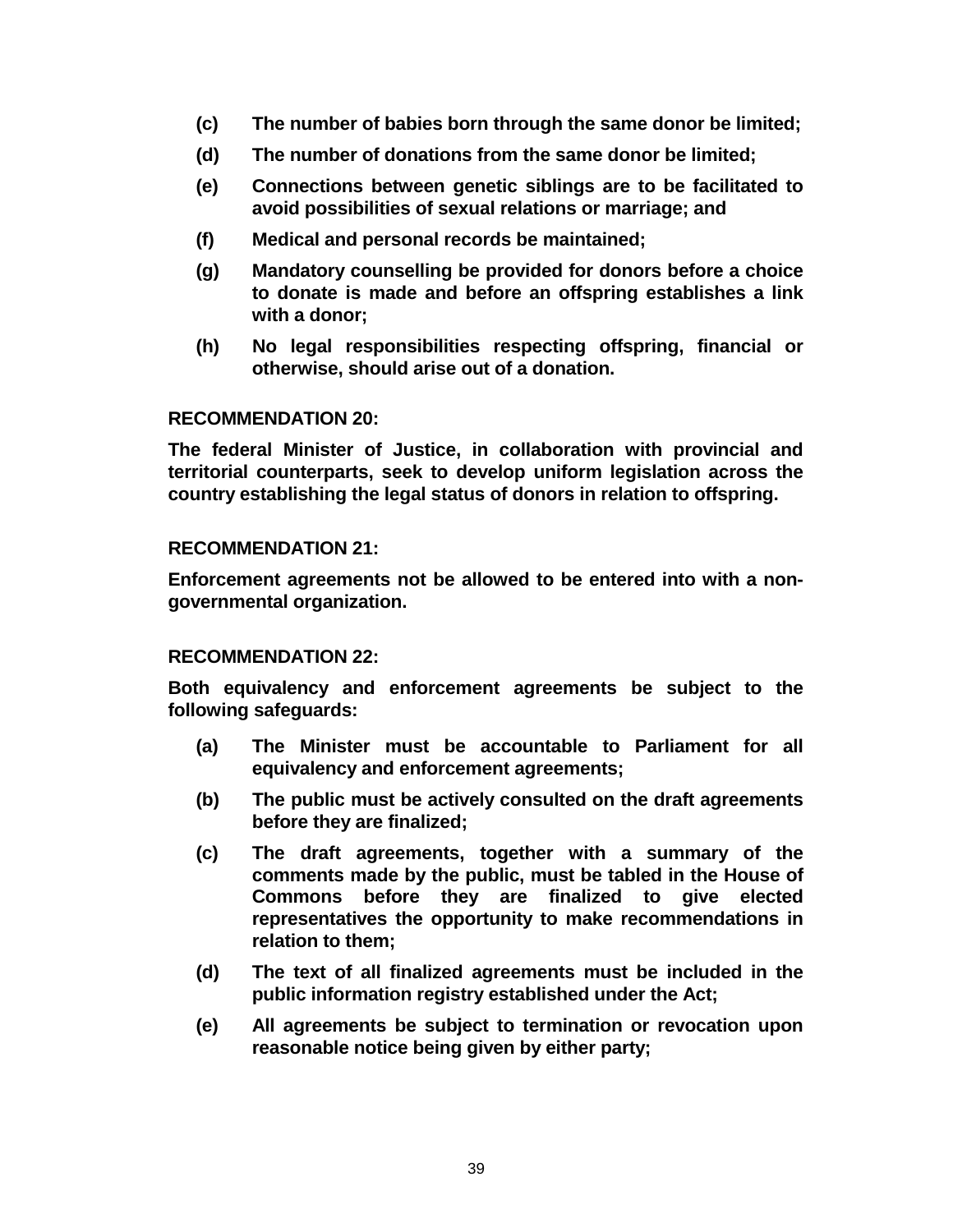**(c) The number of babies born through the same donor be limited;**

**(d) The number of donations from the same donor be limited;**

**(e) Connections between genetic siblings are to be facilitated to avoid possibilities of sexual relations or marriage; and**

**(f) Medical and personal records be maintained;**

**(g) Mandatory counselling be provided for donors before a choice to donate is made and before an offspring establishes a link with a donor;**

**(h) No legal responsibilities respecting offspring, financial or otherwise, should arise out of a donation.**

**RECOMMENDATION 20:**

**The federal Minister of Justice, in collaboration with provincial and territorial counterparts, seek to develop uniform legislation across the country establishing the legal status of donors in relation to offspring.**

**RECOMMENDATION 21:**

**Enforcement agreements not be allowed to be entered into with a non-governmental organization.**

**RECOMMENDATION 22:**

**Both equivalency and enforcement agreements be subject to the following safeguards:**

**(a) The Minister must be accountable to Parliament for all equivalency and enforcement agreements;**

**(b) The public must be actively consulted on the draft agreements before they are finalized;**

**(c) The draft agreements, together with a summary of the comments made by the public, must be tabled in the House of Commons before they are finalized to give elected representatives the opportunity to make recommendations in relation to them;**

**(d) The text of all finalized agreements must be included in the public information registry established under the Act;**

**(e) All agreements be subject to termination or revocation upon reasonable notice being given by either party;**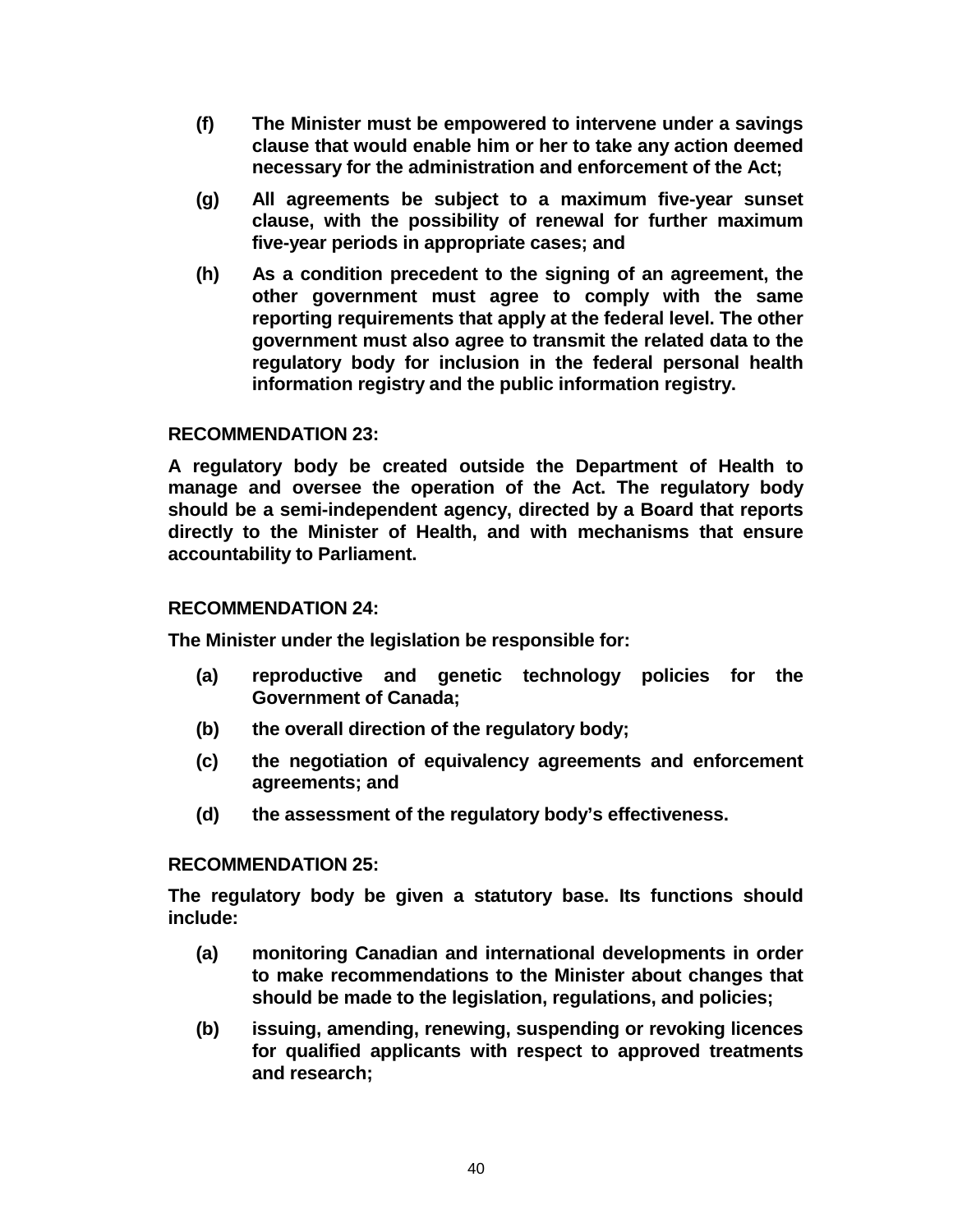**(f)** **The Minister must be empowered to intervene under a savings clause that would enable him or her to take any action deemed necessary for the administration and enforcement of the Act;**

**(g)** **All agreements be subject to a maximum five-year sunset clause, with the possibility of renewal for further maximum five-year periods in appropriate cases; and**

**(h)** **As a condition precedent to the signing of an agreement, the other government must agree to comply with the same reporting requirements that apply at the federal level. The other government must also agree to transmit the related data to the regulatory body for inclusion in the federal personal health information registry and the public information registry.**

**RECOMMENDATION 23:**

**A regulatory body be created outside the Department of Health to manage and oversee the operation of the Act. The regulatory body should be a semi-independent agency, directed by a Board that reports directly to the Minister of Health, and with mechanisms that ensure accountability to Parliament.**

**RECOMMENDATION 24:**

**The Minister under the legislation be responsible for:**

**(a)** **reproductive and genetic technology policies for the Government of Canada;**

**(b)** **the overall direction of the regulatory body;**

**(c)** **the negotiation of equivalency agreements and enforcement agreements; and**

**(d)** **the assessment of the regulatory body's effectiveness.**

**RECOMMENDATION 25:**

**The regulatory body be given a statutory base. Its functions should include:**

**(a)** **monitoring Canadian and international developments in order to make recommendations to the Minister about changes that should be made to the legislation, regulations, and policies;**

**(b)** **issuing, amending, renewing, suspending or revoking licences for qualified applicants with respect to approved treatments and research;**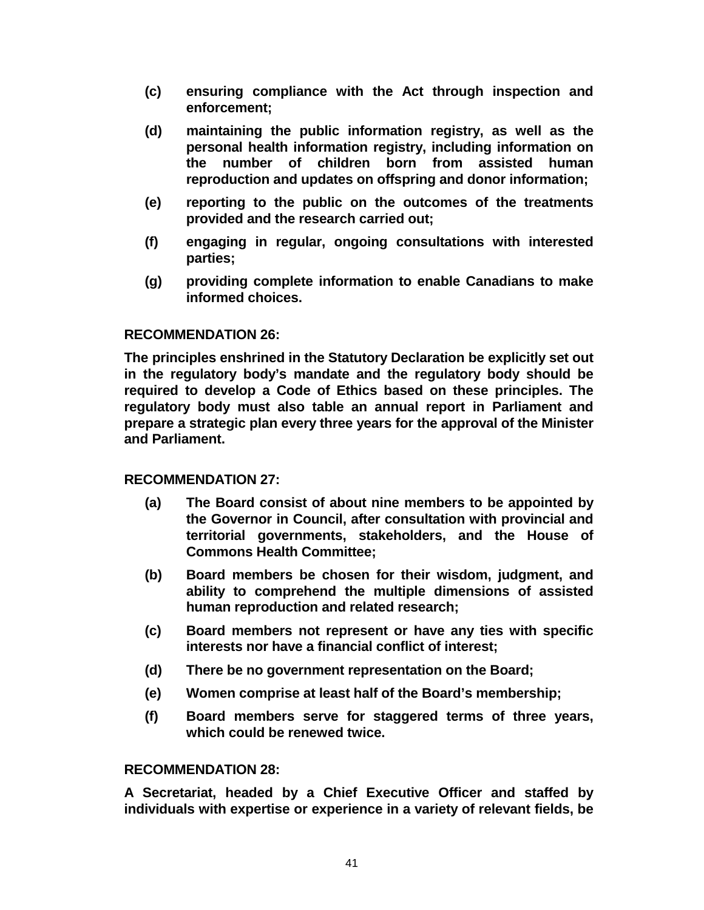- **(c)** **ensuring compliance with the Act through inspection and enforcement;**
- **(d)** **maintaining the public information registry, as well as the personal health information registry, including information on the number of children born from assisted human reproduction and updates on offspring and donor information;**
- **(e)** **reporting to the public on the outcomes of the treatments provided and the research carried out;**
- **(f)** **engaging in regular, ongoing consultations with interested parties;**
- **(g)** **providing complete information to enable Canadians to make informed choices.**

**RECOMMENDATION 26:**

**The principles enshrined in the Statutory Declaration be explicitly set out in the regulatory body's mandate and the regulatory body should be required to develop a Code of Ethics based on these principles. The regulatory body must also table an annual report in Parliament and prepare a strategic plan every three years for the approval of the Minister and Parliament.**

**RECOMMENDATION 27:**

- **(a)** **The Board consist of about nine members to be appointed by the Governor in Council, after consultation with provincial and territorial governments, stakeholders, and the House of Commons Health Committee;**
- **(b)** **Board members be chosen for their wisdom, judgment, and ability to comprehend the multiple dimensions of assisted human reproduction and related research;**
- **(c)** **Board members not represent or have any ties with specific interests nor have a financial conflict of interest;**
- **(d)** **There be no government representation on the Board;**
- **(e)** **Women comprise at least half of the Board's membership;**
- **(f)** **Board members serve for staggered terms of three years, which could be renewed twice.**

**RECOMMENDATION 28:**

**A Secretariat, headed by a Chief Executive Officer and staffed by individuals with expertise or experience in a variety of relevant fields, be**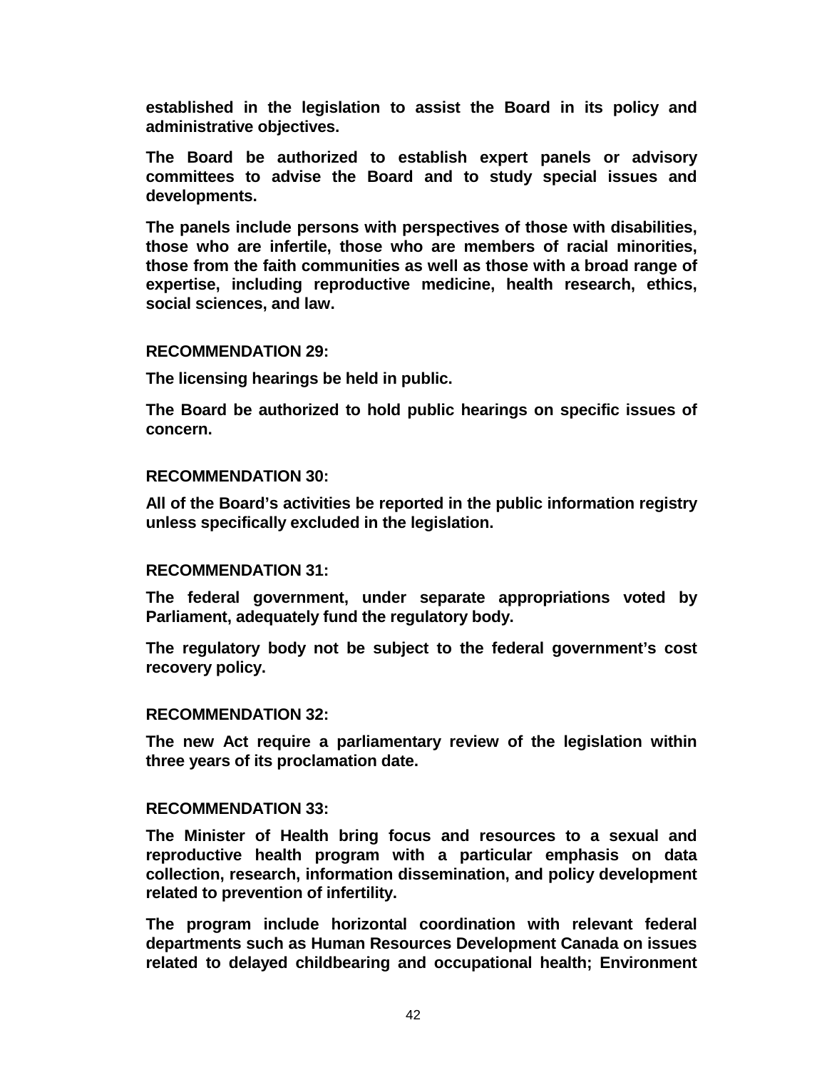**established in the legislation to assist the Board in its policy and administrative objectives.**

**The Board be authorized to establish expert panels or advisory committees to advise the Board and to study special issues and developments.**

**The panels include persons with perspectives of those with disabilities, those who are infertile, those who are members of racial minorities, those from the faith communities as well as those with a broad range of expertise, including reproductive medicine, health research, ethics, social sciences, and law.**

**RECOMMENDATION 29:**

**The licensing hearings be held in public.**

**The Board be authorized to hold public hearings on specific issues of concern.**

**RECOMMENDATION 30:**

**All of the Board's activities be reported in the public information registry unless specifically excluded in the legislation.**

**RECOMMENDATION 31:**

**The federal government, under separate appropriations voted by Parliament, adequately fund the regulatory body.**

**The regulatory body not be subject to the federal government's cost recovery policy.**

**RECOMMENDATION 32:**

**The new Act require a parliamentary review of the legislation within three years of its proclamation date.**

**RECOMMENDATION 33:**

**The Minister of Health bring focus and resources to a sexual and reproductive health program with a particular emphasis on data collection, research, information dissemination, and policy development related to prevention of infertility.**

**The program include horizontal coordination with relevant federal departments such as Human Resources Development Canada on issues related to delayed childbearing and occupational health; Environment**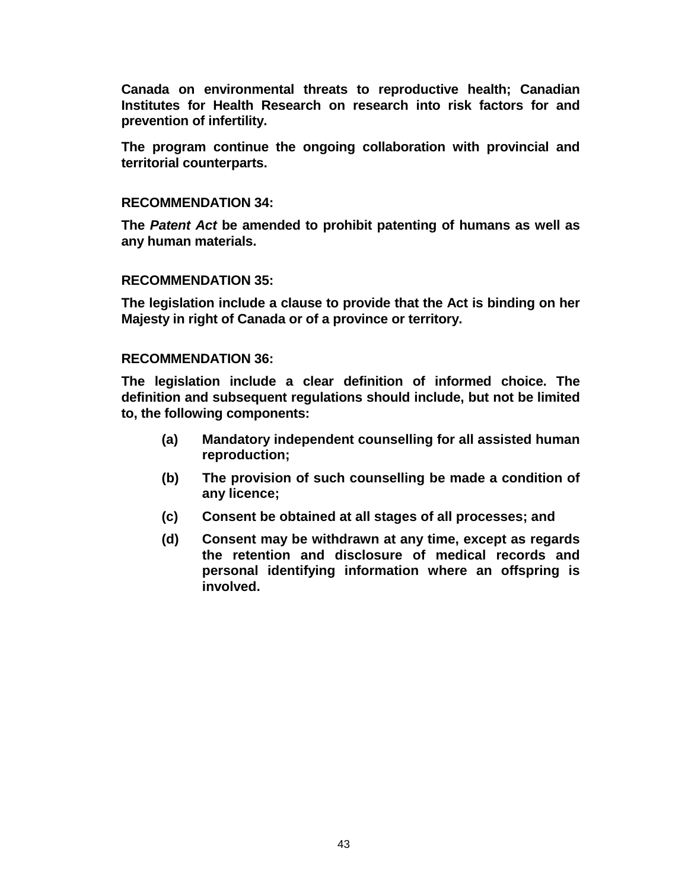**Canada on environmental threats to reproductive health; Canadian Institutes for Health Research on research into risk factors for and prevention of infertility.**

**The program continue the ongoing collaboration with provincial and territorial counterparts.**

**RECOMMENDATION 34:**

**The *Patent Act* be amended to prohibit patenting of humans as well as any human materials.**

**RECOMMENDATION 35:**

**The legislation include a clause to provide that the Act is binding on her Majesty in right of Canada or of a province or territory.**

**RECOMMENDATION 36:**

**The legislation include a clear definition of informed choice. The definition and subsequent regulations should include, but not be limited to, the following components:**

- **(a)** **Mandatory independent counselling for all assisted human reproduction;**
- **(b)** **The provision of such counselling be made a condition of any licence;**
- **(c)** **Consent be obtained at all stages of all processes; and**
- **(d)** **Consent may be withdrawn at any time, except as regards the retention and disclosure of medical records and personal identifying information where an offspring is involved.**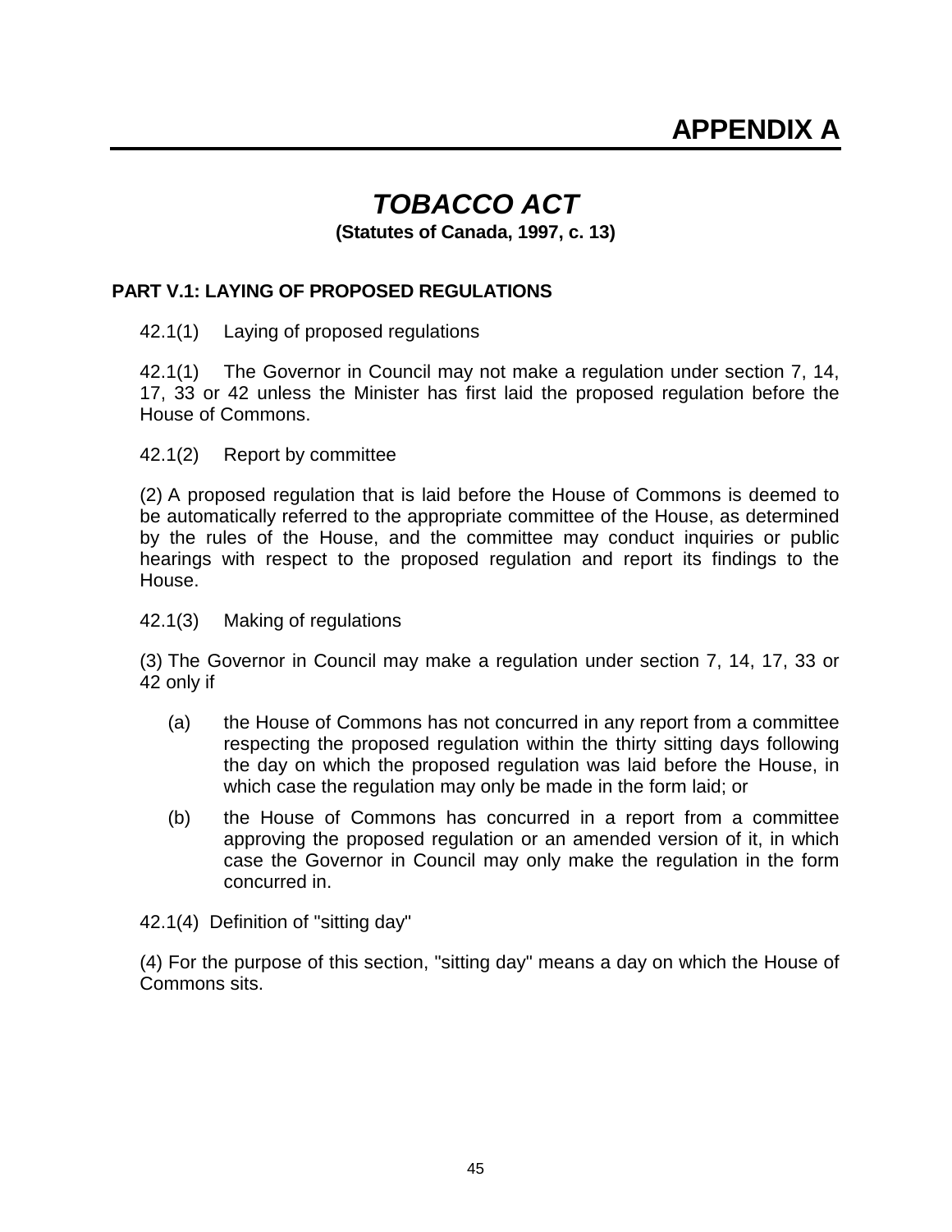# APPENDIX A

## *TOBACCO ACT*

**(Statutes of Canada, 1997, c. 13)**

### PART V.1: LAYING OF PROPOSED REGULATIONS

42.1(1) Laying of proposed regulations

42.1(1) The Governor in Council may not make a regulation under section 7, 14, 17, 33 or 42 unless the Minister has first laid the proposed regulation before the House of Commons.

42.1(2) Report by committee

(2) A proposed regulation that is laid before the House of Commons is deemed to be automatically referred to the appropriate committee of the House, as determined by the rules of the House, and the committee may conduct inquiries or public hearings with respect to the proposed regulation and report its findings to the House.

42.1(3) Making of regulations

(3) The Governor in Council may make a regulation under section 7, 14, 17, 33 or 42 only if

(a) the House of Commons has not concurred in any report from a committee respecting the proposed regulation within the thirty sitting days following the day on which the proposed regulation was laid before the House, in which case the regulation may only be made in the form laid; or

(b) the House of Commons has concurred in a report from a committee approving the proposed regulation or an amended version of it, in which case the Governor in Council may only make the regulation in the form concurred in.

42.1(4) Definition of "sitting day"

(4) For the purpose of this section, "sitting day" means a day on which the House of Commons sits.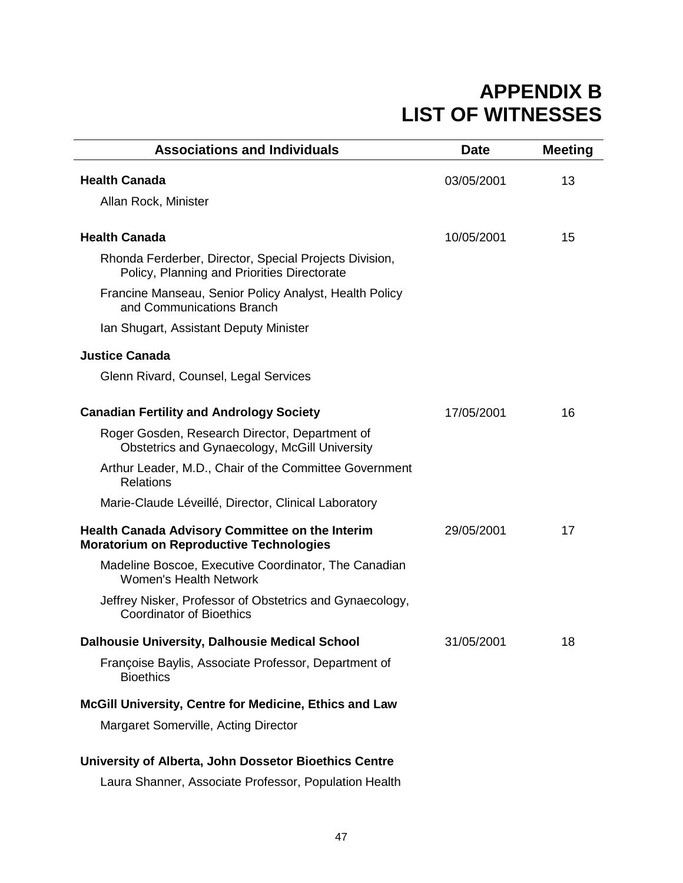# APPENDIX B
# LIST OF WITNESSES

| Associations and Individuals | Date | Meeting |
|---|---|---|
| **Health Canada** | 03/05/2001 | 13 |
| Allan Rock, Minister | | |
| **Health Canada** | 10/05/2001 | 15 |
| Rhonda Ferderber, Director, Special Projects Division, Policy, Planning and Priorities Directorate | | |
| Francine Manseau, Senior Policy Analyst, Health Policy and Communications Branch | | |
| Ian Shugart, Assistant Deputy Minister | | |
| **Justice Canada** | | |
| Glenn Rivard, Counsel, Legal Services | | |
| **Canadian Fertility and Andrology Society** | 17/05/2001 | 16 |
| Roger Gosden, Research Director, Department of Obstetrics and Gynaecology, McGill University | | |
| Arthur Leader, M.D., Chair of the Committee Government Relations | | |
| Marie-Claude Léveillé, Director, Clinical Laboratory | | |
| **Health Canada Advisory Committee on the Interim Moratorium on Reproductive Technologies** | 29/05/2001 | 17 |
| Madeline Boscoe, Executive Coordinator, The Canadian Women's Health Network | | |
| Jeffrey Nisker, Professor of Obstetrics and Gynaecology, Coordinator of Bioethics | | |
| **Dalhousie University, Dalhousie Medical School** | 31/05/2001 | 18 |
| Françoise Baylis, Associate Professor, Department of Bioethics | | |
| **McGill University, Centre for Medicine, Ethics and Law** | | |
| Margaret Somerville, Acting Director | | |
| **University of Alberta, John Dossetor Bioethics Centre** | | |
| Laura Shanner, Associate Professor, Population Health | | |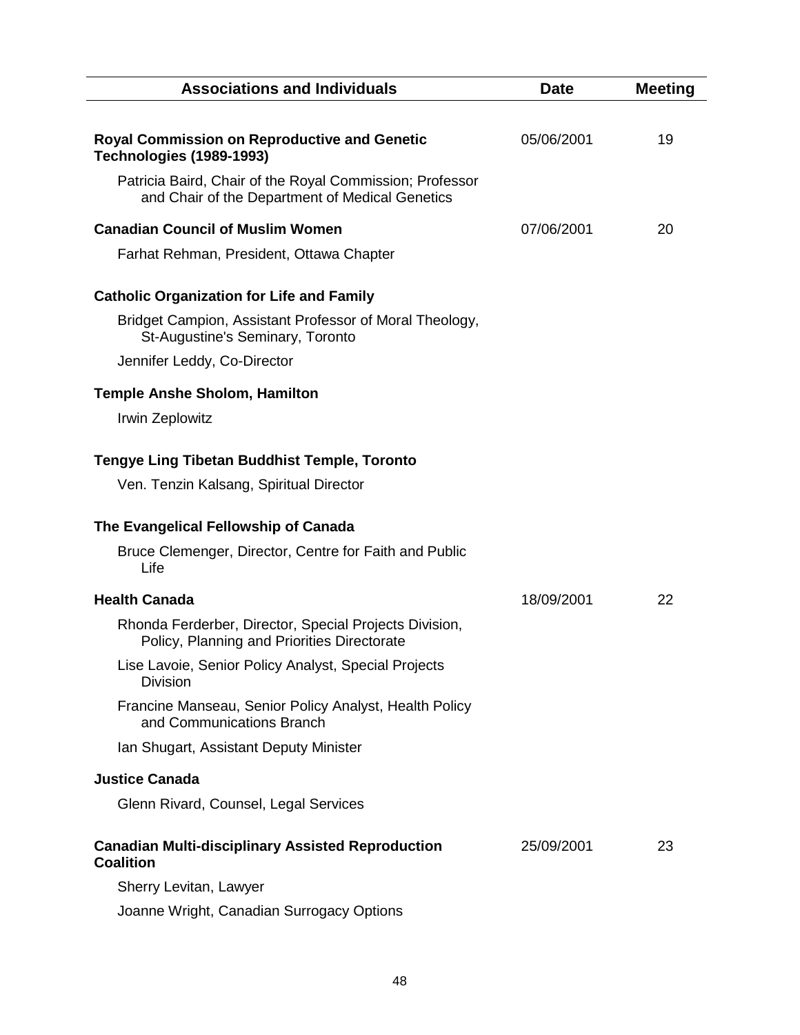| Associations and Individuals | Date | Meeting |
|---|---|---|
| **Royal Commission on Reproductive and Genetic Technologies (1989-1993)** | 05/06/2001 | 19 |
| Patricia Baird, Chair of the Royal Commission; Professor and Chair of the Department of Medical Genetics | | |
| **Canadian Council of Muslim Women** | 07/06/2001 | 20 |
| Farhat Rehman, President, Ottawa Chapter | | |
| **Catholic Organization for Life and Family** | | |
| Bridget Campion, Assistant Professor of Moral Theology, St-Augustine's Seminary, Toronto | | |
| Jennifer Leddy, Co-Director | | |
| **Temple Anshe Sholom, Hamilton** | | |
| Irwin Zeplowitz | | |
| **Tengye Ling Tibetan Buddhist Temple, Toronto** | | |
| Ven. Tenzin Kalsang, Spiritual Director | | |
| **The Evangelical Fellowship of Canada** | | |
| Bruce Clemenger, Director, Centre for Faith and Public Life | | |
| **Health Canada** | 18/09/2001 | 22 |
| Rhonda Ferderber, Director, Special Projects Division, Policy, Planning and Priorities Directorate | | |
| Lise Lavoie, Senior Policy Analyst, Special Projects Division | | |
| Francine Manseau, Senior Policy Analyst, Health Policy and Communications Branch | | |
| Ian Shugart, Assistant Deputy Minister | | |
| **Justice Canada** | | |
| Glenn Rivard, Counsel, Legal Services | | |
| **Canadian Multi-disciplinary Assisted Reproduction Coalition** | 25/09/2001 | 23 |
| Sherry Levitan, Lawyer | | |
| Joanne Wright, Canadian Surrogacy Options | | |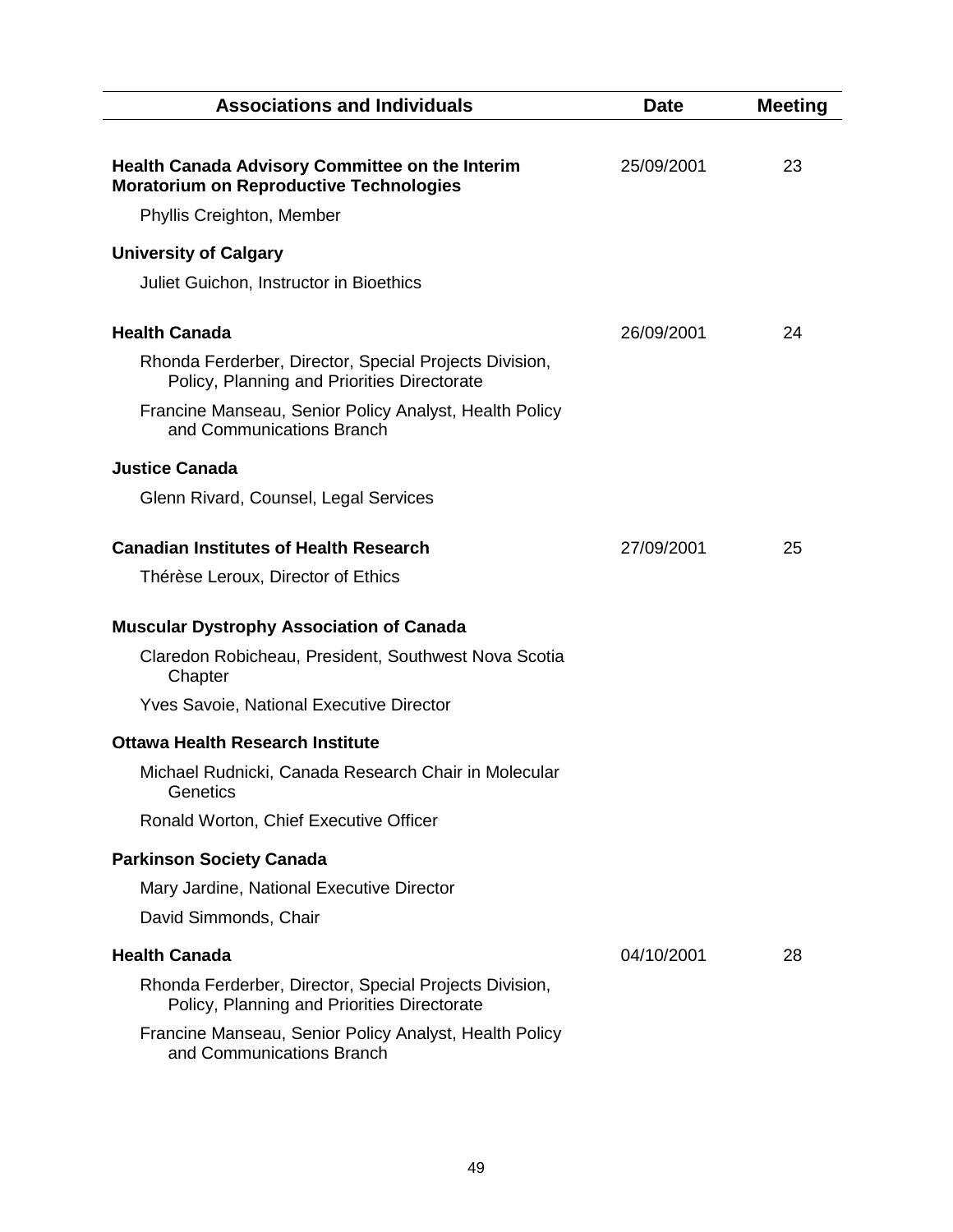| Associations and Individuals | Date | Meeting |
| --- | --- | --- |
| **Health Canada Advisory Committee on the Interim Moratorium on Reproductive Technologies** | 25/09/2001 | 23 |
| Phyllis Creighton, Member | | |
| **University of Calgary** | | |
| Juliet Guichon, Instructor in Bioethics | | |
| **Health Canada** | 26/09/2001 | 24 |
| Rhonda Ferderber, Director, Special Projects Division, Policy, Planning and Priorities Directorate | | |
| Francine Manseau, Senior Policy Analyst, Health Policy and Communications Branch | | |
| **Justice Canada** | | |
| Glenn Rivard, Counsel, Legal Services | | |
| **Canadian Institutes of Health Research** | 27/09/2001 | 25 |
| Thérèse Leroux, Director of Ethics | | |
| **Muscular Dystrophy Association of Canada** | | |
| Claredon Robicheau, President, Southwest Nova Scotia Chapter | | |
| Yves Savoie, National Executive Director | | |
| **Ottawa Health Research Institute** | | |
| Michael Rudnicki, Canada Research Chair in Molecular Genetics | | |
| Ronald Worton, Chief Executive Officer | | |
| **Parkinson Society Canada** | | |
| Mary Jardine, National Executive Director | | |
| David Simmonds, Chair | | |
| **Health Canada** | 04/10/2001 | 28 |
| Rhonda Ferderber, Director, Special Projects Division, Policy, Planning and Priorities Directorate | | |
| Francine Manseau, Senior Policy Analyst, Health Policy and Communications Branch | | |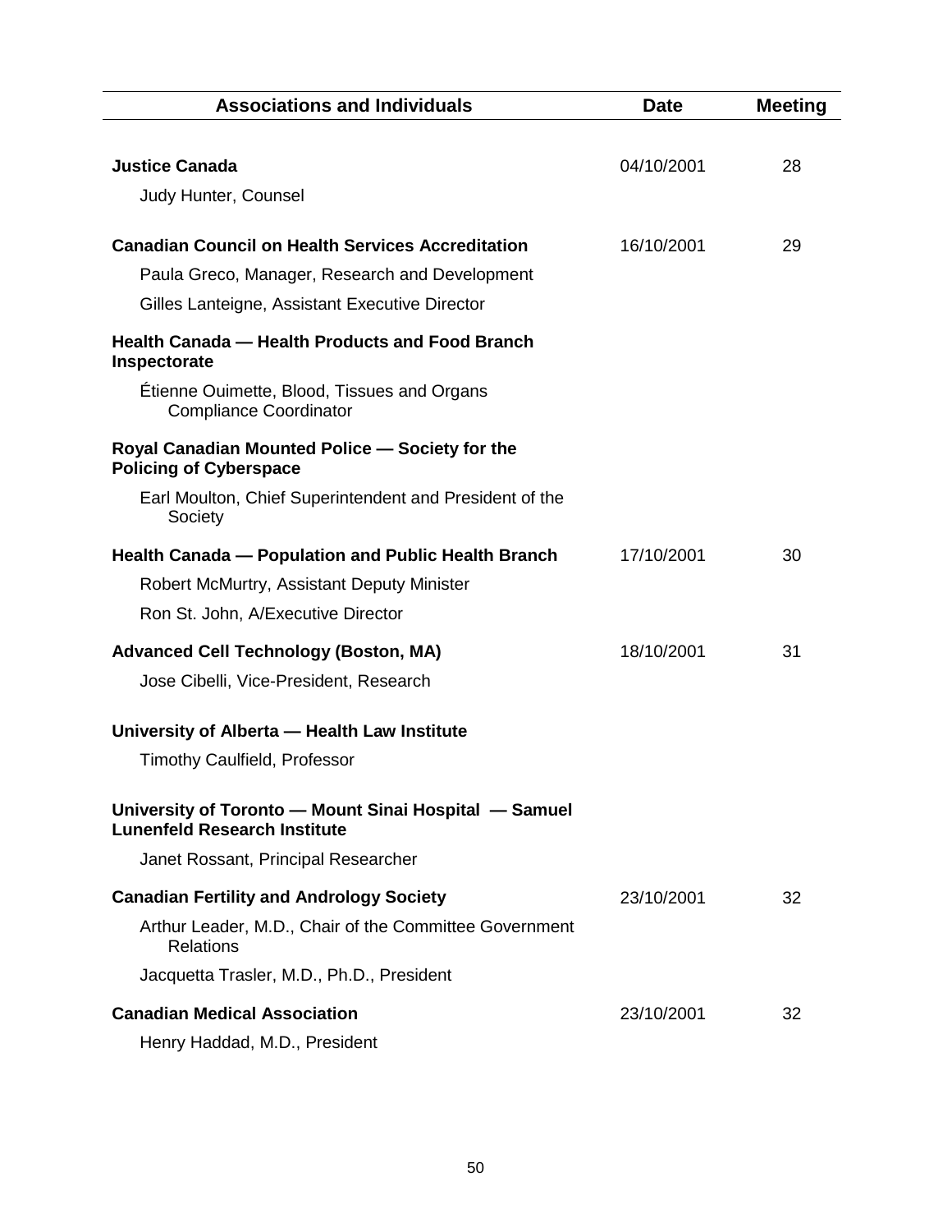| Associations and Individuals | Date | Meeting |
|---|---|---|
| **Justice Canada** | 04/10/2001 | 28 |
| Judy Hunter, Counsel | | |
| **Canadian Council on Health Services Accreditation** | 16/10/2001 | 29 |
| Paula Greco, Manager, Research and Development | | |
| Gilles Lanteigne, Assistant Executive Director | | |
| **Health Canada — Health Products and Food Branch Inspectorate** | | |
| Étienne Ouimette, Blood, Tissues and Organs Compliance Coordinator | | |
| **Royal Canadian Mounted Police — Society for the Policing of Cyberspace** | | |
| Earl Moulton, Chief Superintendent and President of the Society | | |
| **Health Canada — Population and Public Health Branch** | 17/10/2001 | 30 |
| Robert McMurtry, Assistant Deputy Minister | | |
| Ron St. John, A/Executive Director | | |
| **Advanced Cell Technology (Boston, MA)** | 18/10/2001 | 31 |
| Jose Cibelli, Vice-President, Research | | |
| **University of Alberta — Health Law Institute** | | |
| Timothy Caulfield, Professor | | |
| **University of Toronto — Mount Sinai Hospital — Samuel Lunenfeld Research Institute** | | |
| Janet Rossant, Principal Researcher | | |
| **Canadian Fertility and Andrology Society** | 23/10/2001 | 32 |
| Arthur Leader, M.D., Chair of the Committee Government Relations | | |
| Jacquetta Trasler, M.D., Ph.D., President | | |
| **Canadian Medical Association** | 23/10/2001 | 32 |
| Henry Haddad, M.D., President | | |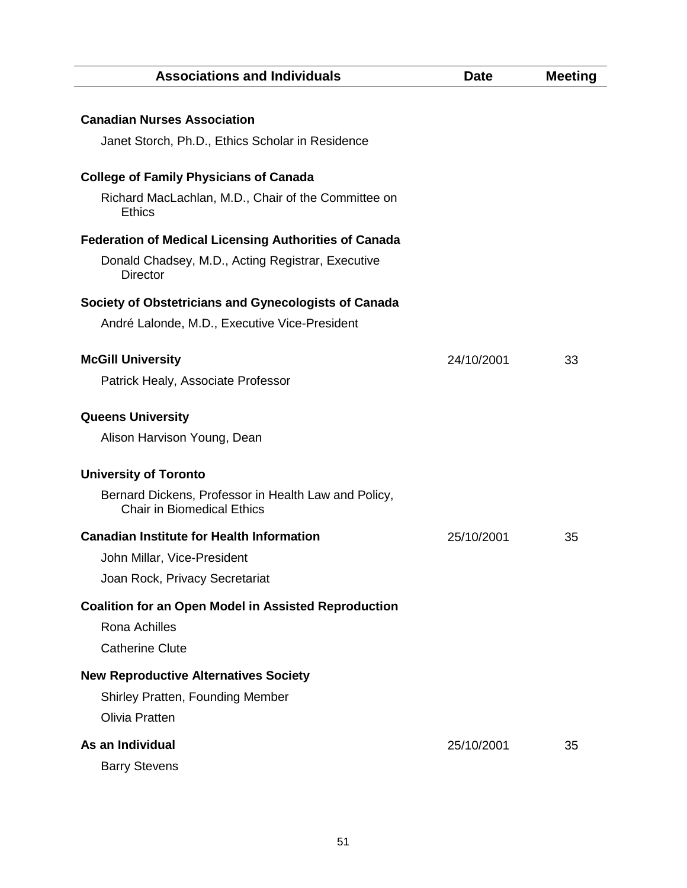| Associations and Individuals | Date | Meeting |
|---|---|---|
| **Canadian Nurses Association** | | |
| Janet Storch, Ph.D., Ethics Scholar in Residence | | |
| **College of Family Physicians of Canada** | | |
| Richard MacLachlan, M.D., Chair of the Committee on Ethics | | |
| **Federation of Medical Licensing Authorities of Canada** | | |
| Donald Chadsey, M.D., Acting Registrar, Executive Director | | |
| **Society of Obstetricians and Gynecologists of Canada** | | |
| André Lalonde, M.D., Executive Vice-President | | |
| **McGill University** | 24/10/2001 | 33 |
| Patrick Healy, Associate Professor | | |
| **Queens University** | | |
| Alison Harvison Young, Dean | | |
| **University of Toronto** | | |
| Bernard Dickens, Professor in Health Law and Policy, Chair in Biomedical Ethics | | |
| **Canadian Institute for Health Information** | 25/10/2001 | 35 |
| John Millar, Vice-President | | |
| Joan Rock, Privacy Secretariat | | |
| **Coalition for an Open Model in Assisted Reproduction** | | |
| Rona Achilles | | |
| Catherine Clute | | |
| **New Reproductive Alternatives Society** | | |
| Shirley Pratten, Founding Member | | |
| Olivia Pratten | | |
| **As an Individual** | 25/10/2001 | 35 |
| Barry Stevens | | |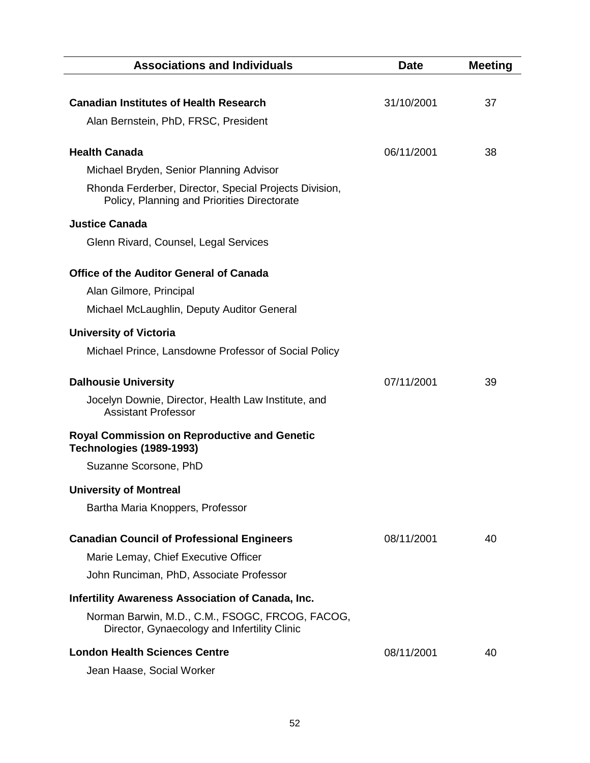| Associations and Individuals | Date | Meeting |
|---|---|---|
| **Canadian Institutes of Health Research** | 31/10/2001 | 37 |
| Alan Bernstein, PhD, FRSC, President | | |
| **Health Canada** | 06/11/2001 | 38 |
| Michael Bryden, Senior Planning Advisor | | |
| Rhonda Ferderber, Director, Special Projects Division, Policy, Planning and Priorities Directorate | | |
| **Justice Canada** | | |
| Glenn Rivard, Counsel, Legal Services | | |
| **Office of the Auditor General of Canada** | | |
| Alan Gilmore, Principal | | |
| Michael McLaughlin, Deputy Auditor General | | |
| **University of Victoria** | | |
| Michael Prince, Lansdowne Professor of Social Policy | | |
| **Dalhousie University** | 07/11/2001 | 39 |
| Jocelyn Downie, Director, Health Law Institute, and Assistant Professor | | |
| **Royal Commission on Reproductive and Genetic Technologies (1989-1993)** | | |
| Suzanne Scorsone, PhD | | |
| **University of Montreal** | | |
| Bartha Maria Knoppers, Professor | | |
| **Canadian Council of Professional Engineers** | 08/11/2001 | 40 |
| Marie Lemay, Chief Executive Officer | | |
| John Runciman, PhD, Associate Professor | | |
| **Infertility Awareness Association of Canada, Inc.** | | |
| Norman Barwin, M.D., C.M., FSOGC, FRCOG, FACOG, Director, Gynaecology and Infertility Clinic | | |
| **London Health Sciences Centre** | 08/11/2001 | 40 |
| Jean Haase, Social Worker | | |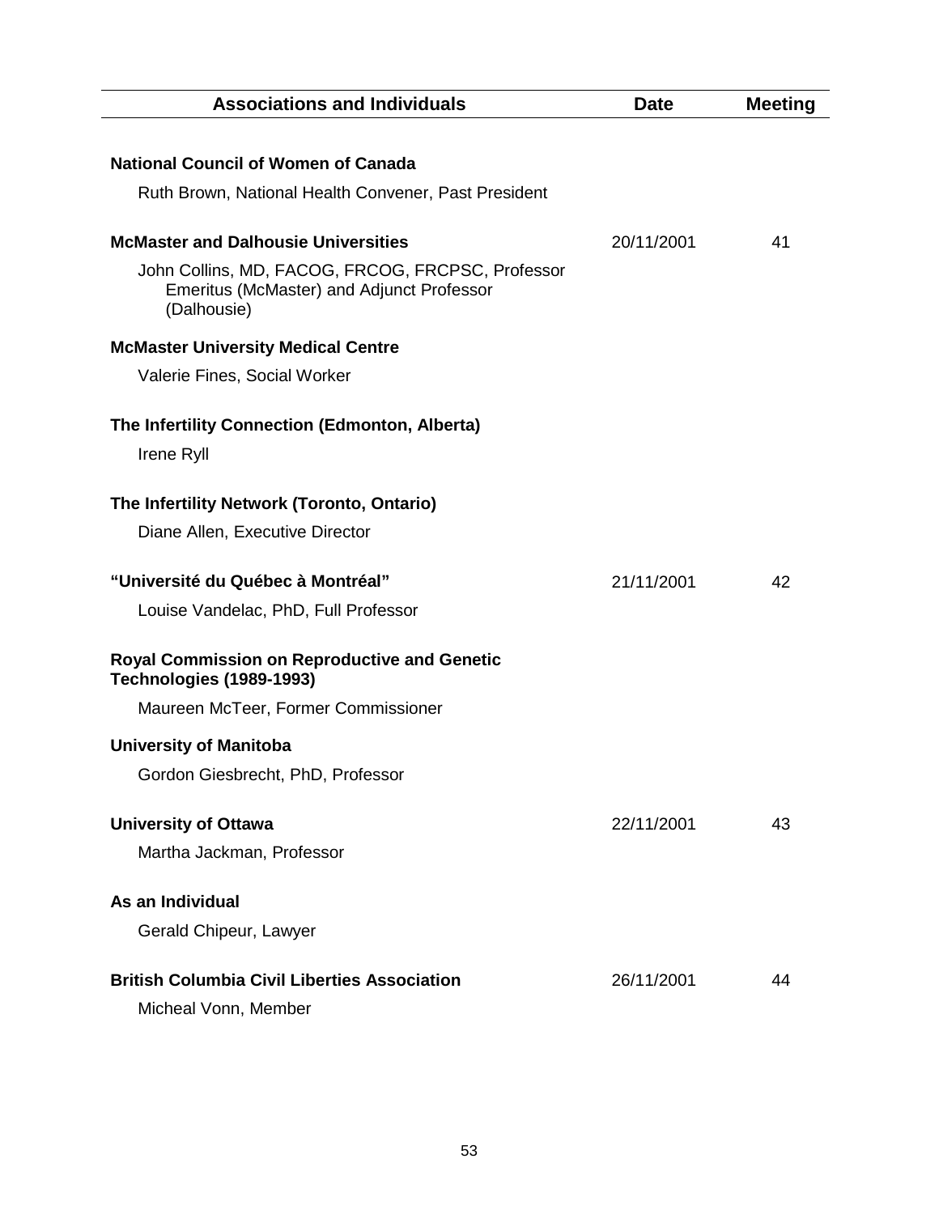| Associations and Individuals | Date | Meeting |
|---|---|---|
| **National Council of Women of Canada** | | |
| Ruth Brown, National Health Convener, Past President | | |
| **McMaster and Dalhousie Universities** | 20/11/2001 | 41 |
| John Collins, MD, FACOG, FRCOG, FRCPSC, Professor Emeritus (McMaster) and Adjunct Professor (Dalhousie) | | |
| **McMaster University Medical Centre** | | |
| Valerie Fines, Social Worker | | |
| **The Infertility Connection (Edmonton, Alberta)** | | |
| Irene Ryll | | |
| **The Infertility Network (Toronto, Ontario)** | | |
| Diane Allen, Executive Director | | |
| **"Université du Québec à Montréal"** | 21/11/2001 | 42 |
| Louise Vandelac, PhD, Full Professor | | |
| **Royal Commission on Reproductive and Genetic Technologies (1989-1993)** | | |
| Maureen McTeer, Former Commissioner | | |
| **University of Manitoba** | | |
| Gordon Giesbrecht, PhD, Professor | | |
| **University of Ottawa** | 22/11/2001 | 43 |
| Martha Jackman, Professor | | |
| **As an Individual** | | |
| Gerald Chipeur, Lawyer | | |
| **British Columbia Civil Liberties Association** | 26/11/2001 | 44 |
| Micheal Vonn, Member | | |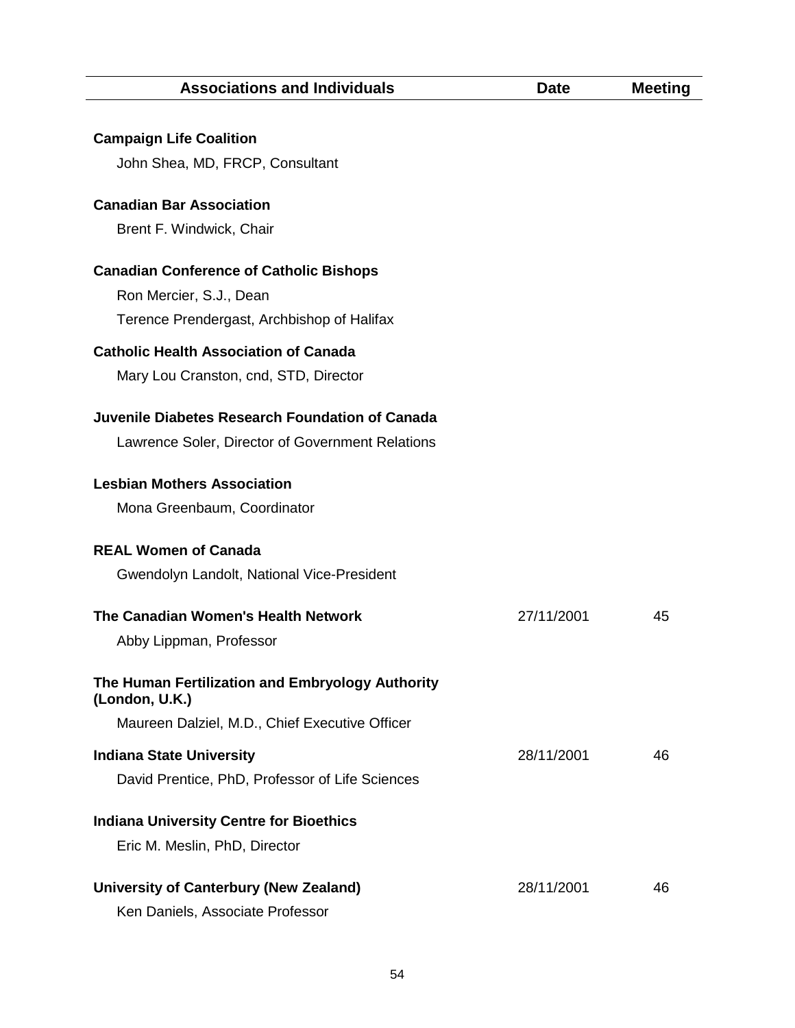| Associations and Individuals | Date | Meeting |
|---|---|---|
| **Campaign Life Coalition** | | |
| John Shea, MD, FRCP, Consultant | | |
| **Canadian Bar Association** | | |
| Brent F. Windwick, Chair | | |
| **Canadian Conference of Catholic Bishops** | | |
| Ron Mercier, S.J., Dean | | |
| Terence Prendergast, Archbishop of Halifax | | |
| **Catholic Health Association of Canada** | | |
| Mary Lou Cranston, cnd, STD, Director | | |
| **Juvenile Diabetes Research Foundation of Canada** | | |
| Lawrence Soler, Director of Government Relations | | |
| **Lesbian Mothers Association** | | |
| Mona Greenbaum, Coordinator | | |
| **REAL Women of Canada** | | |
| Gwendolyn Landolt, National Vice-President | | |
| **The Canadian Women's Health Network** | 27/11/2001 | 45 |
| Abby Lippman, Professor | | |
| **The Human Fertilization and Embryology Authority (London, U.K.)** | | |
| Maureen Dalziel, M.D., Chief Executive Officer | | |
| **Indiana State University** | 28/11/2001 | 46 |
| David Prentice, PhD, Professor of Life Sciences | | |
| **Indiana University Centre for Bioethics** | | |
| Eric M. Meslin, PhD, Director | | |
| **University of Canterbury (New Zealand)** | 28/11/2001 | 46 |
| Ken Daniels, Associate Professor | | |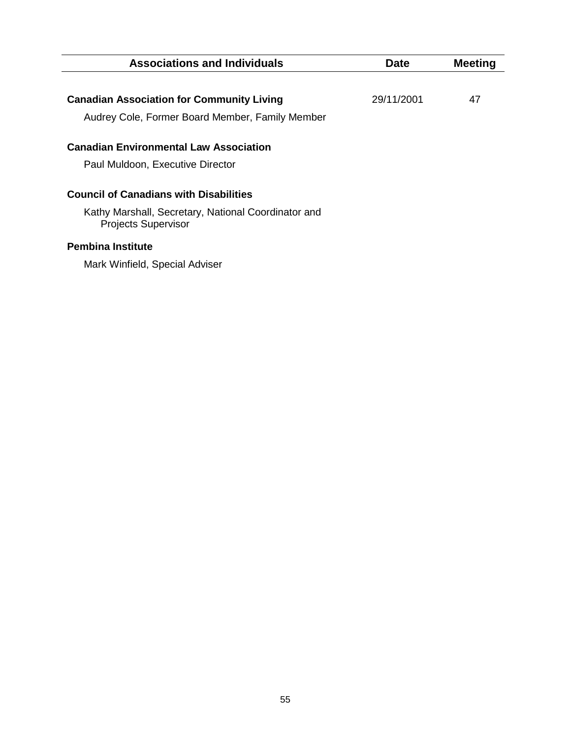| Associations and Individuals | Date | Meeting |
|---|---|---|
| **Canadian Association for Community Living** | 29/11/2001 | 47 |
| Audrey Cole, Former Board Member, Family Member | | |
| **Canadian Environmental Law Association** | | |
| Paul Muldoon, Executive Director | | |
| **Council of Canadians with Disabilities** | | |
| Kathy Marshall, Secretary, National Coordinator and Projects Supervisor | | |
| **Pembina Institute** | | |
| Mark Winfield, Special Adviser | | |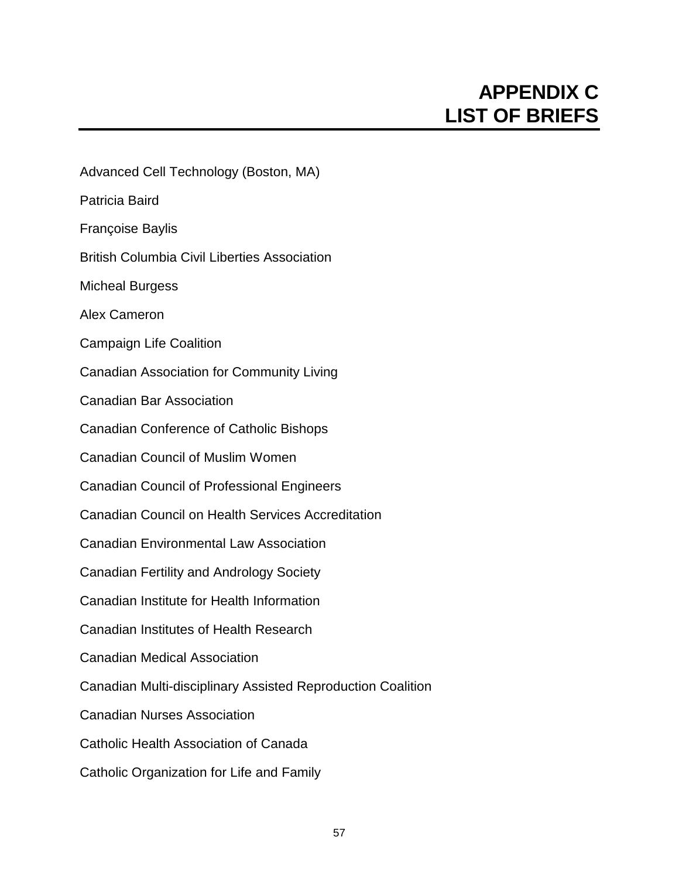# APPENDIX C
# LIST OF BRIEFS

Advanced Cell Technology (Boston, MA)

Patricia Baird

Françoise Baylis

British Columbia Civil Liberties Association

Micheal Burgess

Alex Cameron

Campaign Life Coalition

Canadian Association for Community Living

Canadian Bar Association

Canadian Conference of Catholic Bishops

Canadian Council of Muslim Women

Canadian Council of Professional Engineers

Canadian Council on Health Services Accreditation

Canadian Environmental Law Association

Canadian Fertility and Andrology Society

Canadian Institute for Health Information

Canadian Institutes of Health Research

Canadian Medical Association

Canadian Multi-disciplinary Assisted Reproduction Coalition

Canadian Nurses Association

Catholic Health Association of Canada

Catholic Organization for Life and Family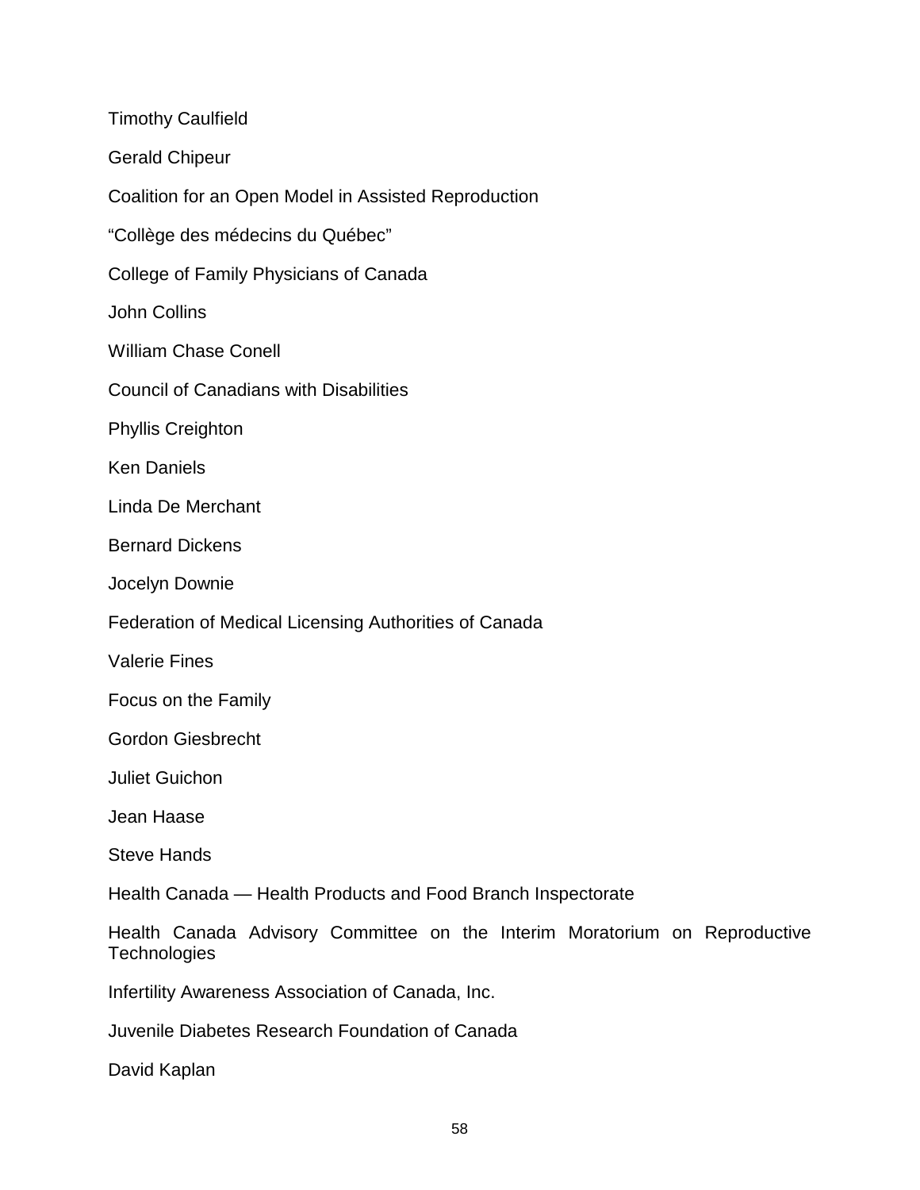Timothy Caulfield

Gerald Chipeur

Coalition for an Open Model in Assisted Reproduction

“Collège des médecins du Québec”

College of Family Physicians of Canada

John Collins

William Chase Conell

Council of Canadians with Disabilities

Phyllis Creighton

Ken Daniels

Linda De Merchant

Bernard Dickens

Jocelyn Downie

Federation of Medical Licensing Authorities of Canada

Valerie Fines

Focus on the Family

Gordon Giesbrecht

Juliet Guichon

Jean Haase

Steve Hands

Health Canada — Health Products and Food Branch Inspectorate

Health Canada Advisory Committee on the Interim Moratorium on Reproductive Technologies

Infertility Awareness Association of Canada, Inc.

Juvenile Diabetes Research Foundation of Canada

David Kaplan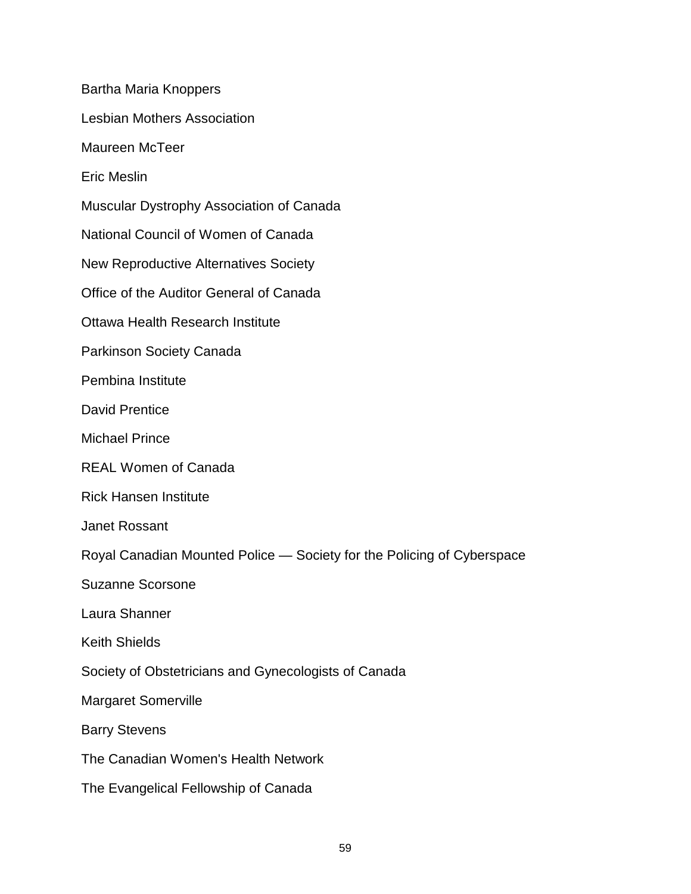Bartha Maria Knoppers

Lesbian Mothers Association

Maureen McTeer

Eric Meslin

Muscular Dystrophy Association of Canada

National Council of Women of Canada

New Reproductive Alternatives Society

Office of the Auditor General of Canada

Ottawa Health Research Institute

Parkinson Society Canada

Pembina Institute

David Prentice

Michael Prince

REAL Women of Canada

Rick Hansen Institute

Janet Rossant

Royal Canadian Mounted Police — Society for the Policing of Cyberspace

Suzanne Scorsone

Laura Shanner

Keith Shields

Society of Obstetricians and Gynecologists of Canada

Margaret Somerville

Barry Stevens

The Canadian Women's Health Network

The Evangelical Fellowship of Canada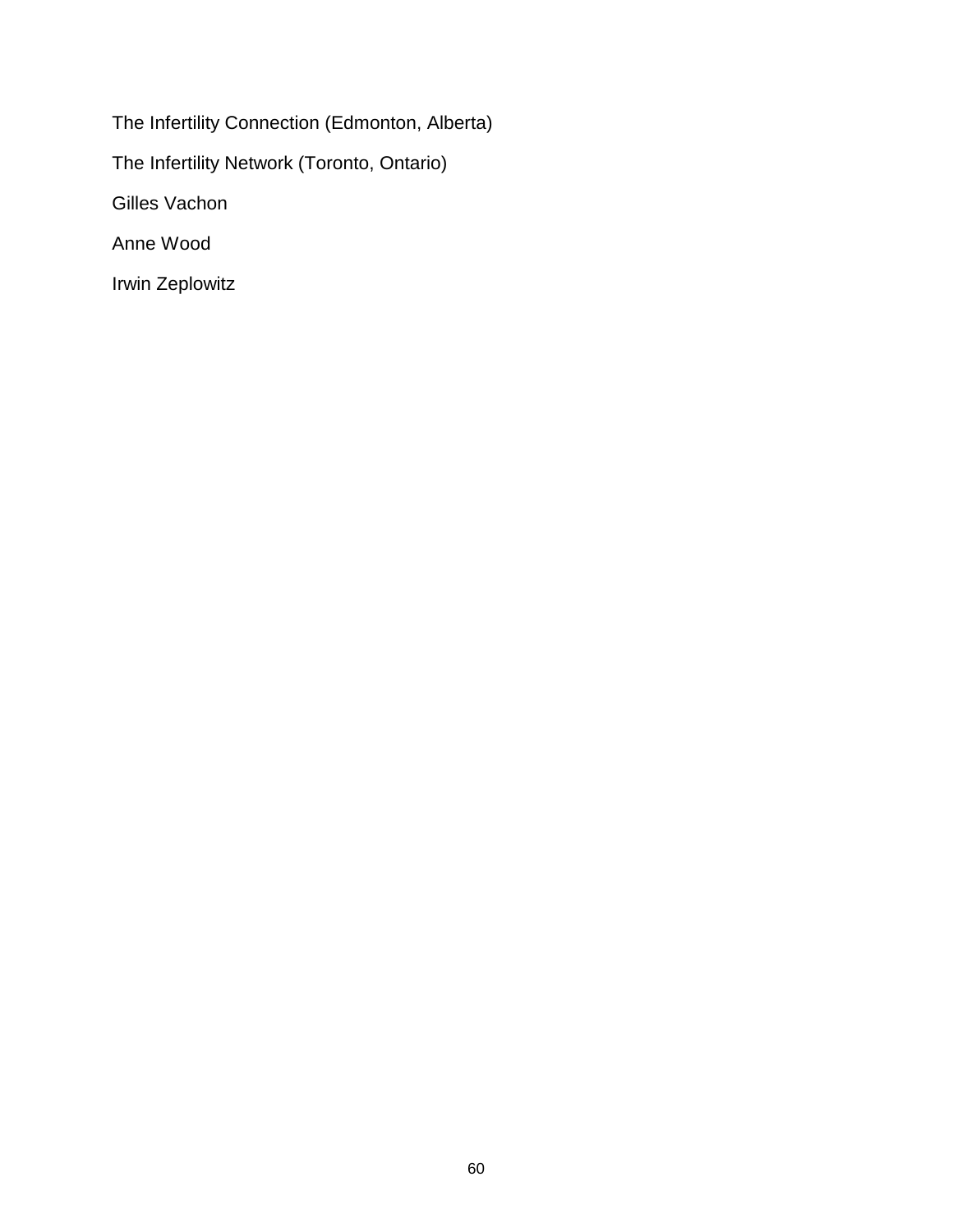The Infertility Connection (Edmonton, Alberta)

The Infertility Network (Toronto, Ontario)

Gilles Vachon

Anne Wood

Irwin Zeplowitz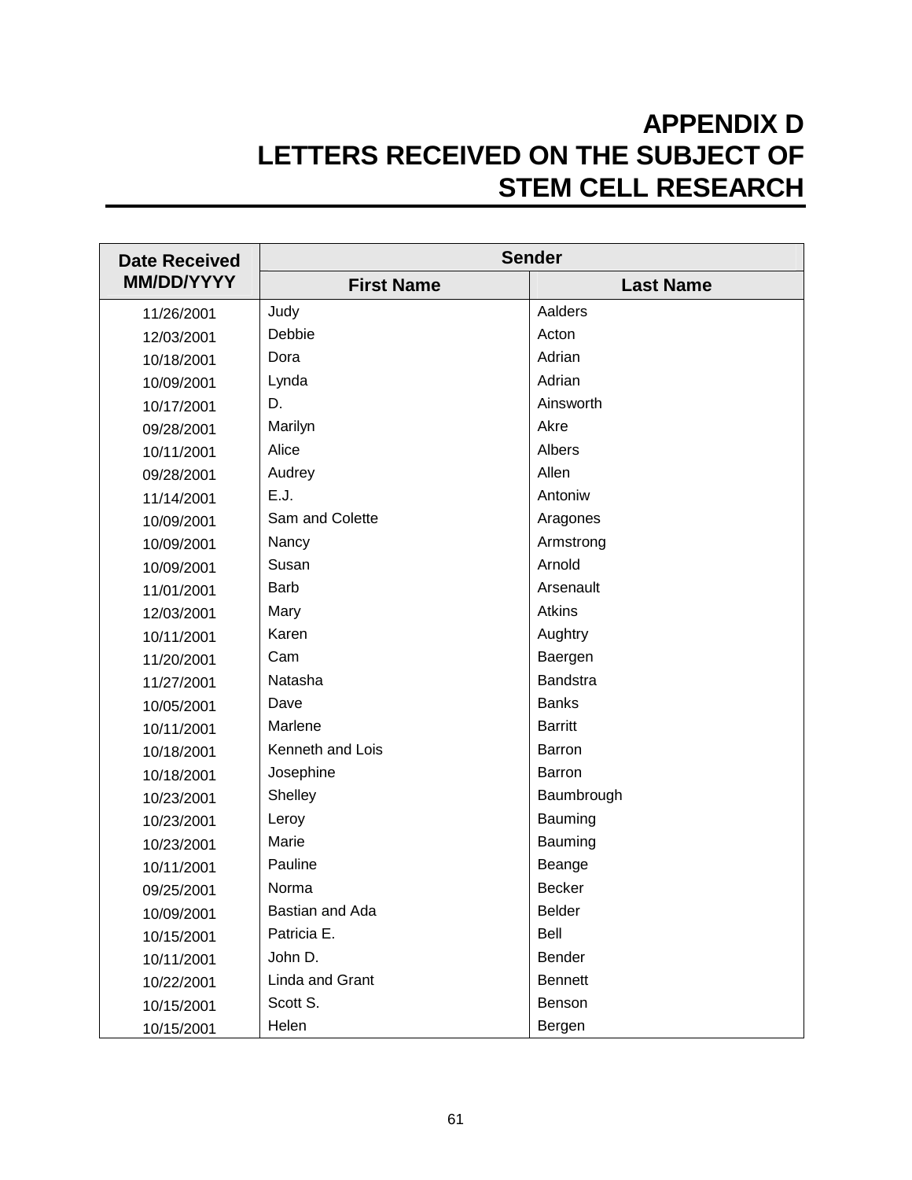# APPENDIX D
# LETTERS RECEIVED ON THE SUBJECT OF STEM CELL RESEARCH

| Date Received MM/DD/YYYY | Sender | |
|---|---|---|
| | First Name | Last Name |
| 11/26/2001 | Judy | Aalders |
| 12/03/2001 | Debbie | Acton |
| 10/18/2001 | Dora | Adrian |
| 10/09/2001 | Lynda | Adrian |
| 10/17/2001 | D. | Ainsworth |
| 09/28/2001 | Marilyn | Akre |
| 10/11/2001 | Alice | Albers |
| 09/28/2001 | Audrey | Allen |
| 11/14/2001 | E.J. | Antoniw |
| 10/09/2001 | Sam and Colette | Aragones |
| 10/09/2001 | Nancy | Armstrong |
| 10/09/2001 | Susan | Arnold |
| 11/01/2001 | Barb | Arsenault |
| 12/03/2001 | Mary | Atkins |
| 10/11/2001 | Karen | Aughtry |
| 11/20/2001 | Cam | Baergen |
| 11/27/2001 | Natasha | Bandstra |
| 10/05/2001 | Dave | Banks |
| 10/11/2001 | Marlene | Barritt |
| 10/18/2001 | Kenneth and Lois | Barron |
| 10/18/2001 | Josephine | Barron |
| 10/23/2001 | Shelley | Baumbrough |
| 10/23/2001 | Leroy | Bauming |
| 10/23/2001 | Marie | Bauming |
| 10/11/2001 | Pauline | Beange |
| 09/25/2001 | Norma | Becker |
| 10/09/2001 | Bastian and Ada | Belder |
| 10/15/2001 | Patricia E. | Bell |
| 10/11/2001 | John D. | Bender |
| 10/22/2001 | Linda and Grant | Bennett |
| 10/15/2001 | Scott S. | Benson |
| 10/15/2001 | Helen | Bergen |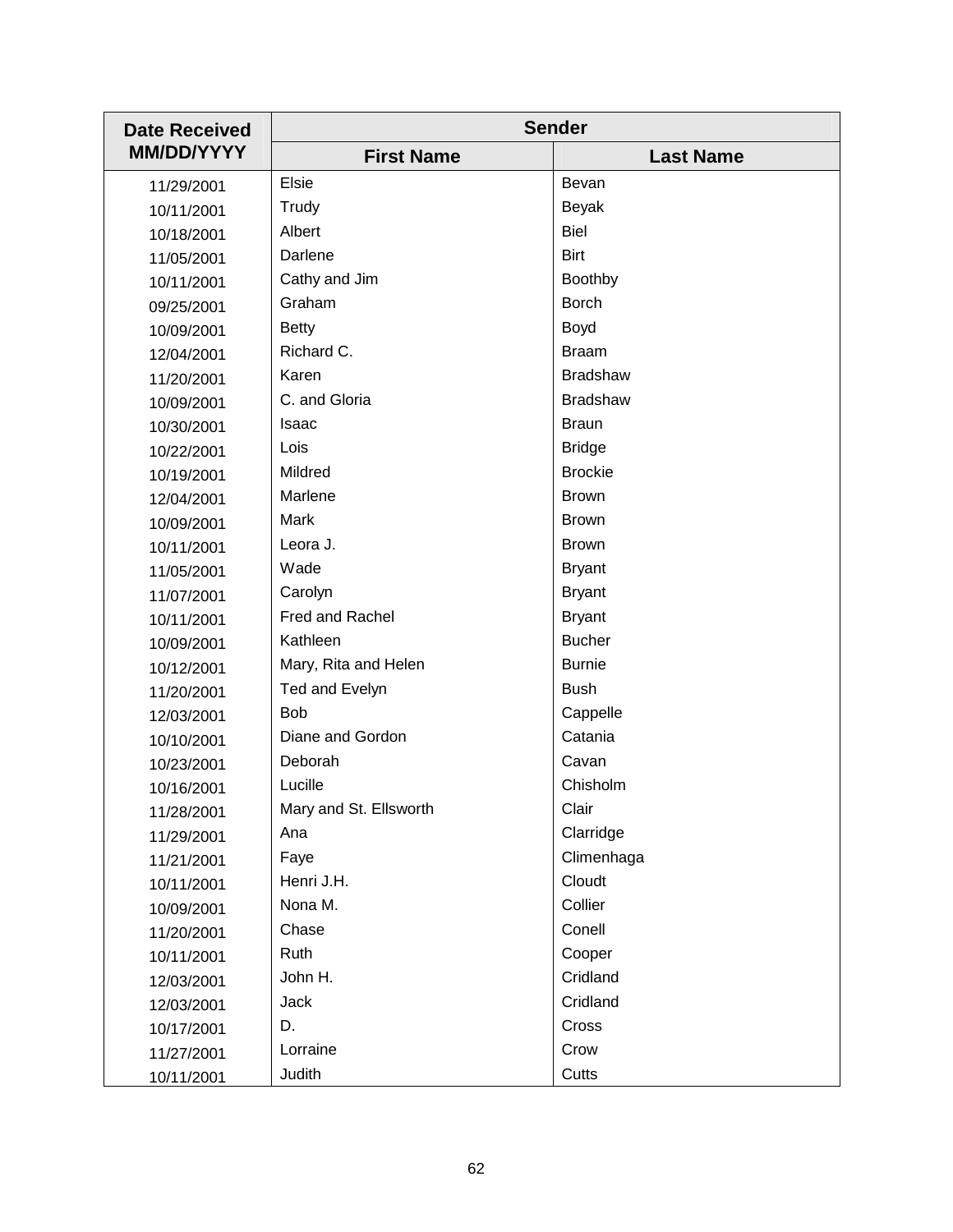| Date Received MM/DD/YYYY | Sender | |
|---|---|---|
| | First Name | Last Name |
| 11/29/2001 | Elsie | Bevan |
| 10/11/2001 | Trudy | Beyak |
| 10/18/2001 | Albert | Biel |
| 11/05/2001 | Darlene | Birt |
| 10/11/2001 | Cathy and Jim | Boothby |
| 09/25/2001 | Graham | Borch |
| 10/09/2001 | Betty | Boyd |
| 12/04/2001 | Richard C. | Braam |
| 11/20/2001 | Karen | Bradshaw |
| 10/09/2001 | C. and Gloria | Bradshaw |
| 10/30/2001 | Isaac | Braun |
| 10/22/2001 | Lois | Bridge |
| 10/19/2001 | Mildred | Brockie |
| 12/04/2001 | Marlene | Brown |
| 10/09/2001 | Mark | Brown |
| 10/11/2001 | Leora J. | Brown |
| 11/05/2001 | Wade | Bryant |
| 11/07/2001 | Carolyn | Bryant |
| 10/11/2001 | Fred and Rachel | Bryant |
| 10/09/2001 | Kathleen | Bucher |
| 10/12/2001 | Mary, Rita and Helen | Burnie |
| 11/20/2001 | Ted and Evelyn | Bush |
| 12/03/2001 | Bob | Cappelle |
| 10/10/2001 | Diane and Gordon | Catania |
| 10/23/2001 | Deborah | Cavan |
| 10/16/2001 | Lucille | Chisholm |
| 11/28/2001 | Mary and St. Ellsworth | Clair |
| 11/29/2001 | Ana | Clarridge |
| 11/21/2001 | Faye | Climenhaga |
| 10/11/2001 | Henri J.H. | Cloudt |
| 10/09/2001 | Nona M. | Collier |
| 11/20/2001 | Chase | Conell |
| 10/11/2001 | Ruth | Cooper |
| 12/03/2001 | John H. | Cridland |
| 12/03/2001 | Jack | Cridland |
| 10/17/2001 | D. | Cross |
| 11/27/2001 | Lorraine | Crow |
| 10/11/2001 | Judith | Cutts |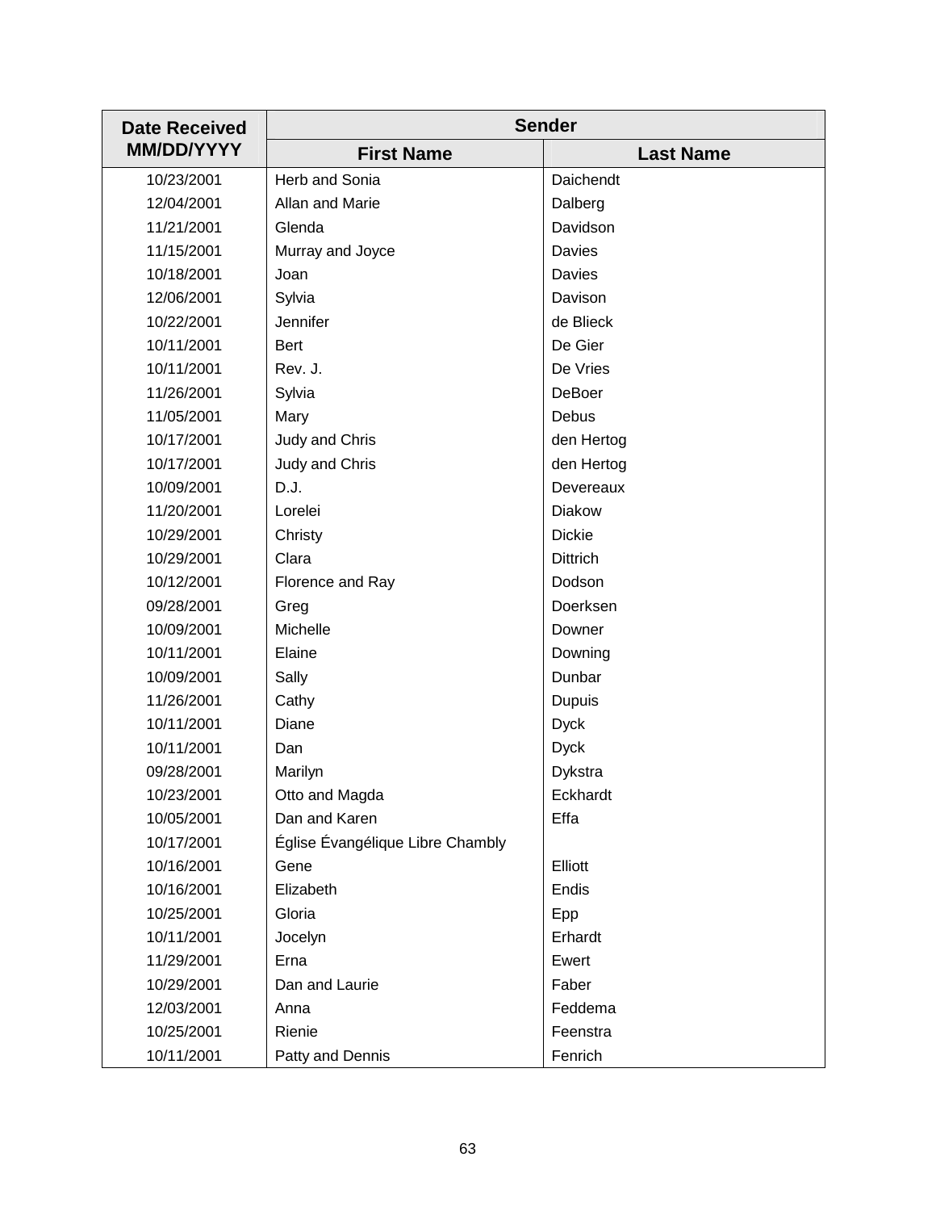| Date Received MM/DD/YYYY | Sender | |
|---|---|---|
| | First Name | Last Name |
| 10/23/2001 | Herb and Sonia | Daichendt |
| 12/04/2001 | Allan and Marie | Dalberg |
| 11/21/2001 | Glenda | Davidson |
| 11/15/2001 | Murray and Joyce | Davies |
| 10/18/2001 | Joan | Davies |
| 12/06/2001 | Sylvia | Davison |
| 10/22/2001 | Jennifer | de Blieck |
| 10/11/2001 | Bert | De Gier |
| 10/11/2001 | Rev. J. | De Vries |
| 11/26/2001 | Sylvia | DeBoer |
| 11/05/2001 | Mary | Debus |
| 10/17/2001 | Judy and Chris | den Hertog |
| 10/17/2001 | Judy and Chris | den Hertog |
| 10/09/2001 | D.J. | Devereaux |
| 11/20/2001 | Lorelei | Diakow |
| 10/29/2001 | Christy | Dickie |
| 10/29/2001 | Clara | Dittrich |
| 10/12/2001 | Florence and Ray | Dodson |
| 09/28/2001 | Greg | Doerksen |
| 10/09/2001 | Michelle | Downer |
| 10/11/2001 | Elaine | Downing |
| 10/09/2001 | Sally | Dunbar |
| 11/26/2001 | Cathy | Dupuis |
| 10/11/2001 | Diane | Dyck |
| 10/11/2001 | Dan | Dyck |
| 09/28/2001 | Marilyn | Dykstra |
| 10/23/2001 | Otto and Magda | Eckhardt |
| 10/05/2001 | Dan and Karen | Effa |
| 10/17/2001 | Église Évangélique Libre Chambly | |
| 10/16/2001 | Gene | Elliott |
| 10/16/2001 | Elizabeth | Endis |
| 10/25/2001 | Gloria | Epp |
| 10/11/2001 | Jocelyn | Erhardt |
| 11/29/2001 | Erna | Ewert |
| 10/29/2001 | Dan and Laurie | Faber |
| 12/03/2001 | Anna | Feddema |
| 10/25/2001 | Rienie | Feenstra |
| 10/11/2001 | Patty and Dennis | Fenrich |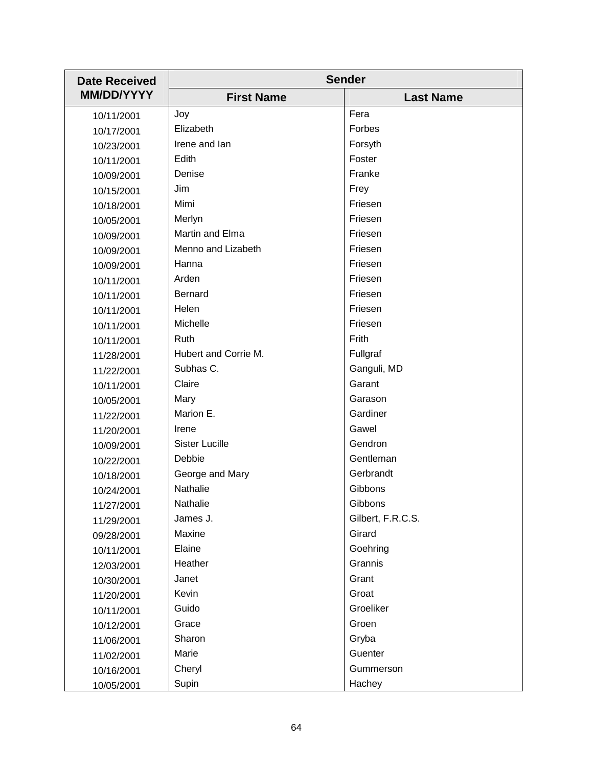| Date Received MM/DD/YYYY | Sender | |
|---|---|---|
| | First Name | Last Name |
| 10/11/2001 | Joy | Fera |
| 10/17/2001 | Elizabeth | Forbes |
| 10/23/2001 | Irene and Ian | Forsyth |
| 10/11/2001 | Edith | Foster |
| 10/09/2001 | Denise | Franke |
| 10/15/2001 | Jim | Frey |
| 10/18/2001 | Mimi | Friesen |
| 10/05/2001 | Merlyn | Friesen |
| 10/09/2001 | Martin and Elma | Friesen |
| 10/09/2001 | Menno and Lizabeth | Friesen |
| 10/09/2001 | Hanna | Friesen |
| 10/11/2001 | Arden | Friesen |
| 10/11/2001 | Bernard | Friesen |
| 10/11/2001 | Helen | Friesen |
| 10/11/2001 | Michelle | Friesen |
| 10/11/2001 | Ruth | Frith |
| 11/28/2001 | Hubert and Corrie M. | Fullgraf |
| 11/22/2001 | Subhas C. | Ganguli, MD |
| 10/11/2001 | Claire | Garant |
| 10/05/2001 | Mary | Garason |
| 11/22/2001 | Marion E. | Gardiner |
| 11/20/2001 | Irene | Gawel |
| 10/09/2001 | Sister Lucille | Gendron |
| 10/22/2001 | Debbie | Gentleman |
| 10/18/2001 | George and Mary | Gerbrandt |
| 10/24/2001 | Nathalie | Gibbons |
| 11/27/2001 | Nathalie | Gibbons |
| 11/29/2001 | James J. | Gilbert, F.R.C.S. |
| 09/28/2001 | Maxine | Girard |
| 10/11/2001 | Elaine | Goehring |
| 12/03/2001 | Heather | Grannis |
| 10/30/2001 | Janet | Grant |
| 11/20/2001 | Kevin | Groat |
| 10/11/2001 | Guido | Groeliker |
| 10/12/2001 | Grace | Groen |
| 11/06/2001 | Sharon | Gryba |
| 11/02/2001 | Marie | Guenter |
| 10/16/2001 | Cheryl | Gummerson |
| 10/05/2001 | Supin | Hachey |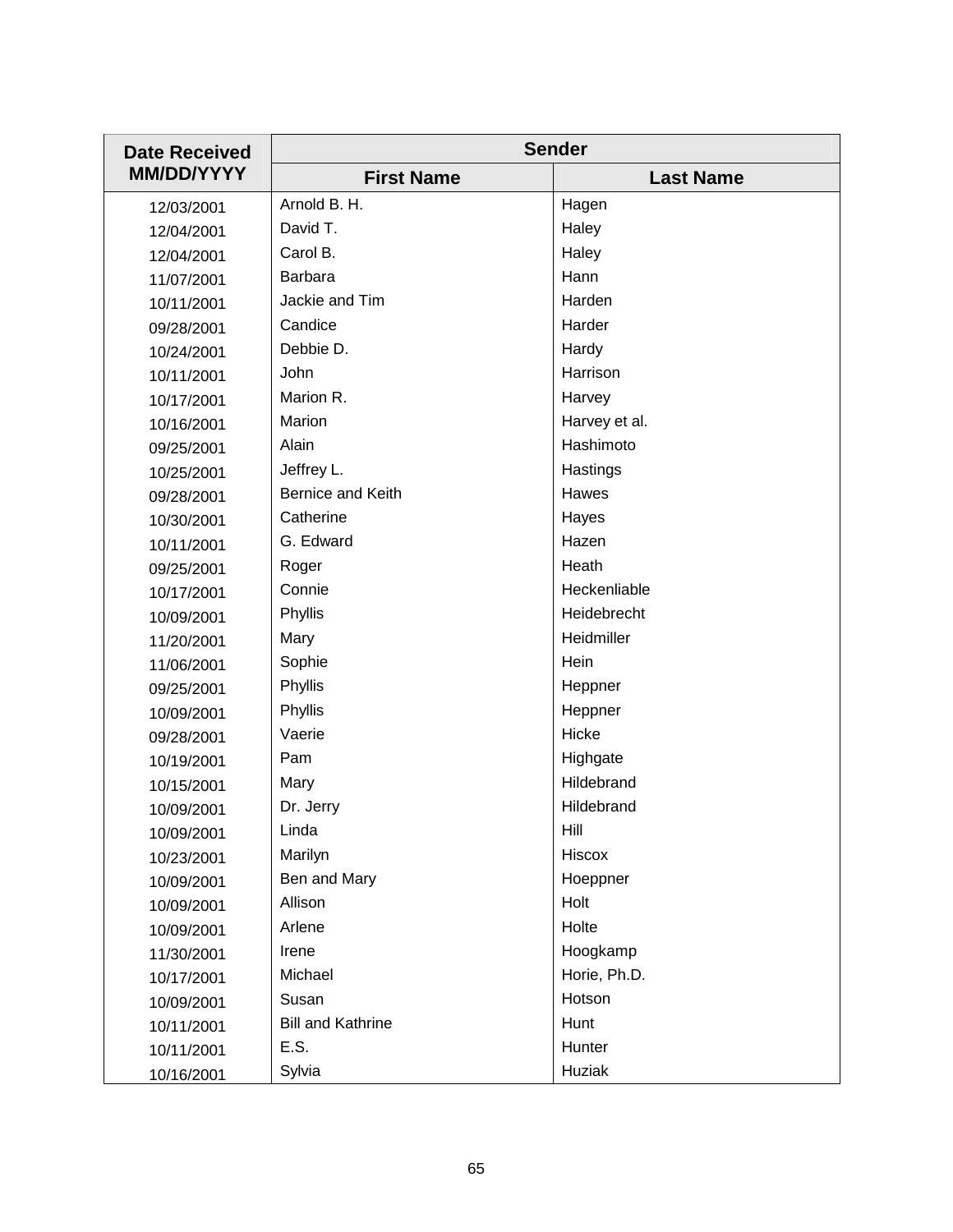| Date Received MM/DD/YYYY | Sender | |
|---|---|---|
| | First Name | Last Name |
| 12/03/2001 | Arnold B. H. | Hagen |
| 12/04/2001 | David T. | Haley |
| 12/04/2001 | Carol B. | Haley |
| 11/07/2001 | Barbara | Hann |
| 10/11/2001 | Jackie and Tim | Harden |
| 09/28/2001 | Candice | Harder |
| 10/24/2001 | Debbie D. | Hardy |
| 10/11/2001 | John | Harrison |
| 10/17/2001 | Marion R. | Harvey |
| 10/16/2001 | Marion | Harvey et al. |
| 09/25/2001 | Alain | Hashimoto |
| 10/25/2001 | Jeffrey L. | Hastings |
| 09/28/2001 | Bernice and Keith | Hawes |
| 10/30/2001 | Catherine | Hayes |
| 10/11/2001 | G. Edward | Hazen |
| 09/25/2001 | Roger | Heath |
| 10/17/2001 | Connie | Heckenliable |
| 10/09/2001 | Phyllis | Heidebrecht |
| 11/20/2001 | Mary | Heidmiller |
| 11/06/2001 | Sophie | Hein |
| 09/25/2001 | Phyllis | Heppner |
| 10/09/2001 | Phyllis | Heppner |
| 09/28/2001 | Vaerie | Hicke |
| 10/19/2001 | Pam | Highgate |
| 10/15/2001 | Mary | Hildebrand |
| 10/09/2001 | Dr. Jerry | Hildebrand |
| 10/09/2001 | Linda | Hill |
| 10/23/2001 | Marilyn | Hiscox |
| 10/09/2001 | Ben and Mary | Hoeppner |
| 10/09/2001 | Allison | Holt |
| 10/09/2001 | Arlene | Holte |
| 11/30/2001 | Irene | Hoogkamp |
| 10/17/2001 | Michael | Horie, Ph.D. |
| 10/09/2001 | Susan | Hotson |
| 10/11/2001 | Bill and Kathrine | Hunt |
| 10/11/2001 | E.S. | Hunter |
| 10/16/2001 | Sylvia | Huziak |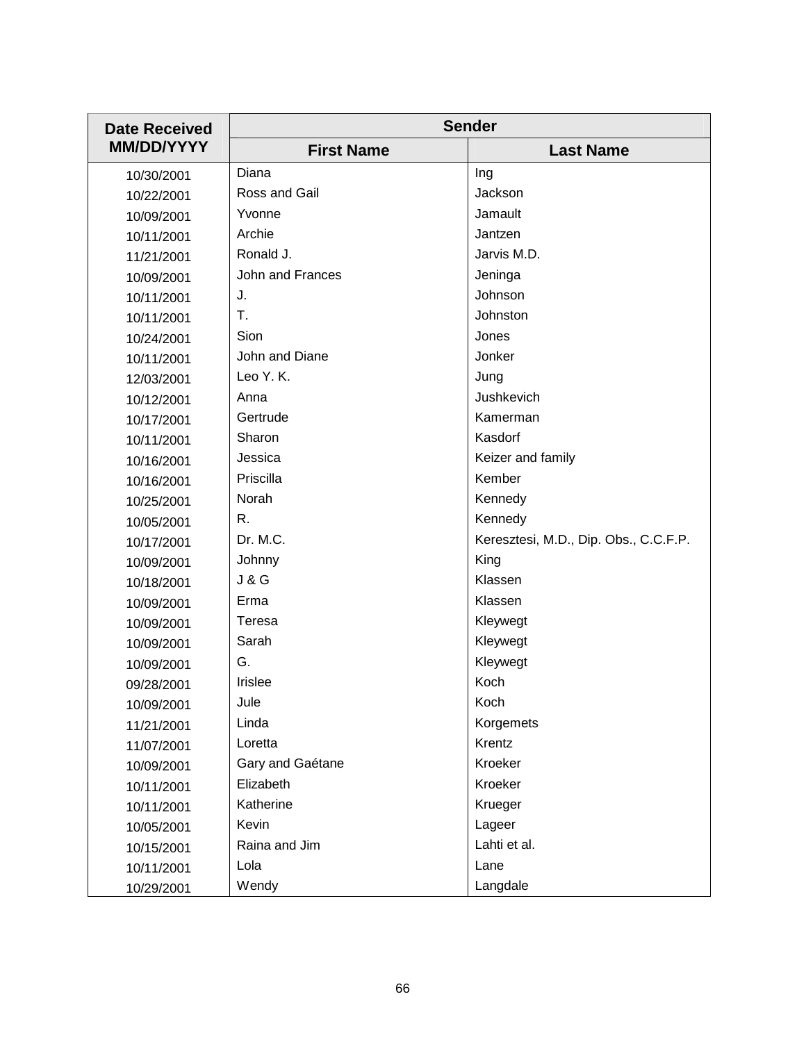| Date Received MM/DD/YYYY | Sender | |
|---|---|---|
| | First Name | Last Name |
| 10/30/2001 | Diana | Ing |
| 10/22/2001 | Ross and Gail | Jackson |
| 10/09/2001 | Yvonne | Jamault |
| 10/11/2001 | Archie | Jantzen |
| 11/21/2001 | Ronald J. | Jarvis M.D. |
| 10/09/2001 | John and Frances | Jeninga |
| 10/11/2001 | J. | Johnson |
| 10/11/2001 | T. | Johnston |
| 10/24/2001 | Sion | Jones |
| 10/11/2001 | John and Diane | Jonker |
| 12/03/2001 | Leo Y. K. | Jung |
| 10/12/2001 | Anna | Jushkevich |
| 10/17/2001 | Gertrude | Kamerman |
| 10/11/2001 | Sharon | Kasdorf |
| 10/16/2001 | Jessica | Keizer and family |
| 10/16/2001 | Priscilla | Kember |
| 10/25/2001 | Norah | Kennedy |
| 10/05/2001 | R. | Kennedy |
| 10/17/2001 | Dr. M.C. | Keresztesi, M.D., Dip. Obs., C.C.F.P. |
| 10/09/2001 | Johnny | King |
| 10/18/2001 | J & G | Klassen |
| 10/09/2001 | Erma | Klassen |
| 10/09/2001 | Teresa | Kleywegt |
| 10/09/2001 | Sarah | Kleywegt |
| 10/09/2001 | G. | Kleywegt |
| 09/28/2001 | Irislee | Koch |
| 10/09/2001 | Jule | Koch |
| 11/21/2001 | Linda | Korgemets |
| 11/07/2001 | Loretta | Krentz |
| 10/09/2001 | Gary and Gaétane | Kroeker |
| 10/11/2001 | Elizabeth | Kroeker |
| 10/11/2001 | Katherine | Krueger |
| 10/05/2001 | Kevin | Lageer |
| 10/15/2001 | Raina and Jim | Lahti et al. |
| 10/11/2001 | Lola | Lane |
| 10/29/2001 | Wendy | Langdale |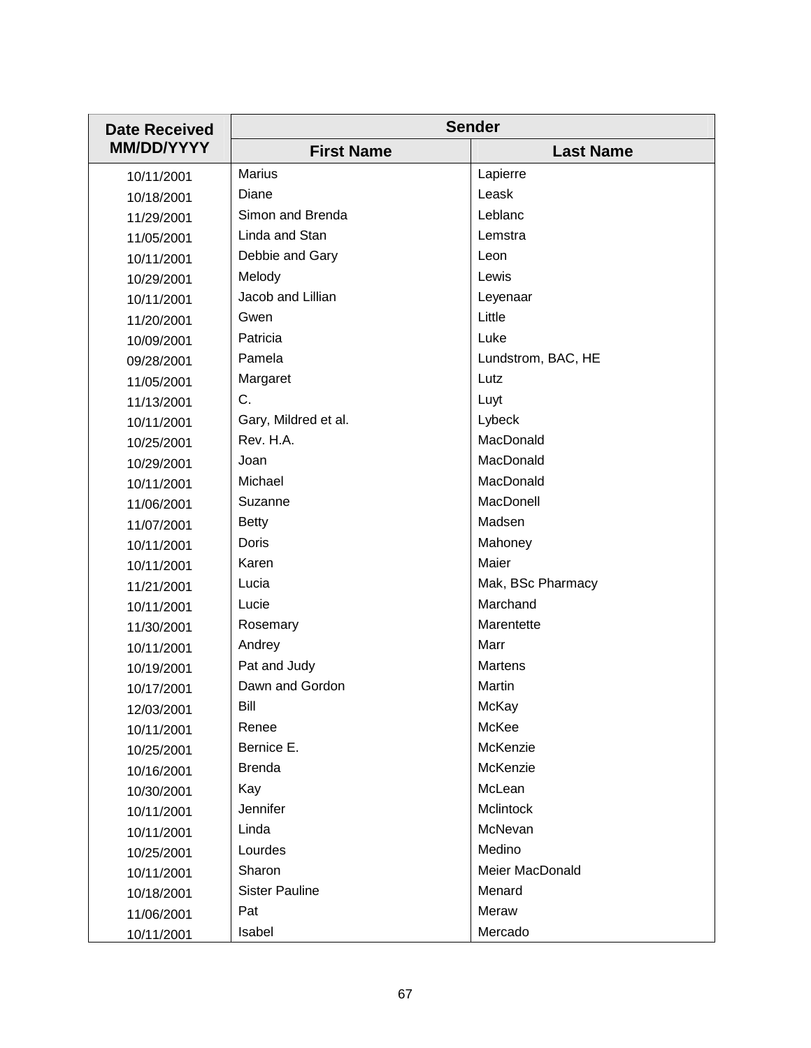| Date Received MM/DD/YYYY | Sender | |
|---|---|---|
| | First Name | Last Name |
| 10/11/2001 | Marius | Lapierre |
| 10/18/2001 | Diane | Leask |
| 11/29/2001 | Simon and Brenda | Leblanc |
| 11/05/2001 | Linda and Stan | Lemstra |
| 10/11/2001 | Debbie and Gary | Leon |
| 10/29/2001 | Melody | Lewis |
| 10/11/2001 | Jacob and Lillian | Leyenaar |
| 11/20/2001 | Gwen | Little |
| 10/09/2001 | Patricia | Luke |
| 09/28/2001 | Pamela | Lundstrom, BAC, HE |
| 11/05/2001 | Margaret | Lutz |
| 11/13/2001 | C. | Luyt |
| 10/11/2001 | Gary, Mildred et al. | Lybeck |
| 10/25/2001 | Rev. H.A. | MacDonald |
| 10/29/2001 | Joan | MacDonald |
| 10/11/2001 | Michael | MacDonald |
| 11/06/2001 | Suzanne | MacDonell |
| 11/07/2001 | Betty | Madsen |
| 10/11/2001 | Doris | Mahoney |
| 10/11/2001 | Karen | Maier |
| 11/21/2001 | Lucia | Mak, BSc Pharmacy |
| 10/11/2001 | Lucie | Marchand |
| 11/30/2001 | Rosemary | Marentette |
| 10/11/2001 | Andrey | Marr |
| 10/19/2001 | Pat and Judy | Martens |
| 10/17/2001 | Dawn and Gordon | Martin |
| 12/03/2001 | Bill | McKay |
| 10/11/2001 | Renee | McKee |
| 10/25/2001 | Bernice E. | McKenzie |
| 10/16/2001 | Brenda | McKenzie |
| 10/30/2001 | Kay | McLean |
| 10/11/2001 | Jennifer | Mclintock |
| 10/11/2001 | Linda | McNevan |
| 10/25/2001 | Lourdes | Medino |
| 10/11/2001 | Sharon | Meier MacDonald |
| 10/18/2001 | Sister Pauline | Menard |
| 11/06/2001 | Pat | Meraw |
| 10/11/2001 | Isabel | Mercado |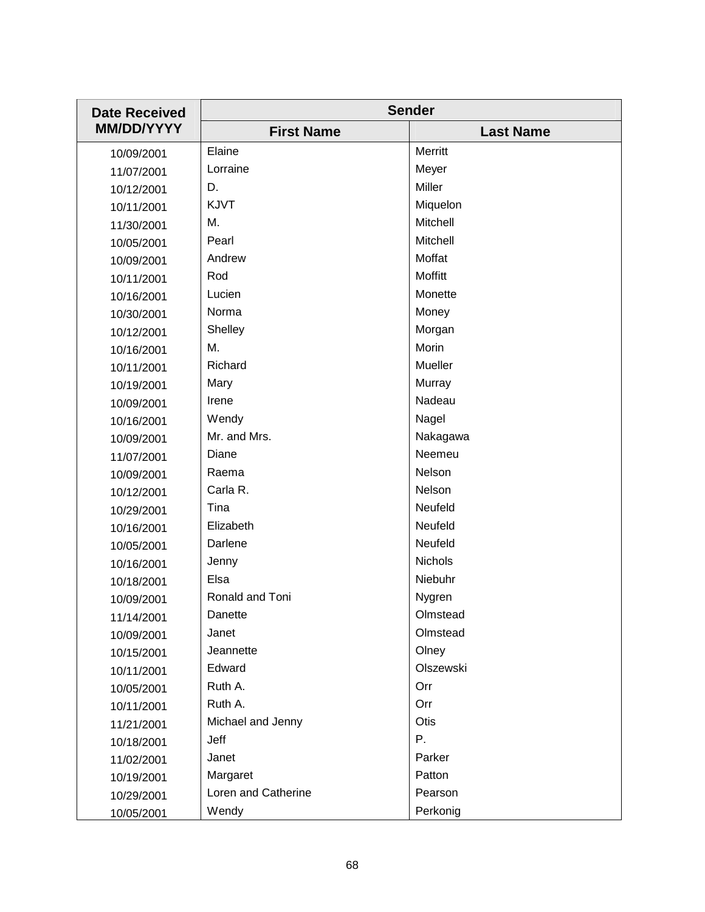| Date Received MM/DD/YYYY | Sender | |
|---|---|---|
| | First Name | Last Name |
| 10/09/2001 | Elaine | Merritt |
| 11/07/2001 | Lorraine | Meyer |
| 10/12/2001 | D. | Miller |
| 10/11/2001 | KJVT | Miquelon |
| 11/30/2001 | M. | Mitchell |
| 10/05/2001 | Pearl | Mitchell |
| 10/09/2001 | Andrew | Moffat |
| 10/11/2001 | Rod | Moffitt |
| 10/16/2001 | Lucien | Monette |
| 10/30/2001 | Norma | Money |
| 10/12/2001 | Shelley | Morgan |
| 10/16/2001 | M. | Morin |
| 10/11/2001 | Richard | Mueller |
| 10/19/2001 | Mary | Murray |
| 10/09/2001 | Irene | Nadeau |
| 10/16/2001 | Wendy | Nagel |
| 10/09/2001 | Mr. and Mrs. | Nakagawa |
| 11/07/2001 | Diane | Neemeu |
| 10/09/2001 | Raema | Nelson |
| 10/12/2001 | Carla R. | Nelson |
| 10/29/2001 | Tina | Neufeld |
| 10/16/2001 | Elizabeth | Neufeld |
| 10/05/2001 | Darlene | Neufeld |
| 10/16/2001 | Jenny | Nichols |
| 10/18/2001 | Elsa | Niebuhr |
| 10/09/2001 | Ronald and Toni | Nygren |
| 11/14/2001 | Danette | Olmstead |
| 10/09/2001 | Janet | Olmstead |
| 10/15/2001 | Jeannette | Olney |
| 10/11/2001 | Edward | Olszewski |
| 10/05/2001 | Ruth A. | Orr |
| 10/11/2001 | Ruth A. | Orr |
| 11/21/2001 | Michael and Jenny | Otis |
| 10/18/2001 | Jeff | P. |
| 11/02/2001 | Janet | Parker |
| 10/19/2001 | Margaret | Patton |
| 10/29/2001 | Loren and Catherine | Pearson |
| 10/05/2001 | Wendy | Perkonig |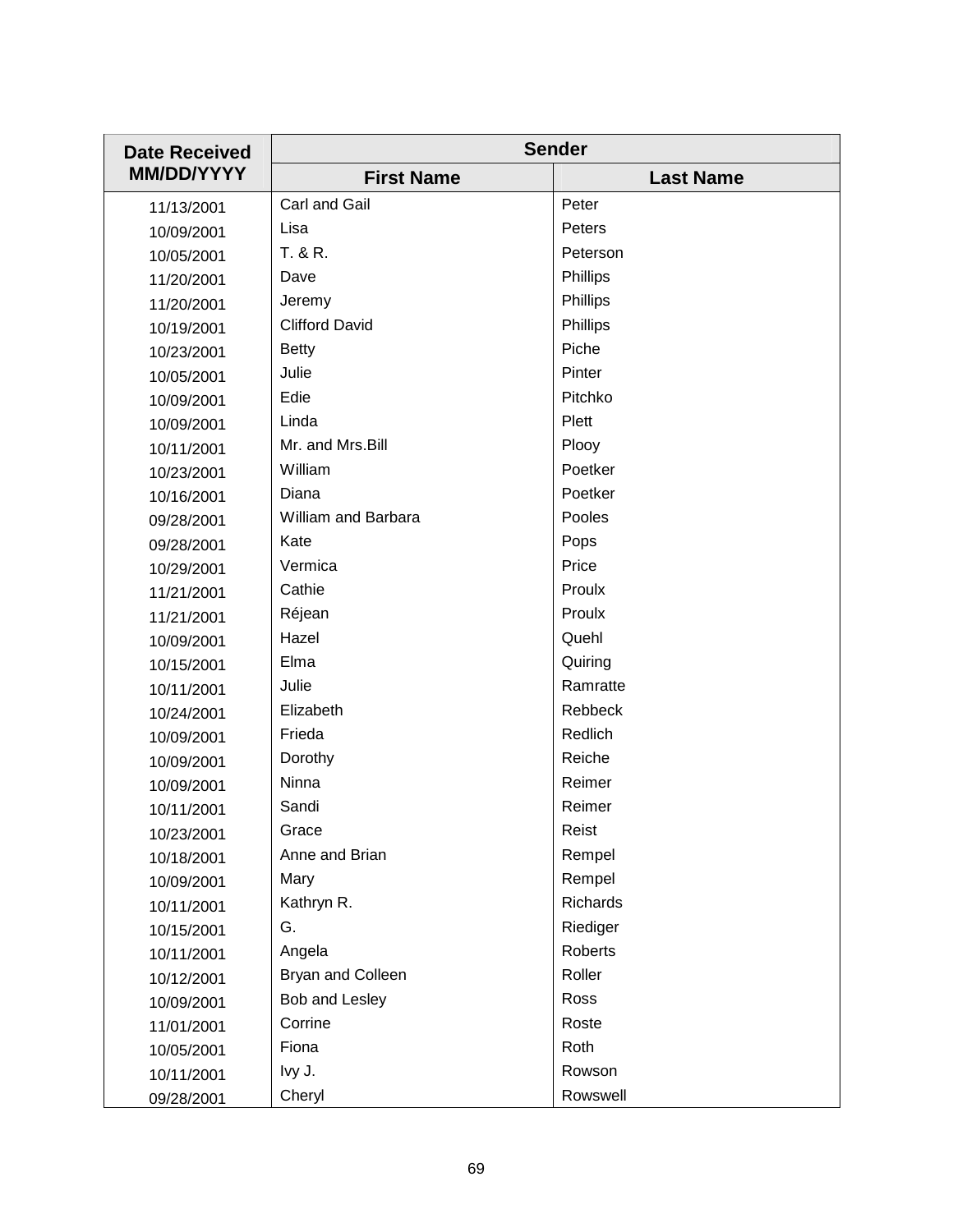| Date Received MM/DD/YYYY | Sender | |
|---|---|---|
| | First Name | Last Name |
| 11/13/2001 | Carl and Gail | Peter |
| 10/09/2001 | Lisa | Peters |
| 10/05/2001 | T. & R. | Peterson |
| 11/20/2001 | Dave | Phillips |
| 11/20/2001 | Jeremy | Phillips |
| 10/19/2001 | Clifford David | Phillips |
| 10/23/2001 | Betty | Piche |
| 10/05/2001 | Julie | Pinter |
| 10/09/2001 | Edie | Pitchko |
| 10/09/2001 | Linda | Plett |
| 10/11/2001 | Mr. and Mrs.Bill | Plooy |
| 10/23/2001 | William | Poetker |
| 10/16/2001 | Diana | Poetker |
| 09/28/2001 | William and Barbara | Pooles |
| 09/28/2001 | Kate | Pops |
| 10/29/2001 | Vermica | Price |
| 11/21/2001 | Cathie | Proulx |
| 11/21/2001 | Réjean | Proulx |
| 10/09/2001 | Hazel | Quehl |
| 10/15/2001 | Elma | Quiring |
| 10/11/2001 | Julie | Ramratte |
| 10/24/2001 | Elizabeth | Rebbeck |
| 10/09/2001 | Frieda | Redlich |
| 10/09/2001 | Dorothy | Reiche |
| 10/09/2001 | Ninna | Reimer |
| 10/11/2001 | Sandi | Reimer |
| 10/23/2001 | Grace | Reist |
| 10/18/2001 | Anne and Brian | Rempel |
| 10/09/2001 | Mary | Rempel |
| 10/11/2001 | Kathryn R. | Richards |
| 10/15/2001 | G. | Riediger |
| 10/11/2001 | Angela | Roberts |
| 10/12/2001 | Bryan and Colleen | Roller |
| 10/09/2001 | Bob and Lesley | Ross |
| 11/01/2001 | Corrine | Roste |
| 10/05/2001 | Fiona | Roth |
| 10/11/2001 | Ivy J. | Rowson |
| 09/28/2001 | Cheryl | Rowswell |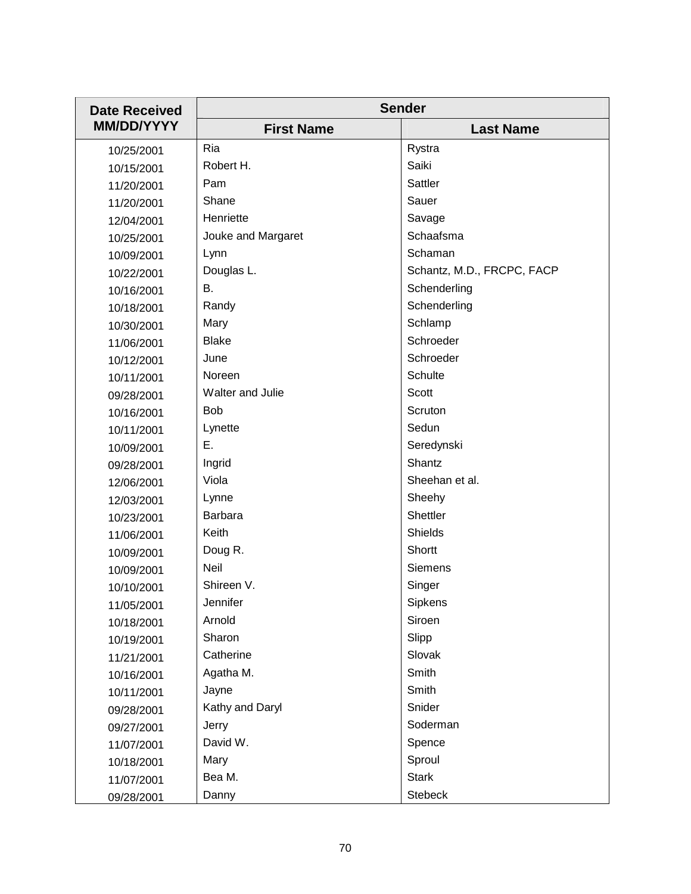| Date Received MM/DD/YYYY | Sender | |
|---|---|---|
| | First Name | Last Name |
| 10/25/2001 | Ria | Rystra |
| 10/15/2001 | Robert H. | Saiki |
| 11/20/2001 | Pam | Sattler |
| 11/20/2001 | Shane | Sauer |
| 12/04/2001 | Henriette | Savage |
| 10/25/2001 | Jouke and Margaret | Schaafsma |
| 10/09/2001 | Lynn | Schaman |
| 10/22/2001 | Douglas L. | Schantz, M.D., FRCPC, FACP |
| 10/16/2001 | B. | Schenderling |
| 10/18/2001 | Randy | Schenderling |
| 10/30/2001 | Mary | Schlamp |
| 11/06/2001 | Blake | Schroeder |
| 10/12/2001 | June | Schroeder |
| 10/11/2001 | Noreen | Schulte |
| 09/28/2001 | Walter and Julie | Scott |
| 10/16/2001 | Bob | Scruton |
| 10/11/2001 | Lynette | Sedun |
| 10/09/2001 | E. | Seredynski |
| 09/28/2001 | Ingrid | Shantz |
| 12/06/2001 | Viola | Sheehan et al. |
| 12/03/2001 | Lynne | Sheehy |
| 10/23/2001 | Barbara | Shettler |
| 11/06/2001 | Keith | Shields |
| 10/09/2001 | Doug R. | Shortt |
| 10/09/2001 | Neil | Siemens |
| 10/10/2001 | Shireen V. | Singer |
| 11/05/2001 | Jennifer | Sipkens |
| 10/18/2001 | Arnold | Siroen |
| 10/19/2001 | Sharon | Slipp |
| 11/21/2001 | Catherine | Slovak |
| 10/16/2001 | Agatha M. | Smith |
| 10/11/2001 | Jayne | Smith |
| 09/28/2001 | Kathy and Daryl | Snider |
| 09/27/2001 | Jerry | Soderman |
| 11/07/2001 | David W. | Spence |
| 10/18/2001 | Mary | Sproul |
| 11/07/2001 | Bea M. | Stark |
| 09/28/2001 | Danny | Stebeck |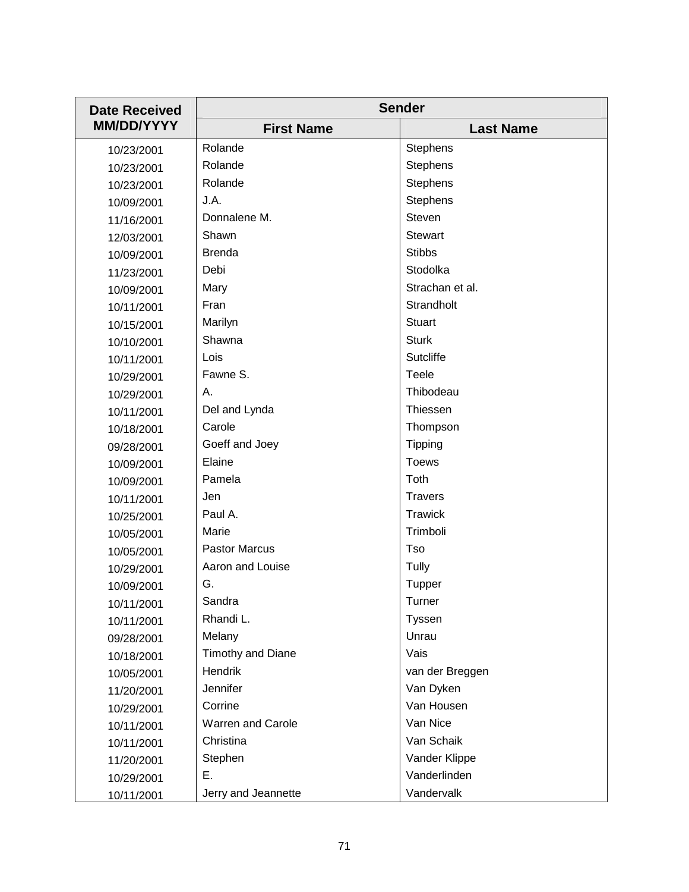| Date Received MM/DD/YYYY | Sender | |
|---|---|---|
| | First Name | Last Name |
| 10/23/2001 | Rolande | Stephens |
| 10/23/2001 | Rolande | Stephens |
| 10/23/2001 | Rolande | Stephens |
| 10/09/2001 | J.A. | Stephens |
| 11/16/2001 | Donnalene M. | Steven |
| 12/03/2001 | Shawn | Stewart |
| 10/09/2001 | Brenda | Stibbs |
| 11/23/2001 | Debi | Stodolka |
| 10/09/2001 | Mary | Strachan et al. |
| 10/11/2001 | Fran | Strandholt |
| 10/15/2001 | Marilyn | Stuart |
| 10/10/2001 | Shawna | Sturk |
| 10/11/2001 | Lois | Sutcliffe |
| 10/29/2001 | Fawne S. | Teele |
| 10/29/2001 | A. | Thibodeau |
| 10/11/2001 | Del and Lynda | Thiessen |
| 10/18/2001 | Carole | Thompson |
| 09/28/2001 | Goeff and Joey | Tipping |
| 10/09/2001 | Elaine | Toews |
| 10/09/2001 | Pamela | Toth |
| 10/11/2001 | Jen | Travers |
| 10/25/2001 | Paul A. | Trawick |
| 10/05/2001 | Marie | Trimboli |
| 10/05/2001 | Pastor Marcus | Tso |
| 10/29/2001 | Aaron and Louise | Tully |
| 10/09/2001 | G. | Tupper |
| 10/11/2001 | Sandra | Turner |
| 10/11/2001 | Rhandi L. | Tyssen |
| 09/28/2001 | Melany | Unrau |
| 10/18/2001 | Timothy and Diane | Vais |
| 10/05/2001 | Hendrik | van der Breggen |
| 11/20/2001 | Jennifer | Van Dyken |
| 10/29/2001 | Corrine | Van Housen |
| 10/11/2001 | Warren and Carole | Van Nice |
| 10/11/2001 | Christina | Van Schaik |
| 11/20/2001 | Stephen | Vander Klippe |
| 10/29/2001 | E. | Vanderlinden |
| 10/11/2001 | Jerry and Jeannette | Vandervalk |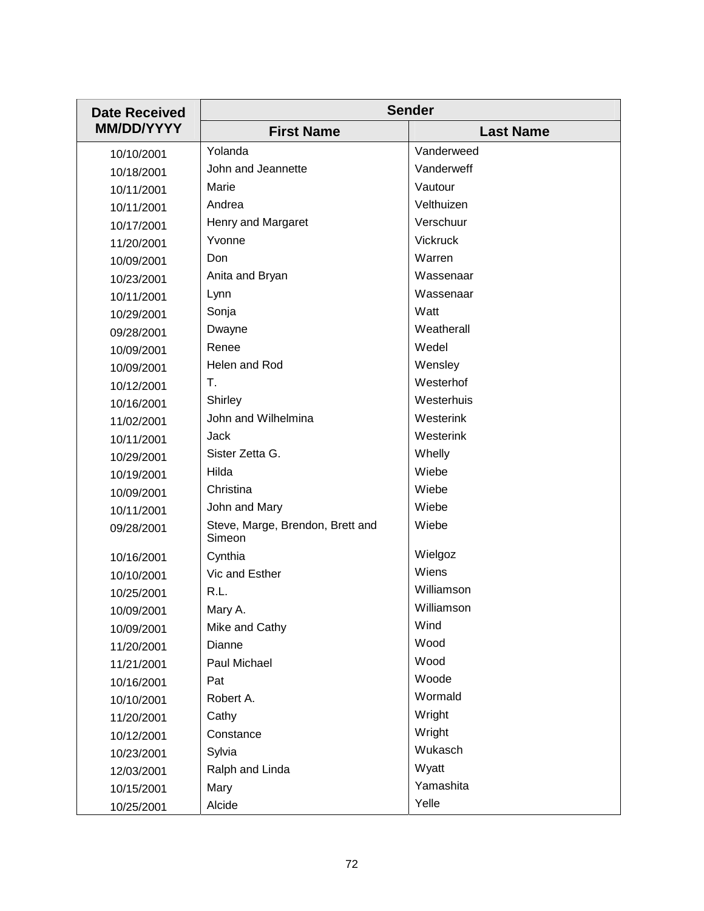| Date Received MM/DD/YYYY | Sender | |
|---|---|---|
| | First Name | Last Name |
| 10/10/2001 | Yolanda | Vanderweed |
| 10/18/2001 | John and Jeannette | Vanderweff |
| 10/11/2001 | Marie | Vautour |
| 10/11/2001 | Andrea | Velthuizen |
| 10/17/2001 | Henry and Margaret | Verschuur |
| 11/20/2001 | Yvonne | Vickruck |
| 10/09/2001 | Don | Warren |
| 10/23/2001 | Anita and Bryan | Wassenaar |
| 10/11/2001 | Lynn | Wassenaar |
| 10/29/2001 | Sonja | Watt |
| 09/28/2001 | Dwayne | Weatherall |
| 10/09/2001 | Renee | Wedel |
| 10/09/2001 | Helen and Rod | Wensley |
| 10/12/2001 | T. | Westerhof |
| 10/16/2001 | Shirley | Westerhuis |
| 11/02/2001 | John and Wilhelmina | Westerink |
| 10/11/2001 | Jack | Westerink |
| 10/29/2001 | Sister Zetta G. | Whelly |
| 10/19/2001 | Hilda | Wiebe |
| 10/09/2001 | Christina | Wiebe |
| 10/11/2001 | John and Mary | Wiebe |
| 09/28/2001 | Steve, Marge, Brendon, Brett and Simeon | Wiebe |
| 10/16/2001 | Cynthia | Wielgoz |
| 10/10/2001 | Vic and Esther | Wiens |
| 10/25/2001 | R.L. | Williamson |
| 10/09/2001 | Mary A. | Williamson |
| 10/09/2001 | Mike and Cathy | Wind |
| 11/20/2001 | Dianne | Wood |
| 11/21/2001 | Paul Michael | Wood |
| 10/16/2001 | Pat | Woode |
| 10/10/2001 | Robert A. | Wormald |
| 11/20/2001 | Cathy | Wright |
| 10/12/2001 | Constance | Wright |
| 10/23/2001 | Sylvia | Wukasch |
| 12/03/2001 | Ralph and Linda | Wyatt |
| 10/15/2001 | Mary | Yamashita |
| 10/25/2001 | Alcide | Yelle |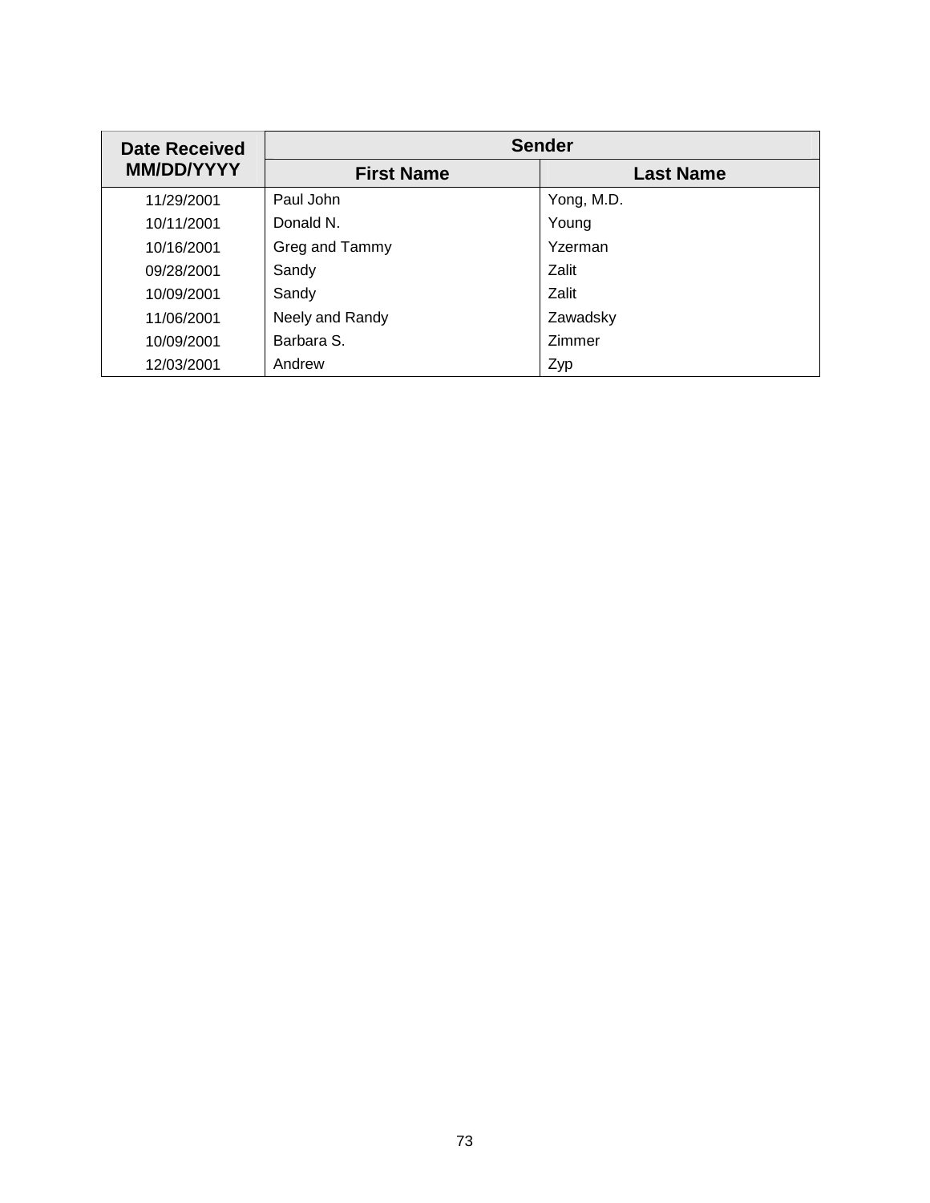| Date Received MM/DD/YYYY | Sender | |
|---|---|---|
| | First Name | Last Name |
| 11/29/2001 | Paul John | Yong, M.D. |
| 10/11/2001 | Donald N. | Young |
| 10/16/2001 | Greg and Tammy | Yzerman |
| 09/28/2001 | Sandy | Zalit |
| 10/09/2001 | Sandy | Zalit |
| 11/06/2001 | Neely and Randy | Zawadsky |
| 10/09/2001 | Barbara S. | Zimmer |
| 12/03/2001 | Andrew | Zyp |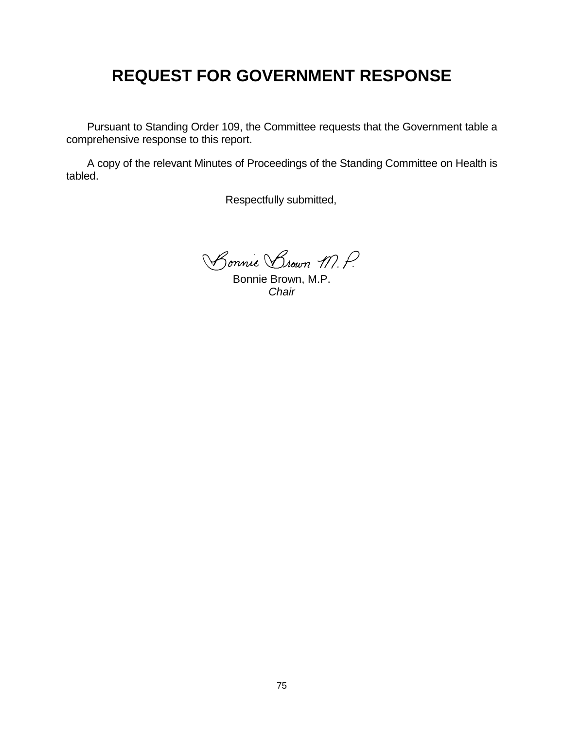# REQUEST FOR GOVERNMENT RESPONSE

Pursuant to Standing Order 109, the Committee requests that the Government table a comprehensive response to this report.

A copy of the relevant Minutes of Proceedings of the Standing Committee on Health is tabled.

Respectfully submitted,

Bonnie Brown, M.P.
*Chair*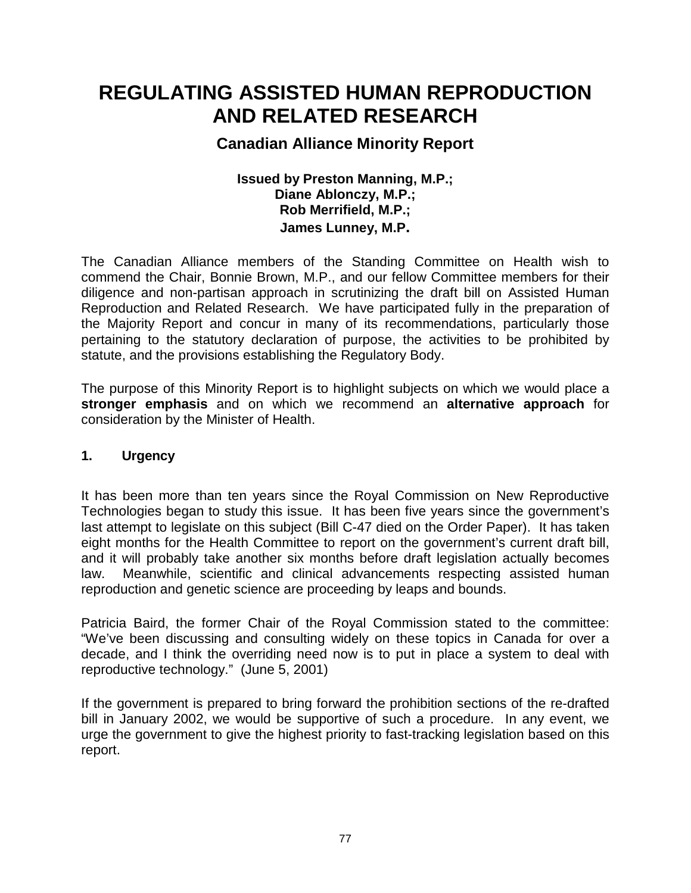# REGULATING ASSISTED HUMAN REPRODUCTION AND RELATED RESEARCH

## Canadian Alliance Minority Report

**Issued by Preston Manning, M.P.;**
**Diane Ablonczy, M.P.;**
**Rob Merrifield, M.P.;**
**James Lunney, M.P.**

The Canadian Alliance members of the Standing Committee on Health wish to commend the Chair, Bonnie Brown, M.P., and our fellow Committee members for their diligence and non-partisan approach in scrutinizing the draft bill on Assisted Human Reproduction and Related Research. We have participated fully in the preparation of the Majority Report and concur in many of its recommendations, particularly those pertaining to the statutory declaration of purpose, the activities to be prohibited by statute, and the provisions establishing the Regulatory Body.

The purpose of this Minority Report is to highlight subjects on which we would place a **stronger emphasis** and on which we recommend an **alternative approach** for consideration by the Minister of Health.

### 1. Urgency

It has been more than ten years since the Royal Commission on New Reproductive Technologies began to study this issue. It has been five years since the government's last attempt to legislate on this subject (Bill C-47 died on the Order Paper). It has taken eight months for the Health Committee to report on the government's current draft bill, and it will probably take another six months before draft legislation actually becomes law. Meanwhile, scientific and clinical advancements respecting assisted human reproduction and genetic science are proceeding by leaps and bounds.

Patricia Baird, the former Chair of the Royal Commission stated to the committee: "We've been discussing and consulting widely on these topics in Canada for over a decade, and I think the overriding need now is to put in place a system to deal with reproductive technology." (June 5, 2001)

If the government is prepared to bring forward the prohibition sections of the re-drafted bill in January 2002, we would be supportive of such a procedure. In any event, we urge the government to give the highest priority to fast-tracking legislation based on this report.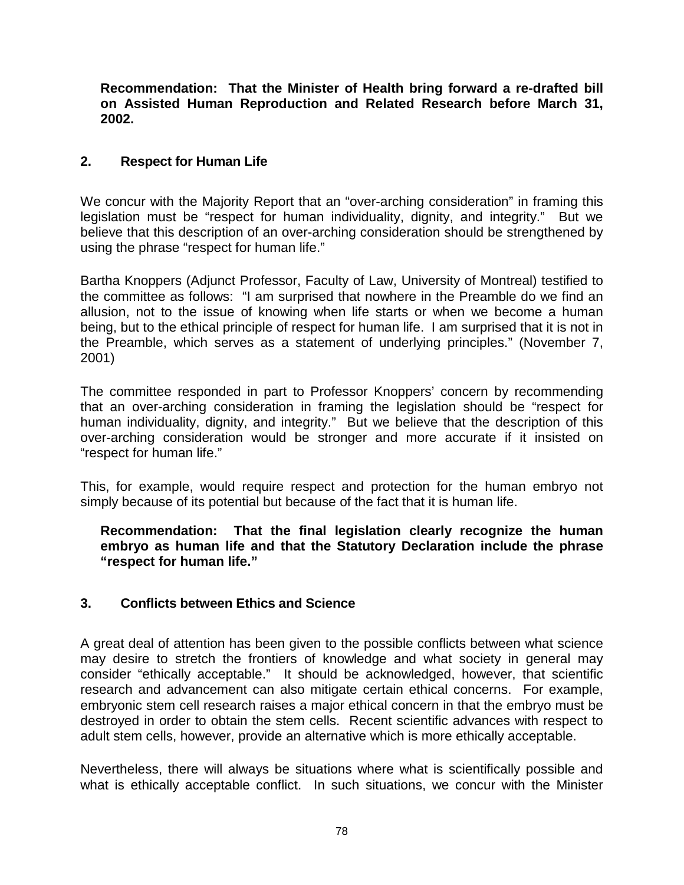**Recommendation: That the Minister of Health bring forward a re-drafted bill on Assisted Human Reproduction and Related Research before March 31, 2002.**

## 2. Respect for Human Life

We concur with the Majority Report that an "over-arching consideration" in framing this legislation must be "respect for human individuality, dignity, and integrity." But we believe that this description of an over-arching consideration should be strengthened by using the phrase "respect for human life."

Bartha Knoppers (Adjunct Professor, Faculty of Law, University of Montreal) testified to the committee as follows: "I am surprised that nowhere in the Preamble do we find an allusion, not to the issue of knowing when life starts or when we become a human being, but to the ethical principle of respect for human life. I am surprised that it is not in the Preamble, which serves as a statement of underlying principles." (November 7, 2001)

The committee responded in part to Professor Knoppers' concern by recommending that an over-arching consideration in framing the legislation should be "respect for human individuality, dignity, and integrity." But we believe that the description of this over-arching consideration would be stronger and more accurate if it insisted on "respect for human life."

This, for example, would require respect and protection for the human embryo not simply because of its potential but because of the fact that it is human life.

**Recommendation: That the final legislation clearly recognize the human embryo as human life and that the Statutory Declaration include the phrase "respect for human life."**

## 3. Conflicts between Ethics and Science

A great deal of attention has been given to the possible conflicts between what science may desire to stretch the frontiers of knowledge and what society in general may consider "ethically acceptable." It should be acknowledged, however, that scientific research and advancement can also mitigate certain ethical concerns. For example, embryonic stem cell research raises a major ethical concern in that the embryo must be destroyed in order to obtain the stem cells. Recent scientific advances with respect to adult stem cells, however, provide an alternative which is more ethically acceptable.

Nevertheless, there will always be situations where what is scientifically possible and what is ethically acceptable conflict. In such situations, we concur with the Minister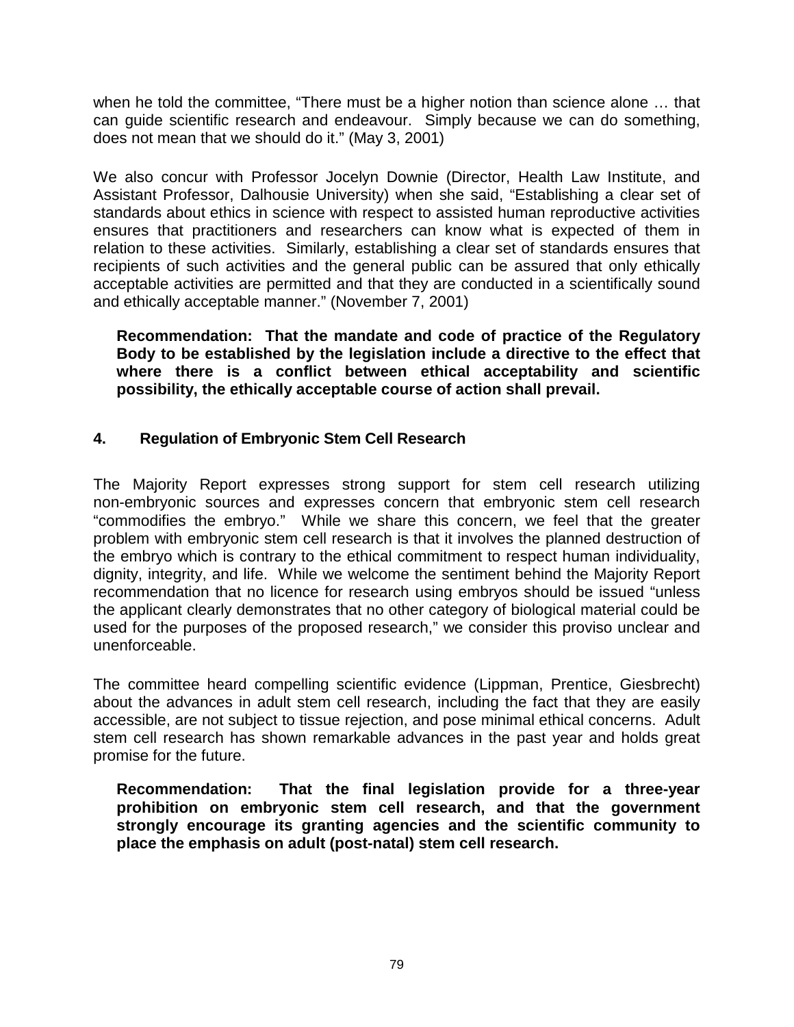when he told the committee, "There must be a higher notion than science alone … that can guide scientific research and endeavour. Simply because we can do something, does not mean that we should do it." (May 3, 2001)

We also concur with Professor Jocelyn Downie (Director, Health Law Institute, and Assistant Professor, Dalhousie University) when she said, "Establishing a clear set of standards about ethics in science with respect to assisted human reproductive activities ensures that practitioners and researchers can know what is expected of them in relation to these activities. Similarly, establishing a clear set of standards ensures that recipients of such activities and the general public can be assured that only ethically acceptable activities are permitted and that they are conducted in a scientifically sound and ethically acceptable manner." (November 7, 2001)

**Recommendation: That the mandate and code of practice of the Regulatory Body to be established by the legislation include a directive to the effect that where there is a conflict between ethical acceptability and scientific possibility, the ethically acceptable course of action shall prevail.**

## 4. Regulation of Embryonic Stem Cell Research

The Majority Report expresses strong support for stem cell research utilizing non-embryonic sources and expresses concern that embryonic stem cell research "commodifies the embryo." While we share this concern, we feel that the greater problem with embryonic stem cell research is that it involves the planned destruction of the embryo which is contrary to the ethical commitment to respect human individuality, dignity, integrity, and life. While we welcome the sentiment behind the Majority Report recommendation that no licence for research using embryos should be issued "unless the applicant clearly demonstrates that no other category of biological material could be used for the purposes of the proposed research," we consider this proviso unclear and unenforceable.

The committee heard compelling scientific evidence (Lippman, Prentice, Giesbrecht) about the advances in adult stem cell research, including the fact that they are easily accessible, are not subject to tissue rejection, and pose minimal ethical concerns. Adult stem cell research has shown remarkable advances in the past year and holds great promise for the future.

**Recommendation: That the final legislation provide for a three-year prohibition on embryonic stem cell research, and that the government strongly encourage its granting agencies and the scientific community to place the emphasis on adult (post-natal) stem cell research.**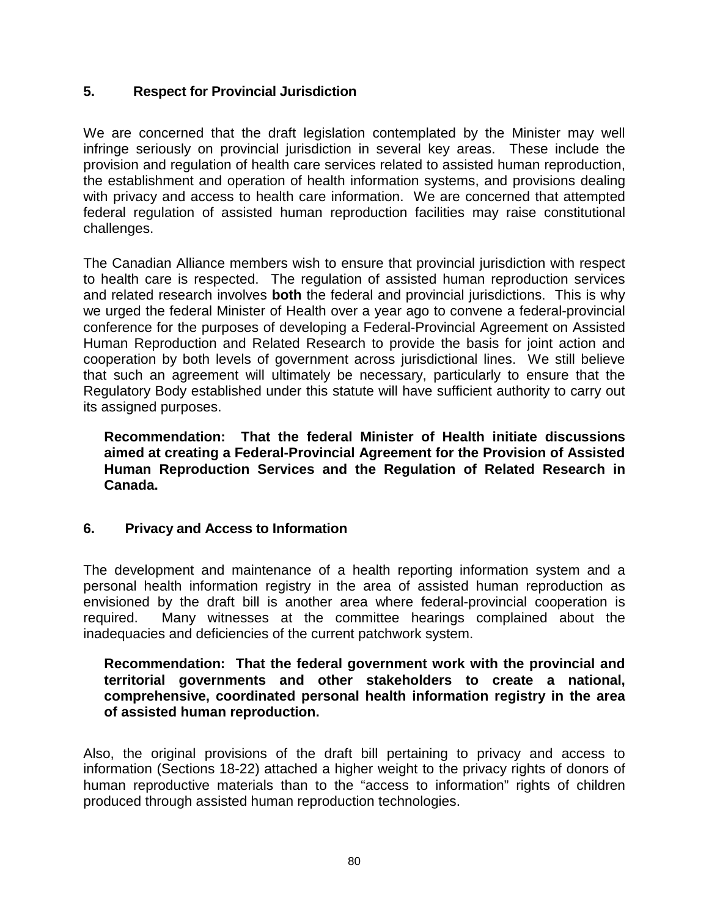## 5. Respect for Provincial Jurisdiction

We are concerned that the draft legislation contemplated by the Minister may well infringe seriously on provincial jurisdiction in several key areas. These include the provision and regulation of health care services related to assisted human reproduction, the establishment and operation of health information systems, and provisions dealing with privacy and access to health care information. We are concerned that attempted federal regulation of assisted human reproduction facilities may raise constitutional challenges.

The Canadian Alliance members wish to ensure that provincial jurisdiction with respect to health care is respected. The regulation of assisted human reproduction services and related research involves **both** the federal and provincial jurisdictions. This is why we urged the federal Minister of Health over a year ago to convene a federal-provincial conference for the purposes of developing a Federal-Provincial Agreement on Assisted Human Reproduction and Related Research to provide the basis for joint action and cooperation by both levels of government across jurisdictional lines. We still believe that such an agreement will ultimately be necessary, particularly to ensure that the Regulatory Body established under this statute will have sufficient authority to carry out its assigned purposes.

> **Recommendation: That the federal Minister of Health initiate discussions aimed at creating a Federal-Provincial Agreement for the Provision of Assisted Human Reproduction Services and the Regulation of Related Research in Canada.**

## 6. Privacy and Access to Information

The development and maintenance of a health reporting information system and a personal health information registry in the area of assisted human reproduction as envisioned by the draft bill is another area where federal-provincial cooperation is required. Many witnesses at the committee hearings complained about the inadequacies and deficiencies of the current patchwork system.

> **Recommendation: That the federal government work with the provincial and territorial governments and other stakeholders to create a national, comprehensive, coordinated personal health information registry in the area of assisted human reproduction.**

Also, the original provisions of the draft bill pertaining to privacy and access to information (Sections 18-22) attached a higher weight to the privacy rights of donors of human reproductive materials than to the "access to information" rights of children produced through assisted human reproduction technologies.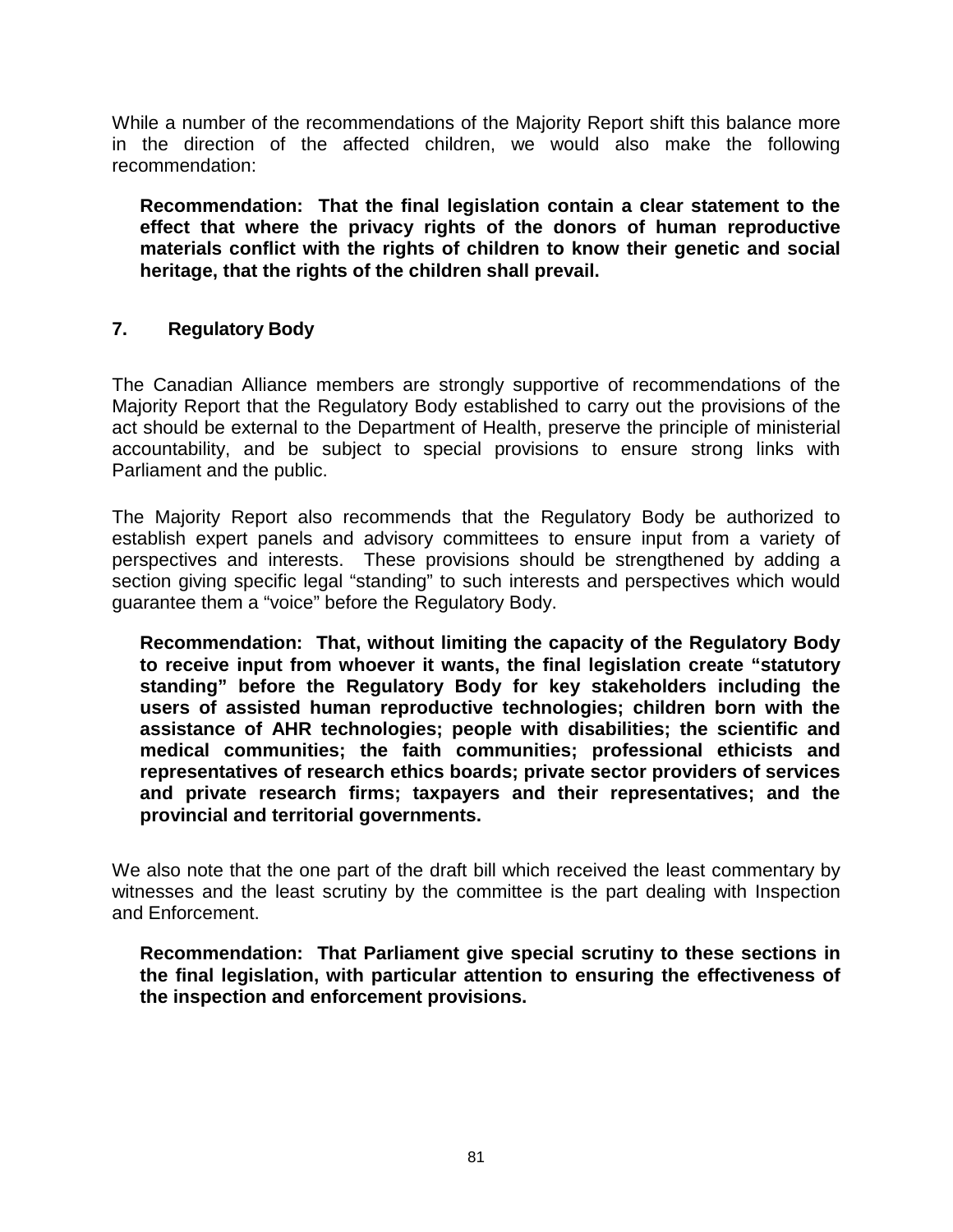While a number of the recommendations of the Majority Report shift this balance more in the direction of the affected children, we would also make the following recommendation:

> **Recommendation: That the final legislation contain a clear statement to the effect that where the privacy rights of the donors of human reproductive materials conflict with the rights of children to know their genetic and social heritage, that the rights of the children shall prevail.**

## 7. Regulatory Body

The Canadian Alliance members are strongly supportive of recommendations of the Majority Report that the Regulatory Body established to carry out the provisions of the act should be external to the Department of Health, preserve the principle of ministerial accountability, and be subject to special provisions to ensure strong links with Parliament and the public.

The Majority Report also recommends that the Regulatory Body be authorized to establish expert panels and advisory committees to ensure input from a variety of perspectives and interests. These provisions should be strengthened by adding a section giving specific legal "standing" to such interests and perspectives which would guarantee them a "voice" before the Regulatory Body.

> **Recommendation: That, without limiting the capacity of the Regulatory Body to receive input from whoever it wants, the final legislation create "statutory standing" before the Regulatory Body for key stakeholders including the users of assisted human reproductive technologies; children born with the assistance of AHR technologies; people with disabilities; the scientific and medical communities; the faith communities; professional ethicists and representatives of research ethics boards; private sector providers of services and private research firms; taxpayers and their representatives; and the provincial and territorial governments.**

We also note that the one part of the draft bill which received the least commentary by witnesses and the least scrutiny by the committee is the part dealing with Inspection and Enforcement.

> **Recommendation: That Parliament give special scrutiny to these sections in the final legislation, with particular attention to ensuring the effectiveness of the inspection and enforcement provisions.**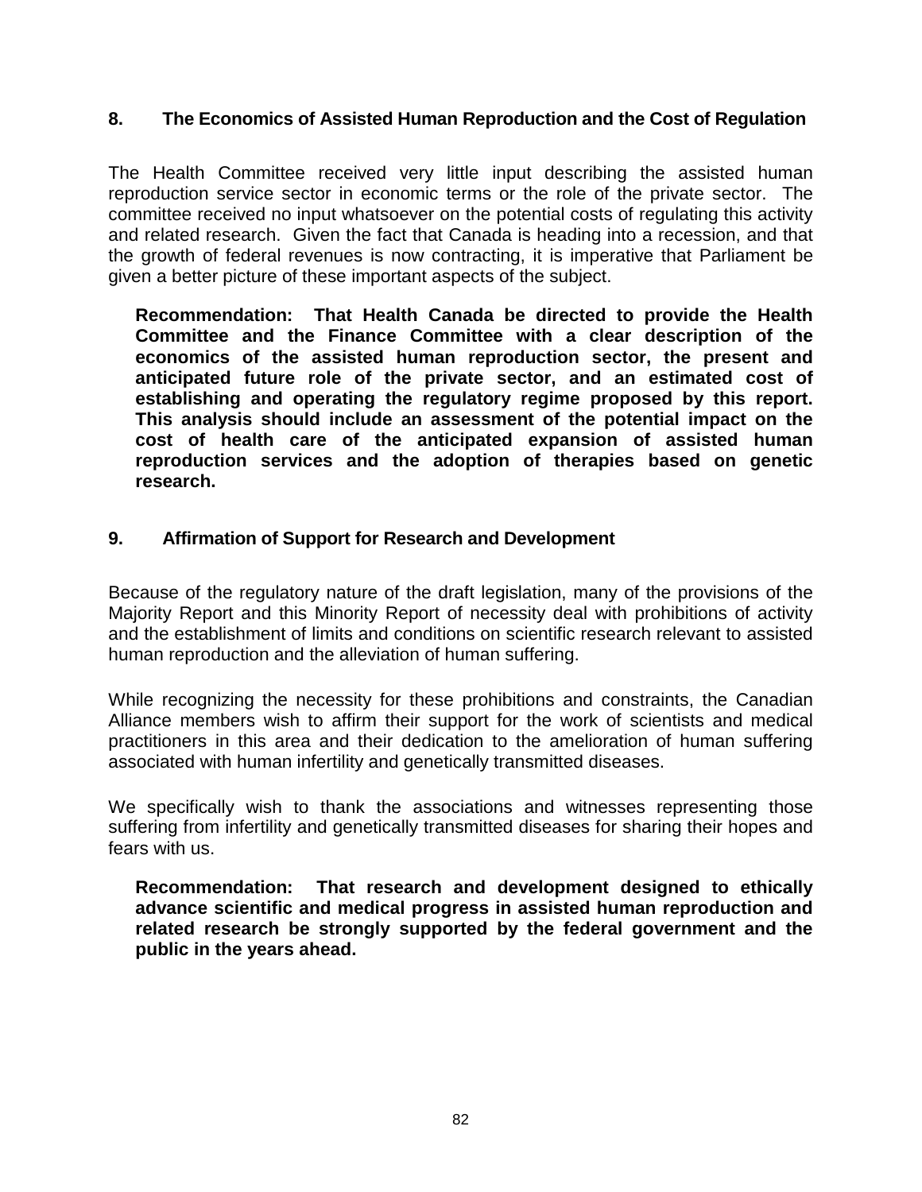## 8. The Economics of Assisted Human Reproduction and the Cost of Regulation

The Health Committee received very little input describing the assisted human reproduction service sector in economic terms or the role of the private sector. The committee received no input whatsoever on the potential costs of regulating this activity and related research. Given the fact that Canada is heading into a recession, and that the growth of federal revenues is now contracting, it is imperative that Parliament be given a better picture of these important aspects of the subject.

> **Recommendation: That Health Canada be directed to provide the Health Committee and the Finance Committee with a clear description of the economics of the assisted human reproduction sector, the present and anticipated future role of the private sector, and an estimated cost of establishing and operating the regulatory regime proposed by this report. This analysis should include an assessment of the potential impact on the cost of health care of the anticipated expansion of assisted human reproduction services and the adoption of therapies based on genetic research.**

## 9. Affirmation of Support for Research and Development

Because of the regulatory nature of the draft legislation, many of the provisions of the Majority Report and this Minority Report of necessity deal with prohibitions of activity and the establishment of limits and conditions on scientific research relevant to assisted human reproduction and the alleviation of human suffering.

While recognizing the necessity for these prohibitions and constraints, the Canadian Alliance members wish to affirm their support for the work of scientists and medical practitioners in this area and their dedication to the amelioration of human suffering associated with human infertility and genetically transmitted diseases.

We specifically wish to thank the associations and witnesses representing those suffering from infertility and genetically transmitted diseases for sharing their hopes and fears with us.

> **Recommendation: That research and development designed to ethically advance scientific and medical progress in assisted human reproduction and related research be strongly supported by the federal government and the public in the years ahead.**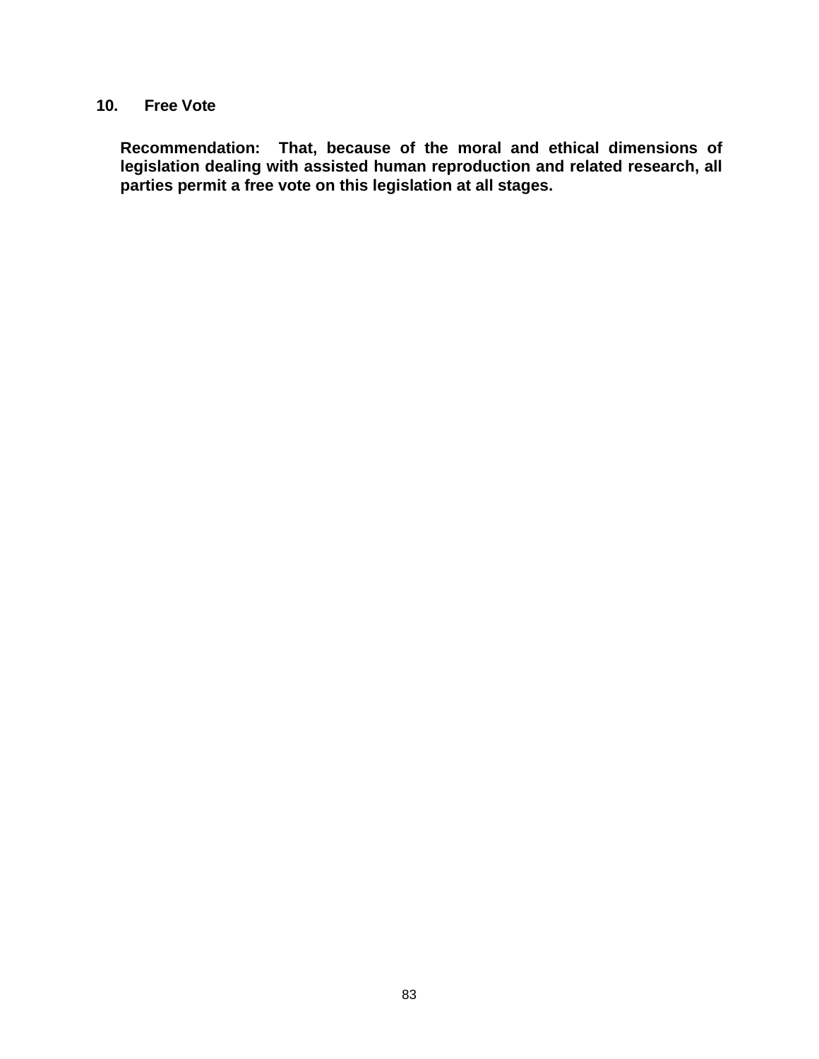## 10. Free Vote

**Recommendation: That, because of the moral and ethical dimensions of legislation dealing with assisted human reproduction and related research, all parties permit a free vote on this legislation at all stages.**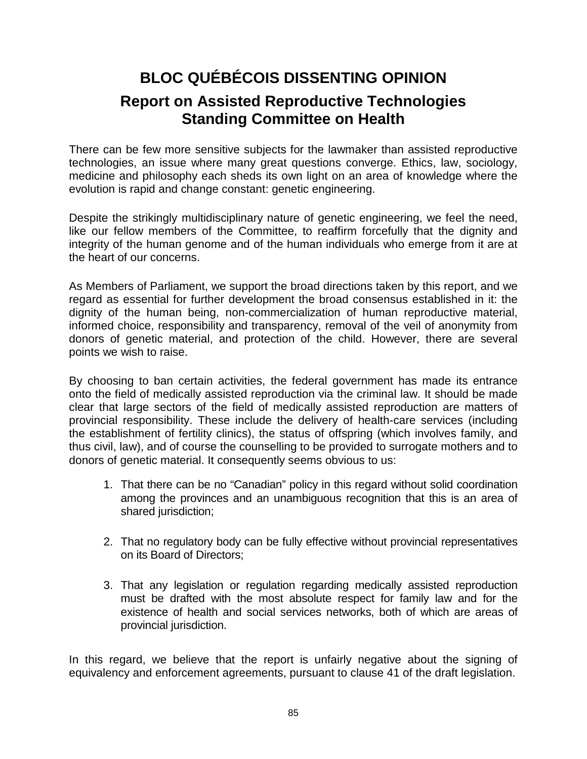# BLOC QUÉBÉCOIS DISSENTING OPINION

## Report on Assisted Reproductive Technologies
## Standing Committee on Health

There can be few more sensitive subjects for the lawmaker than assisted reproductive technologies, an issue where many great questions converge. Ethics, law, sociology, medicine and philosophy each sheds its own light on an area of knowledge where the evolution is rapid and change constant: genetic engineering.

Despite the strikingly multidisciplinary nature of genetic engineering, we feel the need, like our fellow members of the Committee, to reaffirm forcefully that the dignity and integrity of the human genome and of the human individuals who emerge from it are at the heart of our concerns.

As Members of Parliament, we support the broad directions taken by this report, and we regard as essential for further development the broad consensus established in it: the dignity of the human being, non-commercialization of human reproductive material, informed choice, responsibility and transparency, removal of the veil of anonymity from donors of genetic material, and protection of the child. However, there are several points we wish to raise.

By choosing to ban certain activities, the federal government has made its entrance onto the field of medically assisted reproduction via the criminal law. It should be made clear that large sectors of the field of medically assisted reproduction are matters of provincial responsibility. These include the delivery of health-care services (including the establishment of fertility clinics), the status of offspring (which involves family, and thus civil, law), and of course the counselling to be provided to surrogate mothers and to donors of genetic material. It consequently seems obvious to us:

1. That there can be no “Canadian” policy in this regard without solid coordination among the provinces and an unambiguous recognition that this is an area of shared jurisdiction;

2. That no regulatory body can be fully effective without provincial representatives on its Board of Directors;

3. That any legislation or regulation regarding medically assisted reproduction must be drafted with the most absolute respect for family law and for the existence of health and social services networks, both of which are areas of provincial jurisdiction.

In this regard, we believe that the report is unfairly negative about the signing of equivalency and enforcement agreements, pursuant to clause 41 of the draft legislation.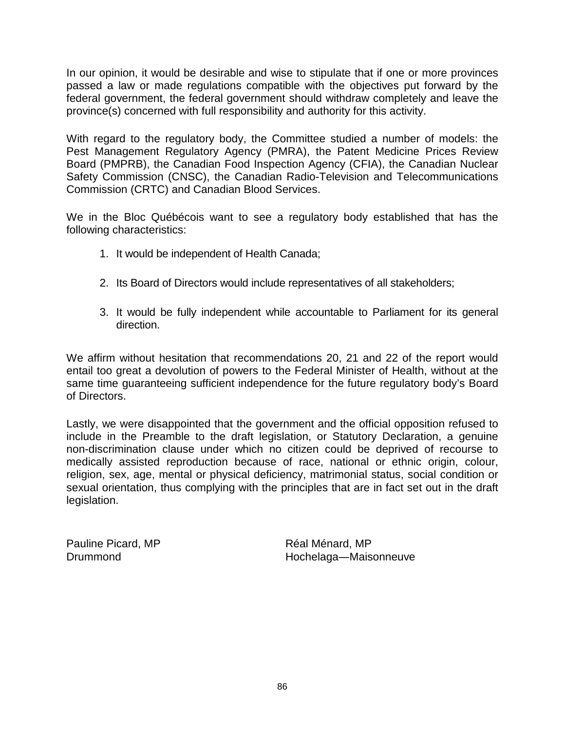In our opinion, it would be desirable and wise to stipulate that if one or more provinces passed a law or made regulations compatible with the objectives put forward by the federal government, the federal government should withdraw completely and leave the province(s) concerned with full responsibility and authority for this activity.

With regard to the regulatory body, the Committee studied a number of models: the Pest Management Regulatory Agency (PMRA), the Patent Medicine Prices Review Board (PMPRB), the Canadian Food Inspection Agency (CFIA), the Canadian Nuclear Safety Commission (CNSC), the Canadian Radio-Television and Telecommunications Commission (CRTC) and Canadian Blood Services.

We in the Bloc Québécois want to see a regulatory body established that has the following characteristics:

1. It would be independent of Health Canada;

2. Its Board of Directors would include representatives of all stakeholders;

3. It would be fully independent while accountable to Parliament for its general direction.

We affirm without hesitation that recommendations 20, 21 and 22 of the report would entail too great a devolution of powers to the Federal Minister of Health, without at the same time guaranteeing sufficient independence for the future regulatory body's Board of Directors.

Lastly, we were disappointed that the government and the official opposition refused to include in the Preamble to the draft legislation, or Statutory Declaration, a genuine non-discrimination clause under which no citizen could be deprived of recourse to medically assisted reproduction because of race, national or ethnic origin, colour, religion, sex, age, mental or physical deficiency, matrimonial status, social condition or sexual orientation, thus complying with the principles that are in fact set out in the draft legislation.

Pauline Picard, MP
Drummond

Réal Ménard, MP
Hochelaga—Maisonneuve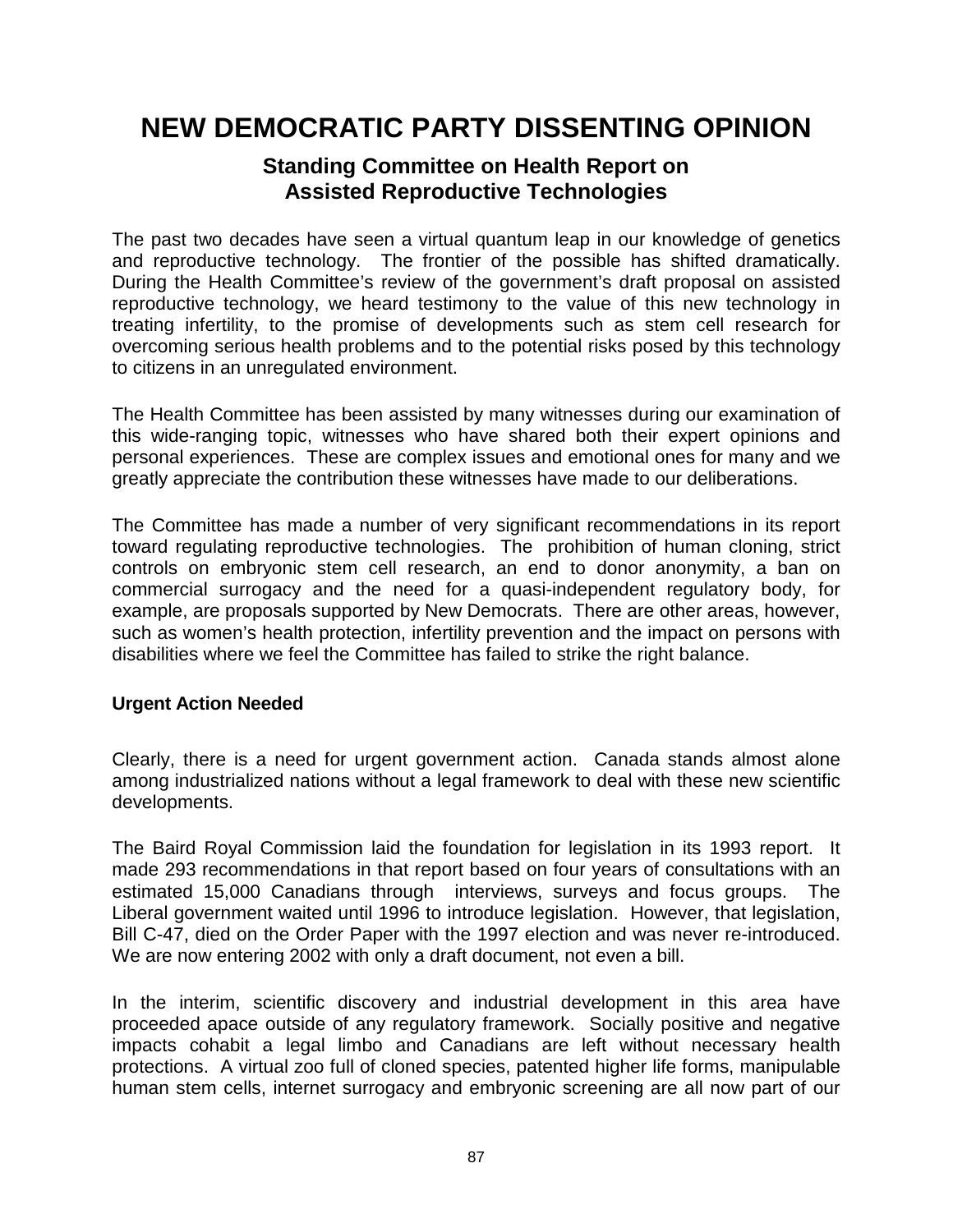# NEW DEMOCRATIC PARTY DISSENTING OPINION

## Standing Committee on Health Report on Assisted Reproductive Technologies

The past two decades have seen a virtual quantum leap in our knowledge of genetics and reproductive technology. The frontier of the possible has shifted dramatically. During the Health Committee's review of the government's draft proposal on assisted reproductive technology, we heard testimony to the value of this new technology in treating infertility, to the promise of developments such as stem cell research for overcoming serious health problems and to the potential risks posed by this technology to citizens in an unregulated environment.

The Health Committee has been assisted by many witnesses during our examination of this wide-ranging topic, witnesses who have shared both their expert opinions and personal experiences. These are complex issues and emotional ones for many and we greatly appreciate the contribution these witnesses have made to our deliberations.

The Committee has made a number of very significant recommendations in its report toward regulating reproductive technologies. The prohibition of human cloning, strict controls on embryonic stem cell research, an end to donor anonymity, a ban on commercial surrogacy and the need for a quasi-independent regulatory body, for example, are proposals supported by New Democrats. There are other areas, however, such as women's health protection, infertility prevention and the impact on persons with disabilities where we feel the Committee has failed to strike the right balance.

### Urgent Action Needed

Clearly, there is a need for urgent government action. Canada stands almost alone among industrialized nations without a legal framework to deal with these new scientific developments.

The Baird Royal Commission laid the foundation for legislation in its 1993 report. It made 293 recommendations in that report based on four years of consultations with an estimated 15,000 Canadians through interviews, surveys and focus groups. The Liberal government waited until 1996 to introduce legislation. However, that legislation, Bill C-47, died on the Order Paper with the 1997 election and was never re-introduced. We are now entering 2002 with only a draft document, not even a bill.

In the interim, scientific discovery and industrial development in this area have proceeded apace outside of any regulatory framework. Socially positive and negative impacts cohabit a legal limbo and Canadians are left without necessary health protections. A virtual zoo full of cloned species, patented higher life forms, manipulable human stem cells, internet surrogacy and embryonic screening are all now part of our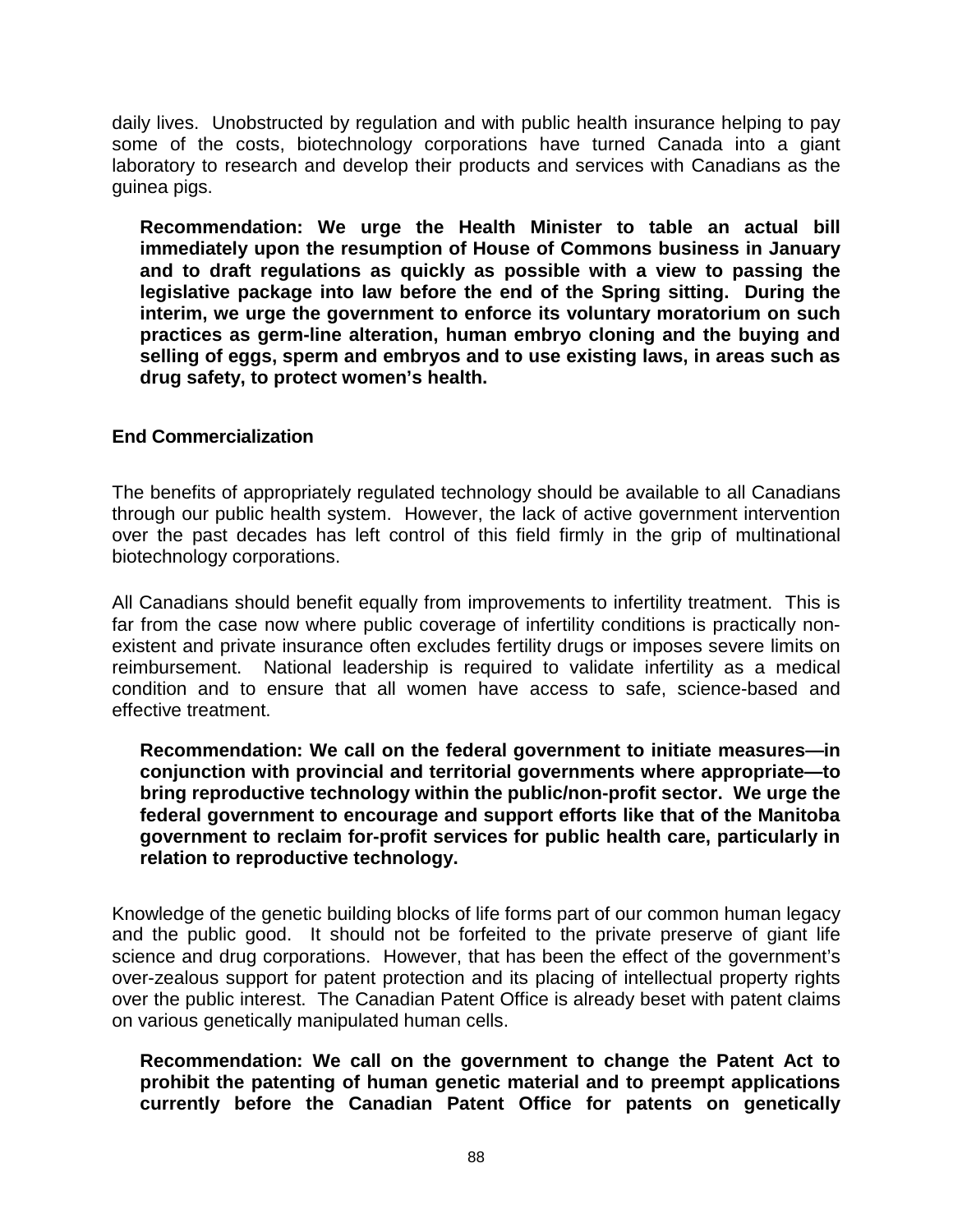daily lives. Unobstructed by regulation and with public health insurance helping to pay some of the costs, biotechnology corporations have turned Canada into a giant laboratory to research and develop their products and services with Canadians as the guinea pigs.

**Recommendation: We urge the Health Minister to table an actual bill immediately upon the resumption of House of Commons business in January and to draft regulations as quickly as possible with a view to passing the legislative package into law before the end of the Spring sitting. During the interim, we urge the government to enforce its voluntary moratorium on such practices as germ-line alteration, human embryo cloning and the buying and selling of eggs, sperm and embryos and to use existing laws, in areas such as drug safety, to protect women's health.**

**End Commercialization**

The benefits of appropriately regulated technology should be available to all Canadians through our public health system. However, the lack of active government intervention over the past decades has left control of this field firmly in the grip of multinational biotechnology corporations.

All Canadians should benefit equally from improvements to infertility treatment. This is far from the case now where public coverage of infertility conditions is practically non-existent and private insurance often excludes fertility drugs or imposes severe limits on reimbursement. National leadership is required to validate infertility as a medical condition and to ensure that all women have access to safe, science-based and effective treatment.

**Recommendation: We call on the federal government to initiate measures—in conjunction with provincial and territorial governments where appropriate—to bring reproductive technology within the public/non-profit sector. We urge the federal government to encourage and support efforts like that of the Manitoba government to reclaim for-profit services for public health care, particularly in relation to reproductive technology.**

Knowledge of the genetic building blocks of life forms part of our common human legacy and the public good. It should not be forfeited to the private preserve of giant life science and drug corporations. However, that has been the effect of the government's over-zealous support for patent protection and its placing of intellectual property rights over the public interest. The Canadian Patent Office is already beset with patent claims on various genetically manipulated human cells.

**Recommendation: We call on the government to change the Patent Act to prohibit the patenting of human genetic material and to preempt applications currently before the Canadian Patent Office for patents on genetically**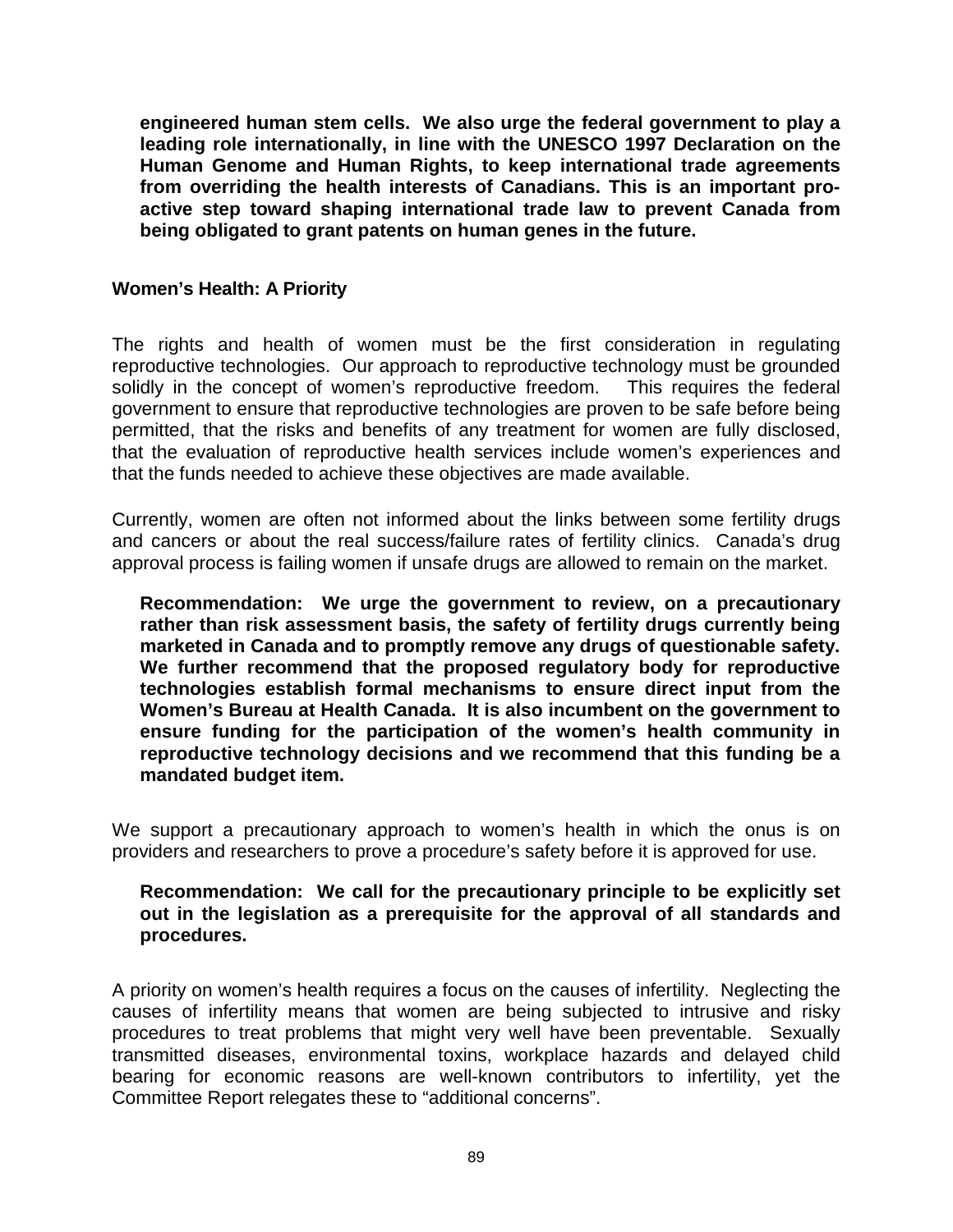**engineered human stem cells. We also urge the federal government to play a leading role internationally, in line with the UNESCO 1997 Declaration on the Human Genome and Human Rights, to keep international trade agreements from overriding the health interests of Canadians. This is an important pro-active step toward shaping international trade law to prevent Canada from being obligated to grant patents on human genes in the future.**

**Women's Health: A Priority**

The rights and health of women must be the first consideration in regulating reproductive technologies. Our approach to reproductive technology must be grounded solidly in the concept of women's reproductive freedom. This requires the federal government to ensure that reproductive technologies are proven to be safe before being permitted, that the risks and benefits of any treatment for women are fully disclosed, that the evaluation of reproductive health services include women's experiences and that the funds needed to achieve these objectives are made available.

Currently, women are often not informed about the links between some fertility drugs and cancers or about the real success/failure rates of fertility clinics. Canada's drug approval process is failing women if unsafe drugs are allowed to remain on the market.

**Recommendation: We urge the government to review, on a precautionary rather than risk assessment basis, the safety of fertility drugs currently being marketed in Canada and to promptly remove any drugs of questionable safety. We further recommend that the proposed regulatory body for reproductive technologies establish formal mechanisms to ensure direct input from the Women's Bureau at Health Canada. It is also incumbent on the government to ensure funding for the participation of the women's health community in reproductive technology decisions and we recommend that this funding be a mandated budget item.**

We support a precautionary approach to women's health in which the onus is on providers and researchers to prove a procedure's safety before it is approved for use.

**Recommendation: We call for the precautionary principle to be explicitly set out in the legislation as a prerequisite for the approval of all standards and procedures.**

A priority on women's health requires a focus on the causes of infertility. Neglecting the causes of infertility means that women are being subjected to intrusive and risky procedures to treat problems that might very well have been preventable. Sexually transmitted diseases, environmental toxins, workplace hazards and delayed child bearing for economic reasons are well-known contributors to infertility, yet the Committee Report relegates these to "additional concerns".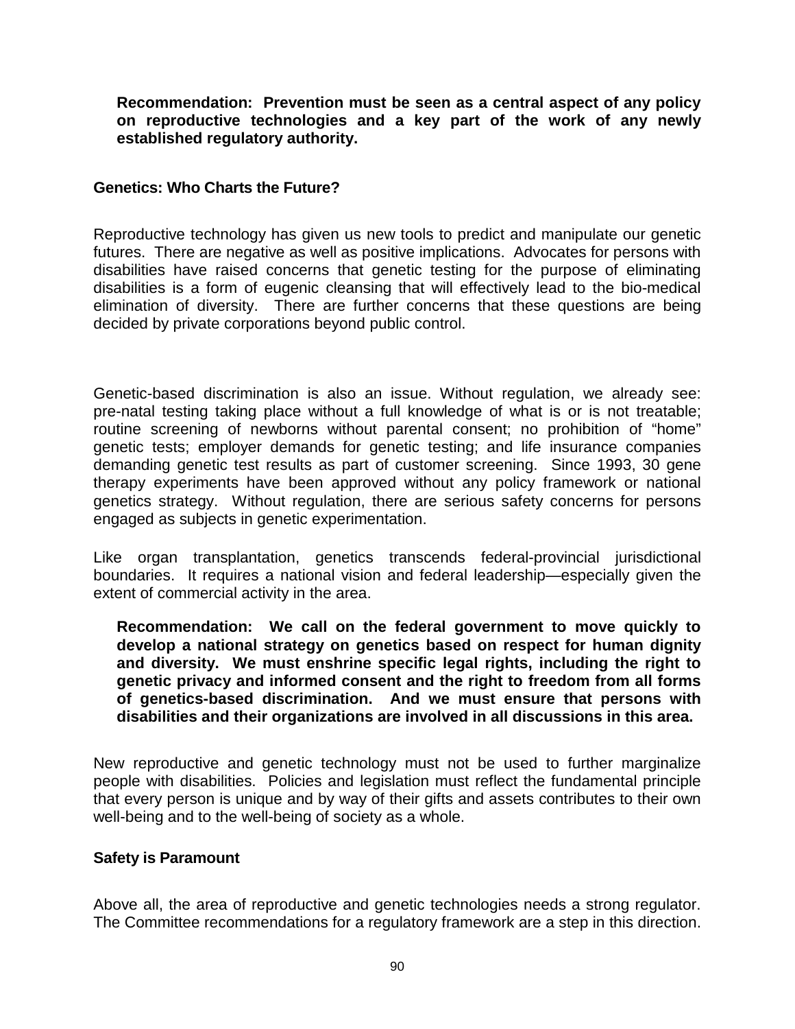**Recommendation: Prevention must be seen as a central aspect of any policy on reproductive technologies and a key part of the work of any newly established regulatory authority.**

**Genetics: Who Charts the Future?**

Reproductive technology has given us new tools to predict and manipulate our genetic futures. There are negative as well as positive implications. Advocates for persons with disabilities have raised concerns that genetic testing for the purpose of eliminating disabilities is a form of eugenic cleansing that will effectively lead to the bio-medical elimination of diversity. There are further concerns that these questions are being decided by private corporations beyond public control.

Genetic-based discrimination is also an issue. Without regulation, we already see: pre-natal testing taking place without a full knowledge of what is or is not treatable; routine screening of newborns without parental consent; no prohibition of "home" genetic tests; employer demands for genetic testing; and life insurance companies demanding genetic test results as part of customer screening. Since 1993, 30 gene therapy experiments have been approved without any policy framework or national genetics strategy. Without regulation, there are serious safety concerns for persons engaged as subjects in genetic experimentation.

Like organ transplantation, genetics transcends federal-provincial jurisdictional boundaries. It requires a national vision and federal leadership—especially given the extent of commercial activity in the area.

**Recommendation: We call on the federal government to move quickly to develop a national strategy on genetics based on respect for human dignity and diversity. We must enshrine specific legal rights, including the right to genetic privacy and informed consent and the right to freedom from all forms of genetics-based discrimination. And we must ensure that persons with disabilities and their organizations are involved in all discussions in this area.**

New reproductive and genetic technology must not be used to further marginalize people with disabilities. Policies and legislation must reflect the fundamental principle that every person is unique and by way of their gifts and assets contributes to their own well-being and to the well-being of society as a whole.

**Safety is Paramount**

Above all, the area of reproductive and genetic technologies needs a strong regulator. The Committee recommendations for a regulatory framework are a step in this direction.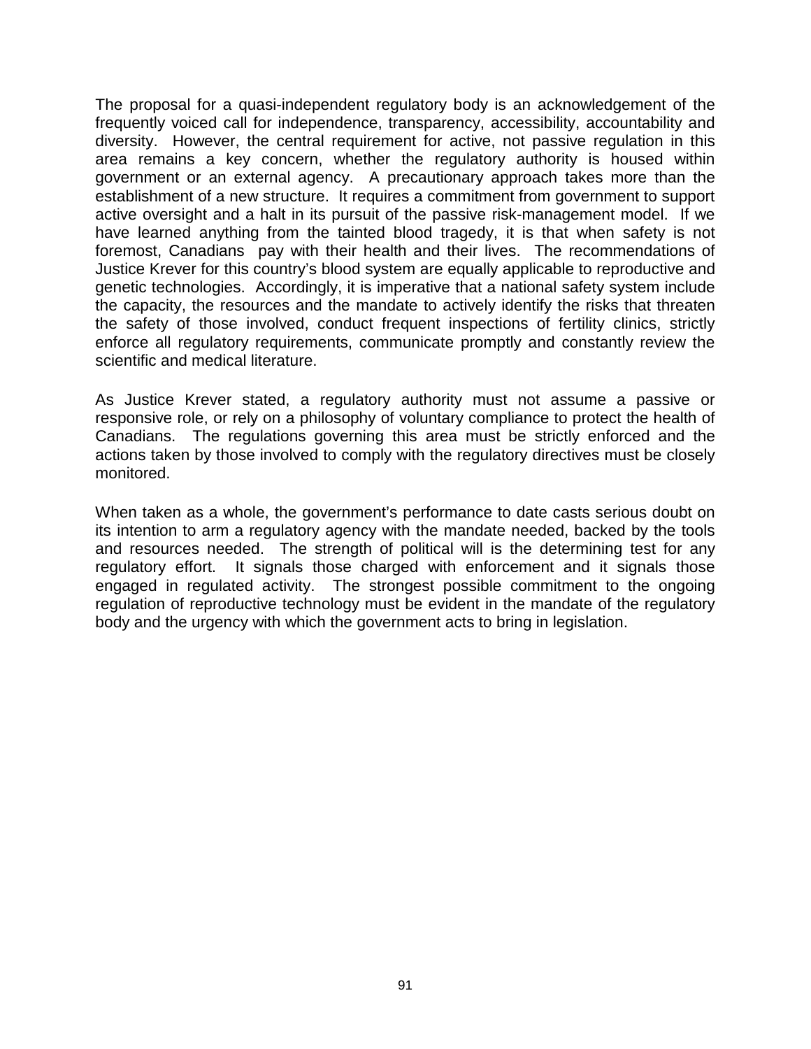The proposal for a quasi-independent regulatory body is an acknowledgement of the frequently voiced call for independence, transparency, accessibility, accountability and diversity. However, the central requirement for active, not passive regulation in this area remains a key concern, whether the regulatory authority is housed within government or an external agency. A precautionary approach takes more than the establishment of a new structure. It requires a commitment from government to support active oversight and a halt in its pursuit of the passive risk-management model. If we have learned anything from the tainted blood tragedy, it is that when safety is not foremost, Canadians pay with their health and their lives. The recommendations of Justice Krever for this country's blood system are equally applicable to reproductive and genetic technologies. Accordingly, it is imperative that a national safety system include the capacity, the resources and the mandate to actively identify the risks that threaten the safety of those involved, conduct frequent inspections of fertility clinics, strictly enforce all regulatory requirements, communicate promptly and constantly review the scientific and medical literature.

As Justice Krever stated, a regulatory authority must not assume a passive or responsive role, or rely on a philosophy of voluntary compliance to protect the health of Canadians. The regulations governing this area must be strictly enforced and the actions taken by those involved to comply with the regulatory directives must be closely monitored.

When taken as a whole, the government's performance to date casts serious doubt on its intention to arm a regulatory agency with the mandate needed, backed by the tools and resources needed. The strength of political will is the determining test for any regulatory effort. It signals those charged with enforcement and it signals those engaged in regulated activity. The strongest possible commitment to the ongoing regulation of reproductive technology must be evident in the mandate of the regulatory body and the urgency with which the government acts to bring in legislation.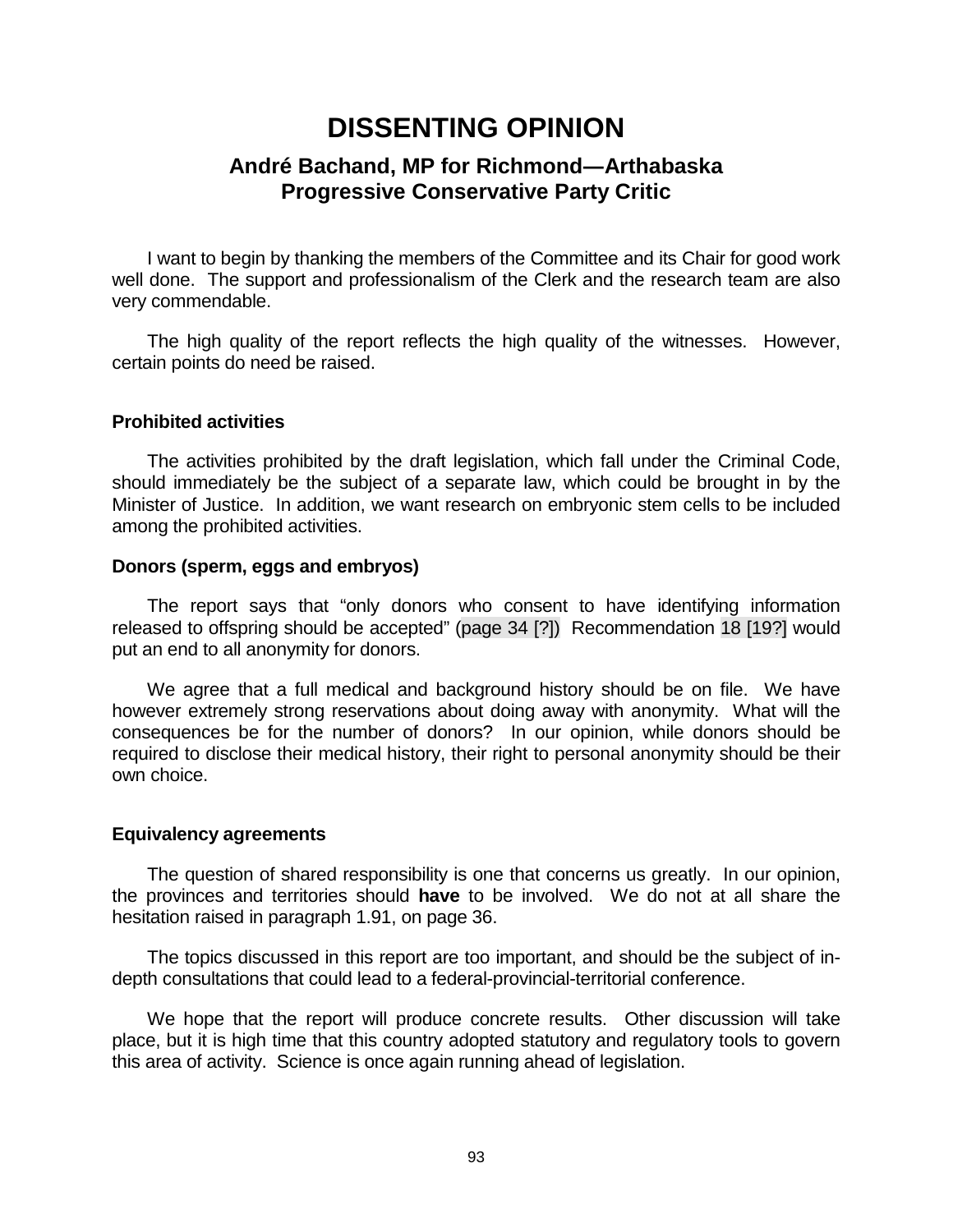# DISSENTING OPINION

## André Bachand, MP for Richmond—Arthabaska
## Progressive Conservative Party Critic

I want to begin by thanking the members of the Committee and its Chair for good work well done. The support and professionalism of the Clerk and the research team are also very commendable.

The high quality of the report reflects the high quality of the witnesses. However, certain points do need be raised.

### Prohibited activities

The activities prohibited by the draft legislation, which fall under the Criminal Code, should immediately be the subject of a separate law, which could be brought in by the Minister of Justice. In addition, we want research on embryonic stem cells to be included among the prohibited activities.

### Donors (sperm, eggs and embryos)

The report says that "only donors who consent to have identifying information released to offspring should be accepted" (page 34 [?]) Recommendation 18 [19?] would put an end to all anonymity for donors.

We agree that a full medical and background history should be on file. We have however extremely strong reservations about doing away with anonymity. What will the consequences be for the number of donors? In our opinion, while donors should be required to disclose their medical history, their right to personal anonymity should be their own choice.

### Equivalency agreements

The question of shared responsibility is one that concerns us greatly. In our opinion, the provinces and territories should **have** to be involved. We do not at all share the hesitation raised in paragraph 1.91, on page 36.

The topics discussed in this report are too important, and should be the subject of in-depth consultations that could lead to a federal-provincial-territorial conference.

We hope that the report will produce concrete results. Other discussion will take place, but it is high time that this country adopted statutory and regulatory tools to govern this area of activity. Science is once again running ahead of legislation.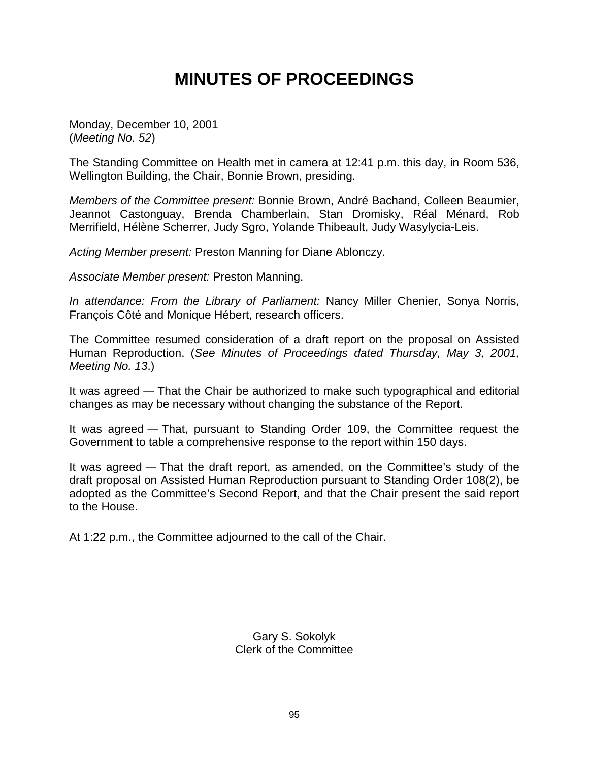# MINUTES OF PROCEEDINGS

Monday, December 10, 2001
(*Meeting No. 52*)

The Standing Committee on Health met in camera at 12:41 p.m. this day, in Room 536, Wellington Building, the Chair, Bonnie Brown, presiding.

*Members of the Committee present:* Bonnie Brown, André Bachand, Colleen Beaumier, Jeannot Castonguay, Brenda Chamberlain, Stan Dromisky, Réal Ménard, Rob Merrifield, Hélène Scherrer, Judy Sgro, Yolande Thibeault, Judy Wasylycia-Leis.

*Acting Member present:* Preston Manning for Diane Ablonczy.

*Associate Member present:* Preston Manning.

*In attendance: From the Library of Parliament:* Nancy Miller Chenier, Sonya Norris, François Côté and Monique Hébert, research officers.

The Committee resumed consideration of a draft report on the proposal on Assisted Human Reproduction. (*See Minutes of Proceedings dated Thursday, May 3, 2001, Meeting No. 13.*)

It was agreed — That the Chair be authorized to make such typographical and editorial changes as may be necessary without changing the substance of the Report.

It was agreed — That, pursuant to Standing Order 109, the Committee request the Government to table a comprehensive response to the report within 150 days.

It was agreed — That the draft report, as amended, on the Committee's study of the draft proposal on Assisted Human Reproduction pursuant to Standing Order 108(2), be adopted as the Committee's Second Report, and that the Chair present the said report to the House.

At 1:22 p.m., the Committee adjourned to the call of the Chair.

Gary S. Sokolyk
Clerk of the Committee